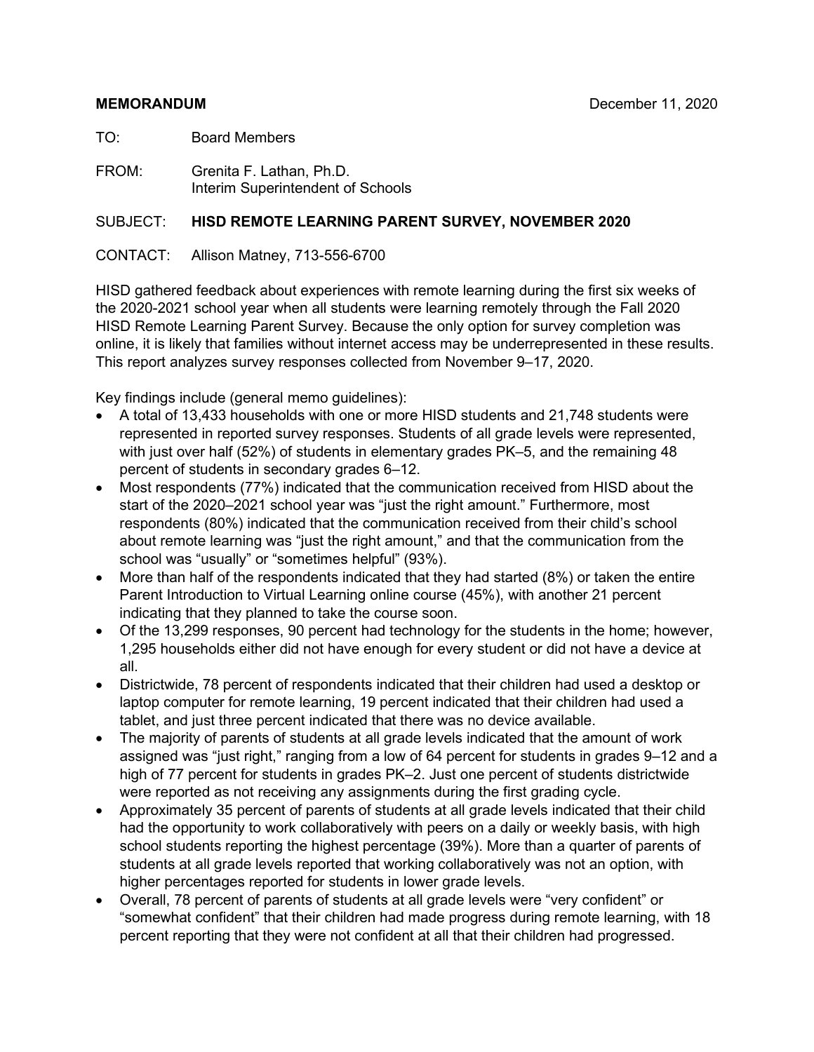**MEMORANDUM** December 11, 2020

TO: Board Members

FROM: Grenita F. Lathan, Ph.D.
Interim Superintendent of Schools

SUBJECT: **HISD REMOTE LEARNING PARENT SURVEY, NOVEMBER 2020**

CONTACT: Allison Matney, 713-556-6700

HISD gathered feedback about experiences with remote learning during the first six weeks of the 2020-2021 school year when all students were learning remotely through the Fall 2020 HISD Remote Learning Parent Survey. Because the only option for survey completion was online, it is likely that families without internet access may be underrepresented in these results. This report analyzes survey responses collected from November 9–17, 2020.

Key findings include (general memo guidelines):

- A total of 13,433 households with one or more HISD students and 21,748 students were represented in reported survey responses. Students of all grade levels were represented, with just over half (52%) of students in elementary grades PK–5, and the remaining 48 percent of students in secondary grades 6–12.
- Most respondents (77%) indicated that the communication received from HISD about the start of the 2020–2021 school year was "just the right amount." Furthermore, most respondents (80%) indicated that the communication received from their child's school about remote learning was "just the right amount," and that the communication from the school was "usually" or "sometimes helpful" (93%).
- More than half of the respondents indicated that they had started (8%) or taken the entire Parent Introduction to Virtual Learning online course (45%), with another 21 percent indicating that they planned to take the course soon.
- Of the 13,299 responses, 90 percent had technology for the students in the home; however, 1,295 households either did not have enough for every student or did not have a device at all.
- Districtwide, 78 percent of respondents indicated that their children had used a desktop or laptop computer for remote learning, 19 percent indicated that their children had used a tablet, and just three percent indicated that there was no device available.
- The majority of parents of students at all grade levels indicated that the amount of work assigned was "just right," ranging from a low of 64 percent for students in grades 9–12 and a high of 77 percent for students in grades PK–2. Just one percent of students districtwide were reported as not receiving any assignments during the first grading cycle.
- Approximately 35 percent of parents of students at all grade levels indicated that their child had the opportunity to work collaboratively with peers on a daily or weekly basis, with high school students reporting the highest percentage (39%). More than a quarter of parents of students at all grade levels reported that working collaboratively was not an option, with higher percentages reported for students in lower grade levels.
- Overall, 78 percent of parents of students at all grade levels were "very confident" or "somewhat confident" that their children had made progress during remote learning, with 18 percent reporting that they were not confident at all that their children had progressed.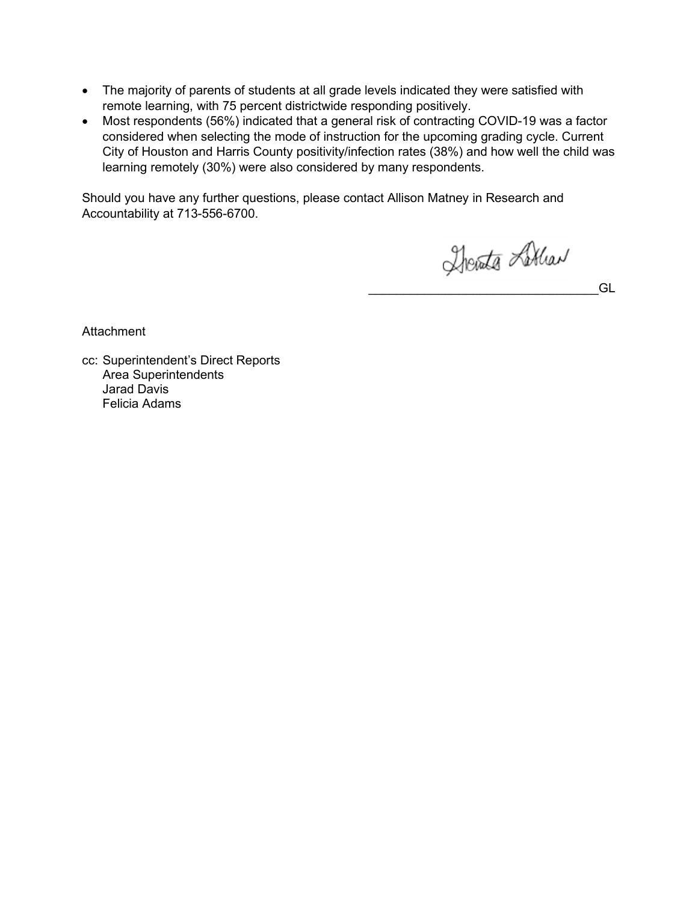- The majority of parents of students at all grade levels indicated they were satisfied with remote learning, with 75 percent districtwide responding positively.
- Most respondents (56%) indicated that a general risk of contracting COVID-19 was a factor considered when selecting the mode of instruction for the upcoming grading cycle. Current City of Houston and Harris County positivity/infection rates (38%) and how well the child was learning remotely (30%) were also considered by many respondents.

Should you have any further questions, please contact Allison Matney in Research and Accountability at 713-556-6700.

_________________________________GL

Attachment

cc: Superintendent's Direct Reports
Area Superintendents
Jarad Davis
Felicia Adams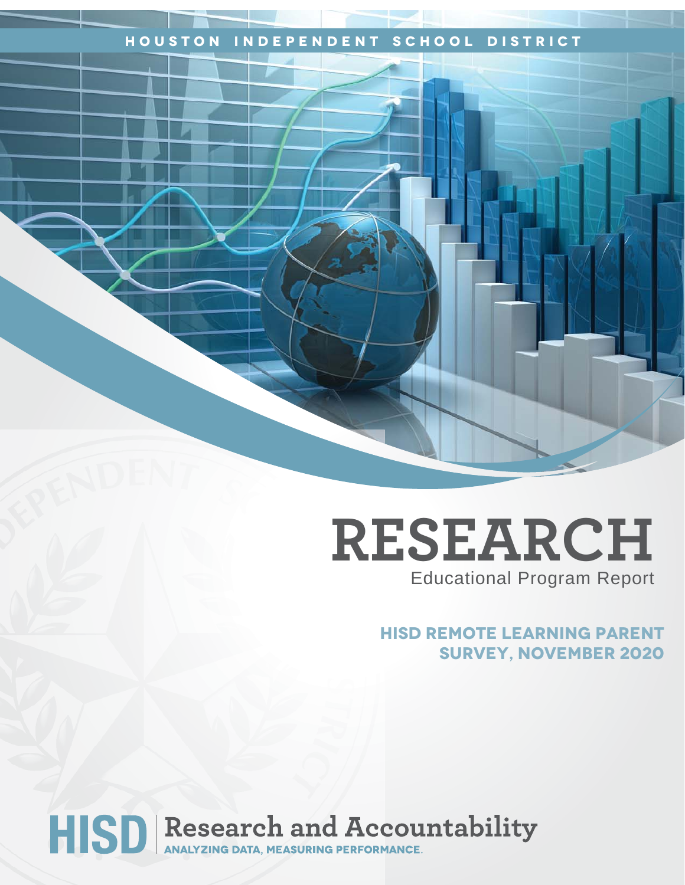HOUSTON INDEPENDENT SCHOOL DISTRICT

# RESEARCH

Educational Program Report

## HISD REMOTE LEARNING PARENT SURVEY, NOVEMBER 2020

HISD | Research and Accountability

ANALYZING DATA, MEASURING PERFORMANCE.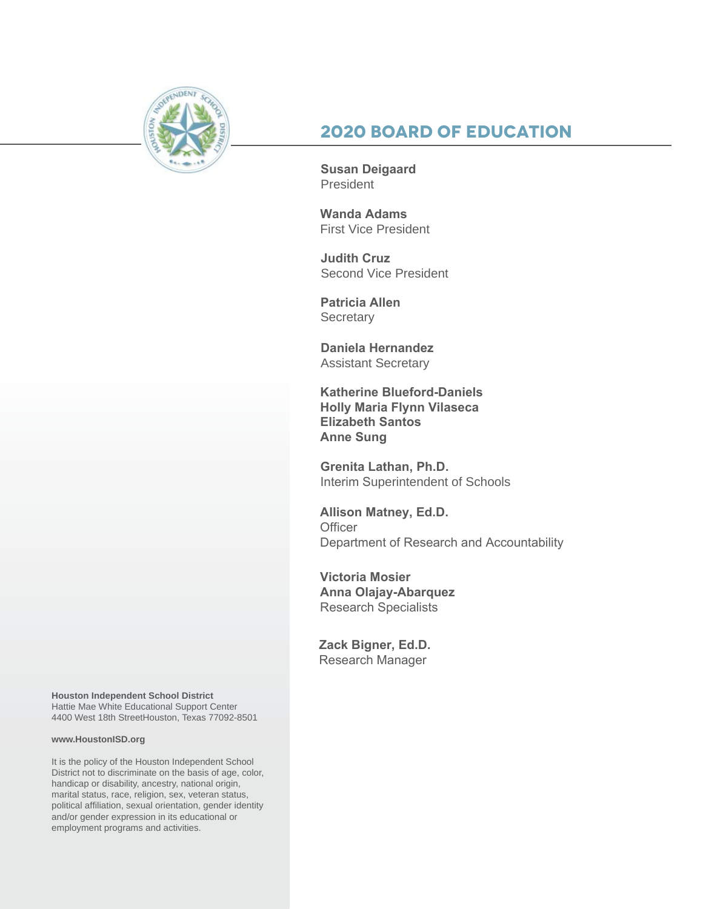## 2020 BOARD OF EDUCATION

**Susan Deigaard**
President

**Wanda Adams**
First Vice President

**Judith Cruz**
Second Vice President

**Patricia Allen**
Secretary

**Daniela Hernandez**
Assistant Secretary

**Katherine Blueford-Daniels**
**Holly Maria Flynn Vilaseca**
**Elizabeth Santos**
**Anne Sung**

**Grenita Lathan, Ph.D.**
Interim Superintendent of Schools

**Allison Matney, Ed.D.**
Officer
Department of Research and Accountability

**Victoria Mosier**
**Anna Olajay-Abarquez**
Research Specialists

**Zack Bigner, Ed.D.**
Research Manager

**Houston Independent School District**
Hattie Mae White Educational Support Center
4400 West 18th StreetHouston, Texas 77092-8501

**www.HoustonISD.org**

It is the policy of the Houston Independent School District not to discriminate on the basis of age, color, handicap or disability, ancestry, national origin, marital status, race, religion, sex, veteran status, political affiliation, sexual orientation, gender identity and/or gender expression in its educational or employment programs and activities.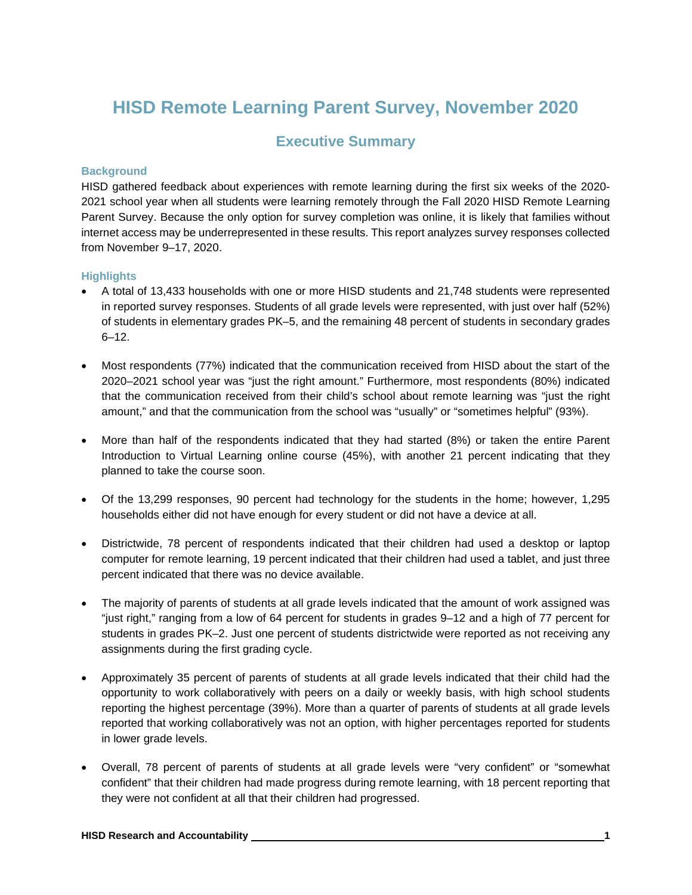# HISD Remote Learning Parent Survey, November 2020

## Executive Summary

### Background

HISD gathered feedback about experiences with remote learning during the first six weeks of the 2020-2021 school year when all students were learning remotely through the Fall 2020 HISD Remote Learning Parent Survey. Because the only option for survey completion was online, it is likely that families without internet access may be underrepresented in these results. This report analyzes survey responses collected from November 9–17, 2020.

### Highlights

- A total of 13,433 households with one or more HISD students and 21,748 students were represented in reported survey responses. Students of all grade levels were represented, with just over half (52%) of students in elementary grades PK–5, and the remaining 48 percent of students in secondary grades 6–12.
- Most respondents (77%) indicated that the communication received from HISD about the start of the 2020–2021 school year was "just the right amount." Furthermore, most respondents (80%) indicated that the communication received from their child's school about remote learning was "just the right amount," and that the communication from the school was "usually" or "sometimes helpful" (93%).
- More than half of the respondents indicated that they had started (8%) or taken the entire Parent Introduction to Virtual Learning online course (45%), with another 21 percent indicating that they planned to take the course soon.
- Of the 13,299 responses, 90 percent had technology for the students in the home; however, 1,295 households either did not have enough for every student or did not have a device at all.
- Districtwide, 78 percent of respondents indicated that their children had used a desktop or laptop computer for remote learning, 19 percent indicated that their children had used a tablet, and just three percent indicated that there was no device available.
- The majority of parents of students at all grade levels indicated that the amount of work assigned was "just right," ranging from a low of 64 percent for students in grades 9–12 and a high of 77 percent for students in grades PK–2. Just one percent of students districtwide were reported as not receiving any assignments during the first grading cycle.
- Approximately 35 percent of parents of students at all grade levels indicated that their child had the opportunity to work collaboratively with peers on a daily or weekly basis, with high school students reporting the highest percentage (39%). More than a quarter of parents of students at all grade levels reported that working collaboratively was not an option, with higher percentages reported for students in lower grade levels.
- Overall, 78 percent of parents of students at all grade levels were "very confident" or "somewhat confident" that their children had made progress during remote learning, with 18 percent reporting that they were not confident at all that their children had progressed.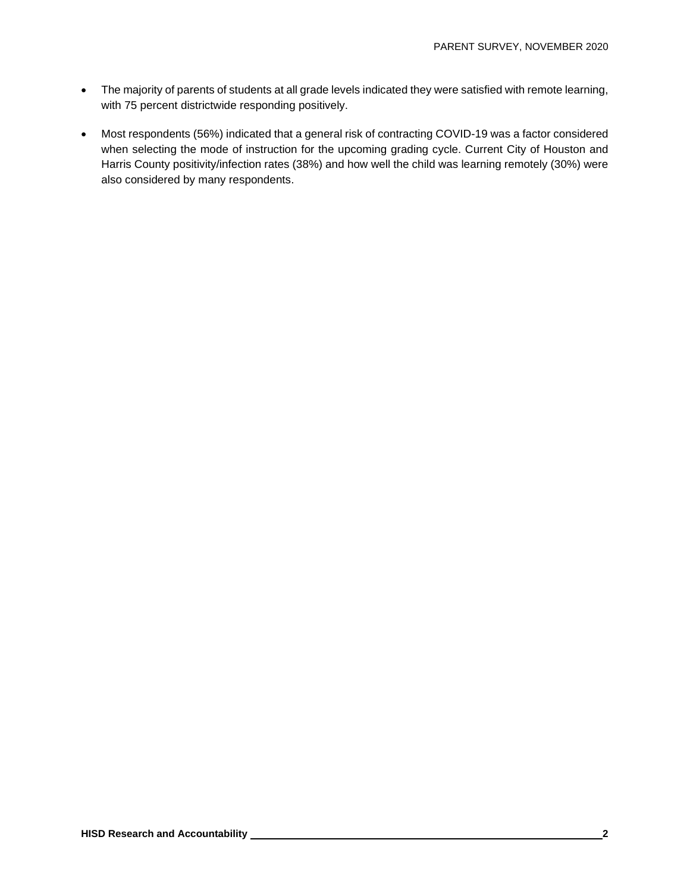- The majority of parents of students at all grade levels indicated they were satisfied with remote learning, with 75 percent districtwide responding positively.
- Most respondents (56%) indicated that a general risk of contracting COVID-19 was a factor considered when selecting the mode of instruction for the upcoming grading cycle. Current City of Houston and Harris County positivity/infection rates (38%) and how well the child was learning remotely (30%) were also considered by many respondents.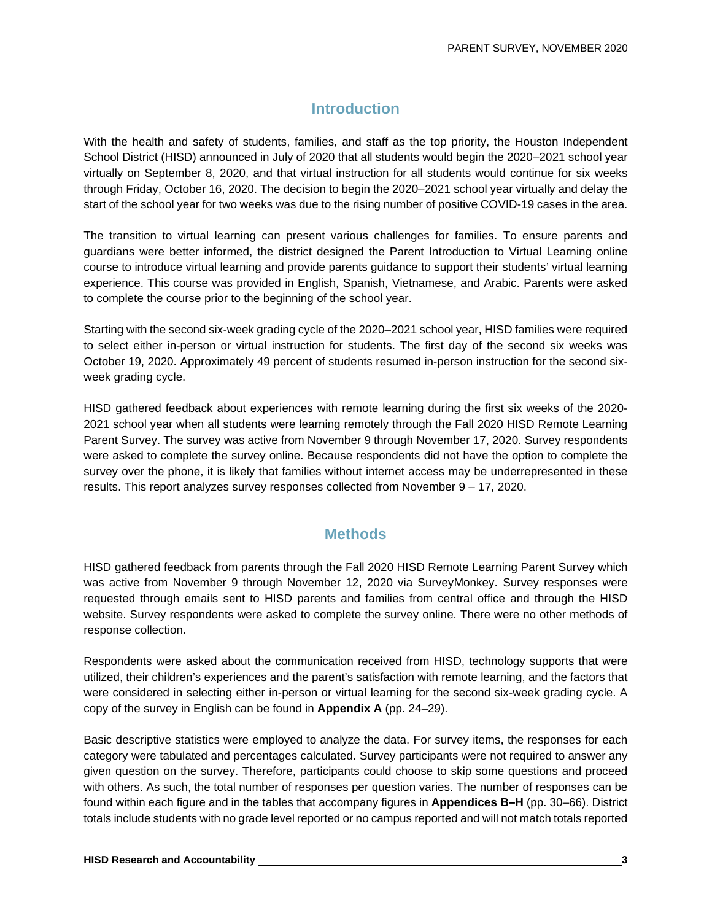## Introduction

With the health and safety of students, families, and staff as the top priority, the Houston Independent School District (HISD) announced in July of 2020 that all students would begin the 2020–2021 school year virtually on September 8, 2020, and that virtual instruction for all students would continue for six weeks through Friday, October 16, 2020. The decision to begin the 2020–2021 school year virtually and delay the start of the school year for two weeks was due to the rising number of positive COVID-19 cases in the area.

The transition to virtual learning can present various challenges for families. To ensure parents and guardians were better informed, the district designed the Parent Introduction to Virtual Learning online course to introduce virtual learning and provide parents guidance to support their students' virtual learning experience. This course was provided in English, Spanish, Vietnamese, and Arabic. Parents were asked to complete the course prior to the beginning of the school year.

Starting with the second six-week grading cycle of the 2020–2021 school year, HISD families were required to select either in-person or virtual instruction for students. The first day of the second six weeks was October 19, 2020. Approximately 49 percent of students resumed in-person instruction for the second six-week grading cycle.

HISD gathered feedback about experiences with remote learning during the first six weeks of the 2020-2021 school year when all students were learning remotely through the Fall 2020 HISD Remote Learning Parent Survey. The survey was active from November 9 through November 17, 2020. Survey respondents were asked to complete the survey online. Because respondents did not have the option to complete the survey over the phone, it is likely that families without internet access may be underrepresented in these results. This report analyzes survey responses collected from November 9 – 17, 2020.

## Methods

HISD gathered feedback from parents through the Fall 2020 HISD Remote Learning Parent Survey which was active from November 9 through November 12, 2020 via SurveyMonkey. Survey responses were requested through emails sent to HISD parents and families from central office and through the HISD website. Survey respondents were asked to complete the survey online. There were no other methods of response collection.

Respondents were asked about the communication received from HISD, technology supports that were utilized, their children's experiences and the parent's satisfaction with remote learning, and the factors that were considered in selecting either in-person or virtual learning for the second six-week grading cycle. A copy of the survey in English can be found in **Appendix A** (pp. 24–29).

Basic descriptive statistics were employed to analyze the data. For survey items, the responses for each category were tabulated and percentages calculated. Survey participants were not required to answer any given question on the survey. Therefore, participants could choose to skip some questions and proceed with others. As such, the total number of responses per question varies. The number of responses can be found within each figure and in the tables that accompany figures in **Appendices B–H** (pp. 30–66). District totals include students with no grade level reported or no campus reported and will not match totals reported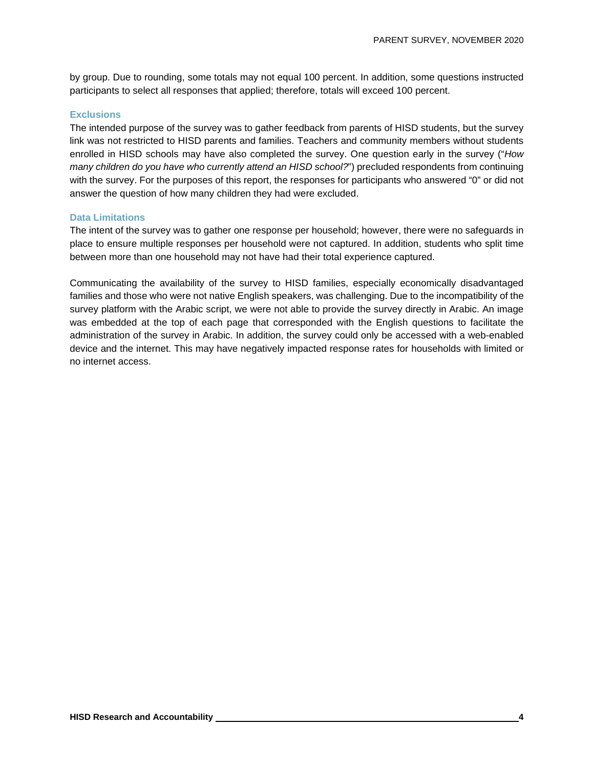by group. Due to rounding, some totals may not equal 100 percent. In addition, some questions instructed participants to select all responses that applied; therefore, totals will exceed 100 percent.

### Exclusions

The intended purpose of the survey was to gather feedback from parents of HISD students, but the survey link was not restricted to HISD parents and families. Teachers and community members without students enrolled in HISD schools may have also completed the survey. One question early in the survey ("*How many children do you have who currently attend an HISD school?*") precluded respondents from continuing with the survey. For the purposes of this report, the responses for participants who answered "0" or did not answer the question of how many children they had were excluded.

### Data Limitations

The intent of the survey was to gather one response per household; however, there were no safeguards in place to ensure multiple responses per household were not captured. In addition, students who split time between more than one household may not have had their total experience captured.

Communicating the availability of the survey to HISD families, especially economically disadvantaged families and those who were not native English speakers, was challenging. Due to the incompatibility of the survey platform with the Arabic script, we were not able to provide the survey directly in Arabic. An image was embedded at the top of each page that corresponded with the English questions to facilitate the administration of the survey in Arabic. In addition, the survey could only be accessed with a web-enabled device and the internet. This may have negatively impacted response rates for households with limited or no internet access.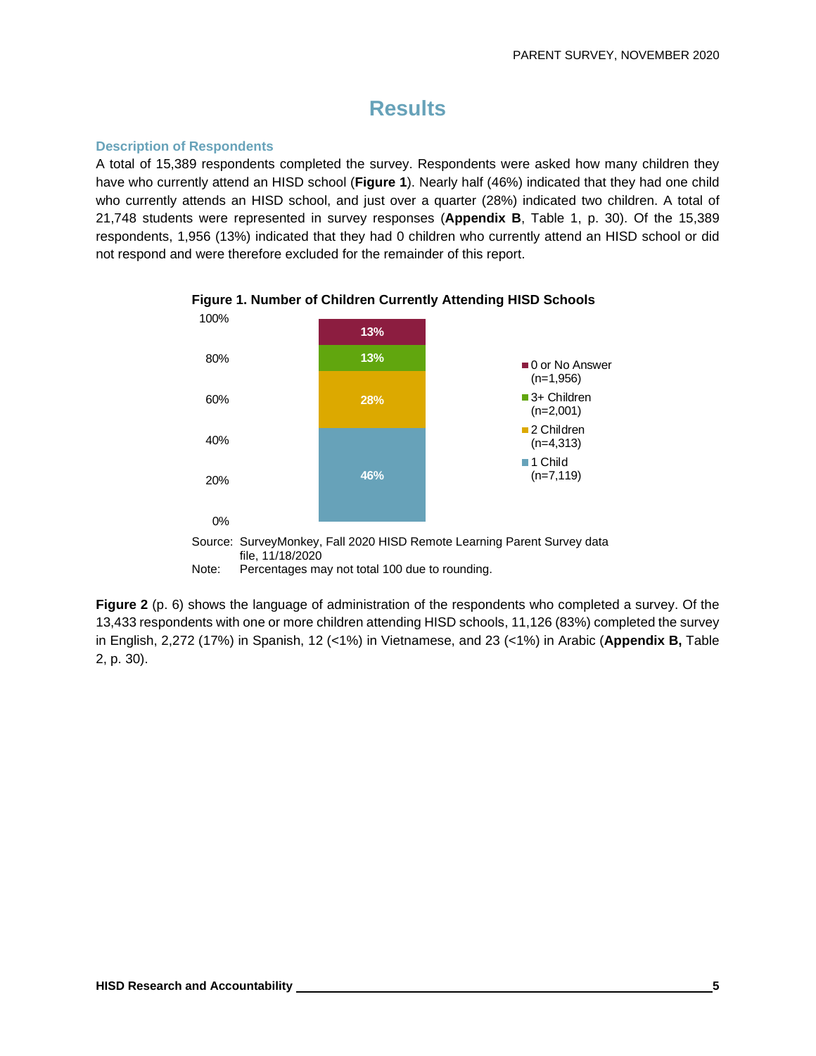# Results

### Description of Respondents

A total of 15,389 respondents completed the survey. Respondents were asked how many children they have who currently attend an HISD school (**Figure 1**). Nearly half (46%) indicated that they had one child who currently attends an HISD school, and just over a quarter (28%) indicated two children. A total of 21,748 students were represented in survey responses (**Appendix B**, Table 1, p. 30). Of the 15,389 respondents, 1,956 (13%) indicated that they had 0 children who currently attend an HISD school or did not respond and were therefore excluded for the remainder of this report.

**Figure 1. Number of Children Currently Attending HISD Schools**

| Category | Percent |
|---|---|
| 0 or No Answer (n=1,956) | 13% |
| 3+ Children (n=2,001) | 13% |
| 2 Children (n=4,313) | 28% |
| 1 Child (n=7,119) | 46% |

Source: SurveyMonkey, Fall 2020 HISD Remote Learning Parent Survey data file, 11/18/2020

Note: Percentages may not total 100 due to rounding.

**Figure 2** (p. 6) shows the language of administration of the respondents who completed a survey. Of the 13,433 respondents with one or more children attending HISD schools, 11,126 (83%) completed the survey in English, 2,272 (17%) in Spanish, 12 (<1%) in Vietnamese, and 23 (<1%) in Arabic (**Appendix B,** Table 2, p. 30).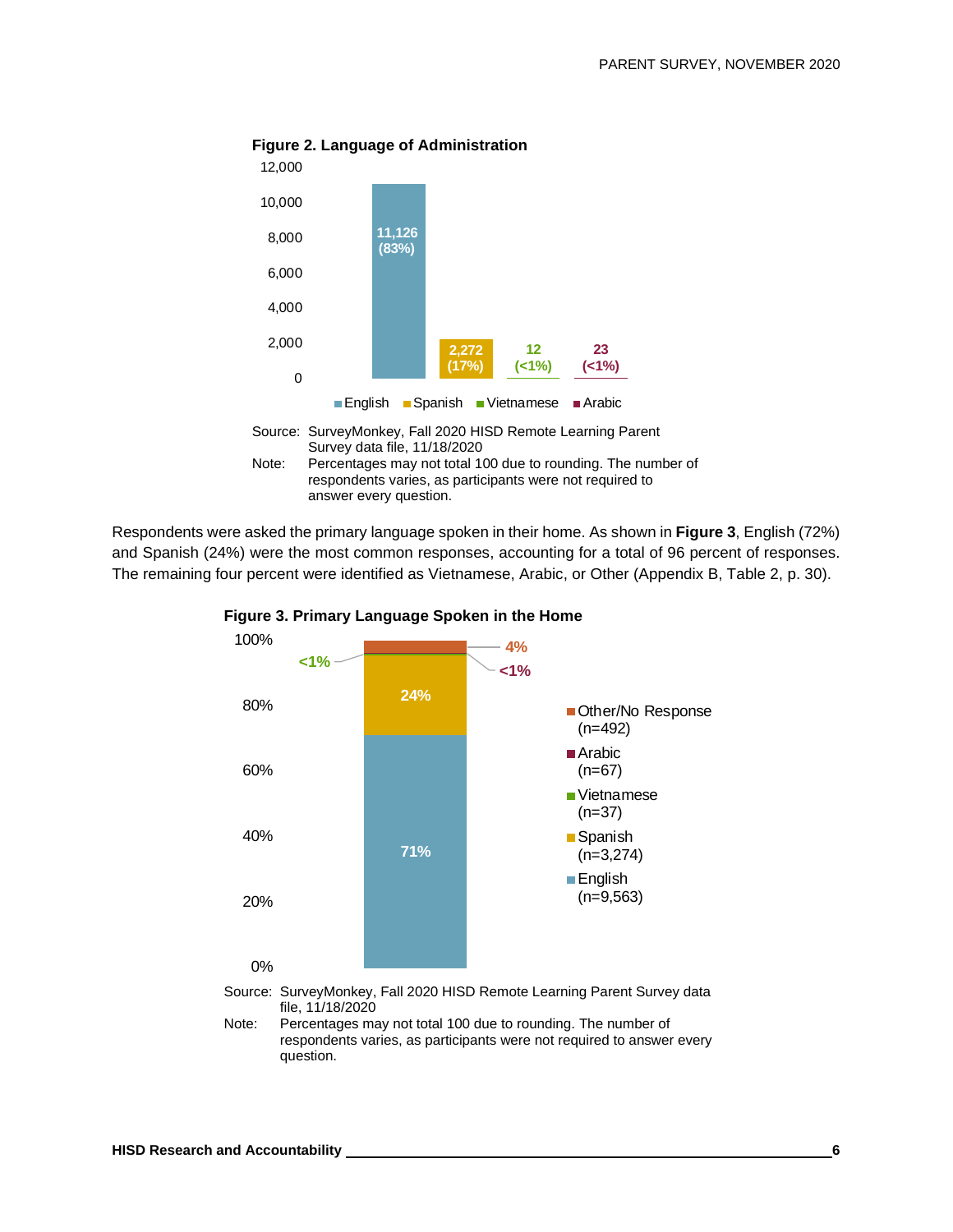**Figure 2. Language of Administration**

| Language | Number | Percent |
|---|---|---|
| English | 11,126 | (83%) |
| Spanish | 2,272 | (17%) |
| Vietnamese | 12 | (<1%) |
| Arabic | 23 | (<1%) |

Source: SurveyMonkey, Fall 2020 HISD Remote Learning Parent Survey data file, 11/18/2020

Note: Percentages may not total 100 due to rounding. The number of respondents varies, as participants were not required to answer every question.

Respondents were asked the primary language spoken in their home. As shown in **Figure 3**, English (72%) and Spanish (24%) were the most common responses, accounting for a total of 96 percent of responses. The remaining four percent were identified as Vietnamese, Arabic, or Other (Appendix B, Table 2, p. 30).

**Figure 3. Primary Language Spoken in the Home**

| Language | Percent |
|---|---|
| Other/No Response (n=492) | 4% |
| Arabic (n=67) | <1% |
| Vietnamese (n=37) | <1% |
| Spanish (n=3,274) | 24% |
| English (n=9,563) | 71% |

Source: SurveyMonkey, Fall 2020 HISD Remote Learning Parent Survey data file, 11/18/2020

Note: Percentages may not total 100 due to rounding. The number of respondents varies, as participants were not required to answer every question.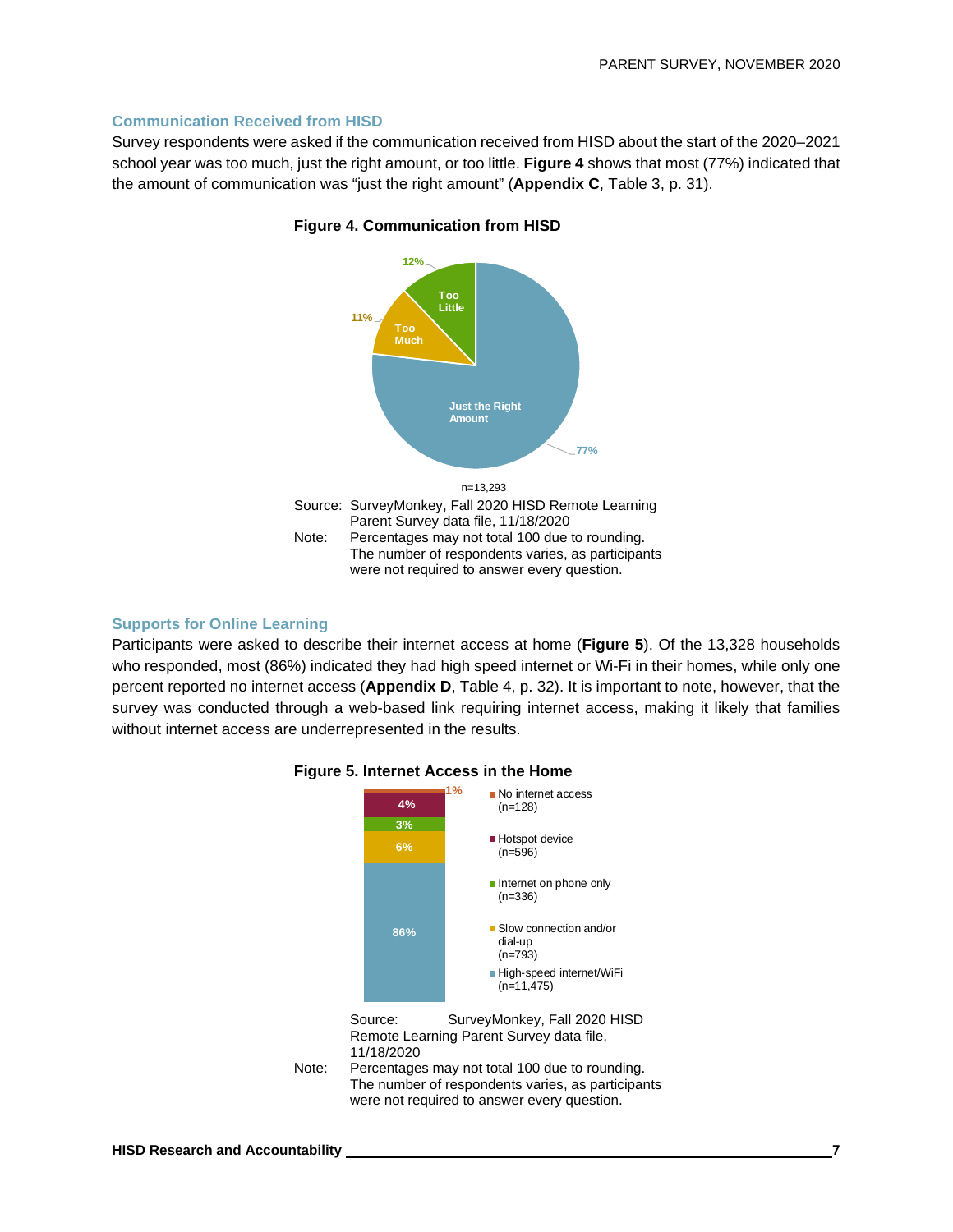## Communication Received from HISD

Survey respondents were asked if the communication received from HISD about the start of the 2020–2021 school year was too much, just the right amount, or too little. **Figure 4** shows that most (77%) indicated that the amount of communication was "just the right amount" (**Appendix C**, Table 3, p. 31).

**Figure 4. Communication from HISD**

Just the Right Amount: 77%
Too Much: 11%
Too Little: 12%

n=13,293

Source: SurveyMonkey, Fall 2020 HISD Remote Learning Parent Survey data file, 11/18/2020

Note: Percentages may not total 100 due to rounding. The number of respondents varies, as participants were not required to answer every question.

## Supports for Online Learning

Participants were asked to describe their internet access at home (**Figure 5**). Of the 13,328 households who responded, most (86%) indicated they had high speed internet or Wi-Fi in their homes, while only one percent reported no internet access (**Appendix D**, Table 4, p. 32). It is important to note, however, that the survey was conducted through a web-based link requiring internet access, making it likely that families without internet access are underrepresented in the results.

**Figure 5. Internet Access in the Home**

| Internet access | Percent | n |
|---|---|---|
| No internet access | 1% | 128 |
| Hotspot device | 4% | 596 |
| Internet on phone only | 3% | 336 |
| Slow connection and/or dial-up | 6% | 793 |
| High-speed internet/WiFi | 86% | 11,475 |

Source: SurveyMonkey, Fall 2020 HISD Remote Learning Parent Survey data file, 11/18/2020

Note: Percentages may not total 100 due to rounding. The number of respondents varies, as participants were not required to answer every question.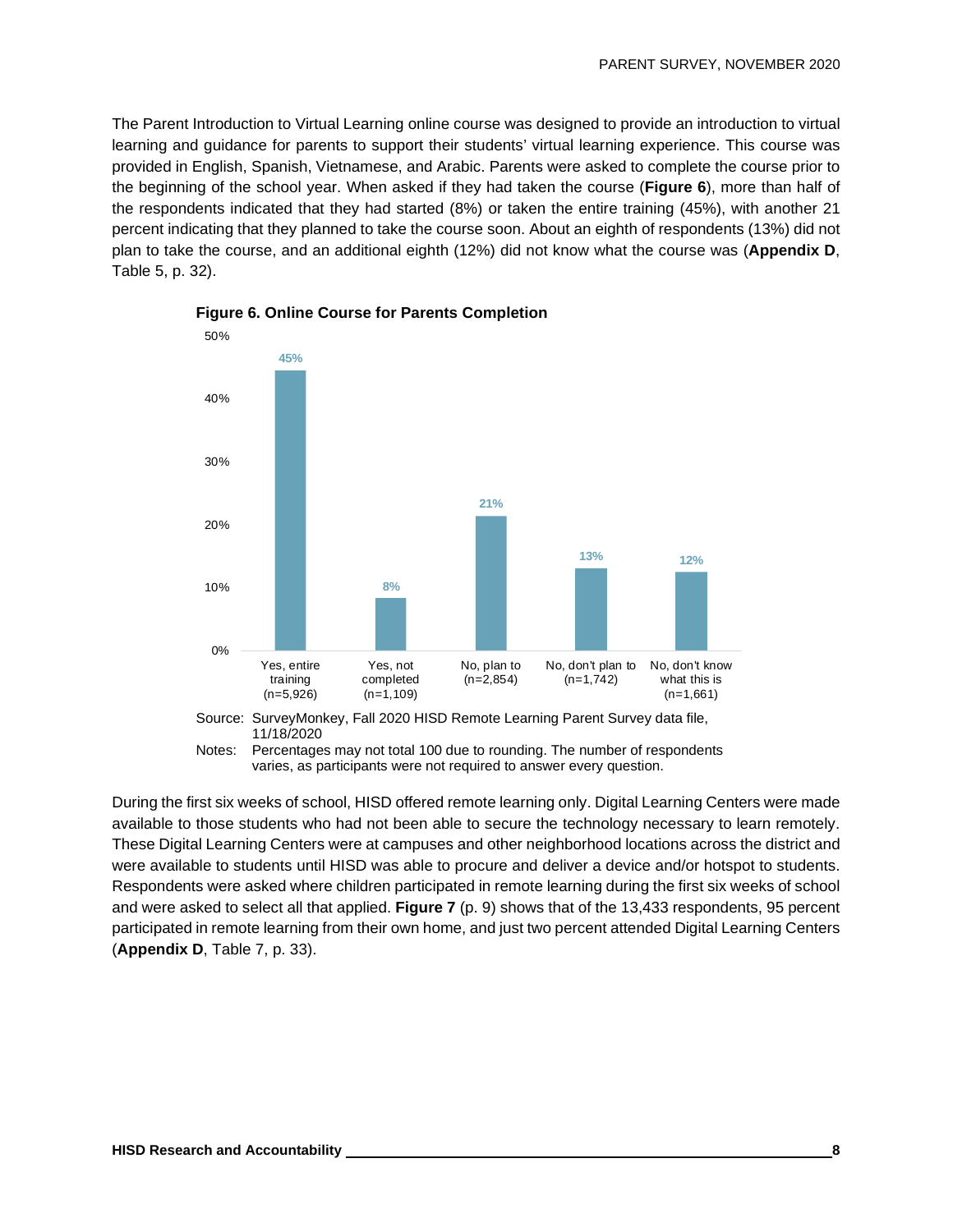The Parent Introduction to Virtual Learning online course was designed to provide an introduction to virtual learning and guidance for parents to support their students' virtual learning experience. This course was provided in English, Spanish, Vietnamese, and Arabic. Parents were asked to complete the course prior to the beginning of the school year. When asked if they had taken the course (**Figure 6**), more than half of the respondents indicated that they had started (8%) or taken the entire training (45%), with another 21 percent indicating that they planned to take the course soon. About an eighth of respondents (13%) did not plan to take the course, and an additional eighth (12%) did not know what the course was (**Appendix D**, Table 5, p. 32).

**Figure 6. Online Course for Parents Completion**

| Response | Percent |
|---|---|
| Yes, entire training (n=5,926) | 45% |
| Yes, not completed (n=1,109) | 8% |
| No, plan to (n=2,854) | 21% |
| No, don't plan to (n=1,742) | 13% |
| No, don't know what this is (n=1,661) | 12% |

Source: SurveyMonkey, Fall 2020 HISD Remote Learning Parent Survey data file, 11/18/2020

Notes: Percentages may not total 100 due to rounding. The number of respondents varies, as participants were not required to answer every question.

During the first six weeks of school, HISD offered remote learning only. Digital Learning Centers were made available to those students who had not been able to secure the technology necessary to learn remotely. These Digital Learning Centers were at campuses and other neighborhood locations across the district and were available to students until HISD was able to procure and deliver a device and/or hotspot to students. Respondents were asked where children participated in remote learning during the first six weeks of school and were asked to select all that applied. **Figure 7** (p. 9) shows that of the 13,433 respondents, 95 percent participated in remote learning from their own home, and just two percent attended Digital Learning Centers (**Appendix D**, Table 7, p. 33).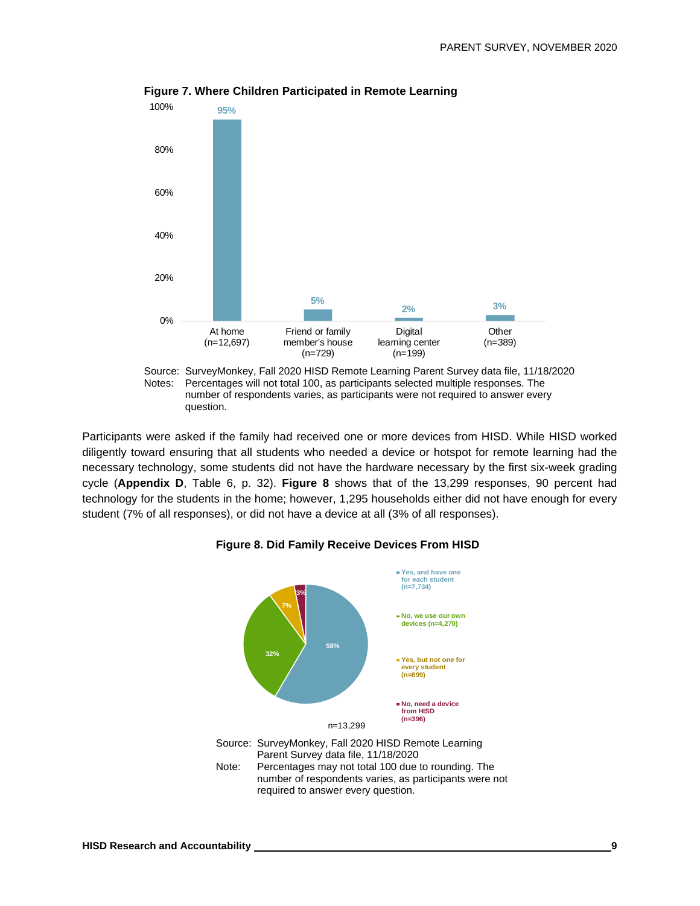**Figure 7. Where Children Participated in Remote Learning**

| Location | Percent |
|---|---|
| At home (n=12,697) | 95% |
| Friend or family member's house (n=729) | 5% |
| Digital learning center (n=199) | 2% |
| Other (n=389) | 3% |

Source: SurveyMonkey, Fall 2020 HISD Remote Learning Parent Survey data file, 11/18/2020
Notes: Percentages will not total 100, as participants selected multiple responses. The number of respondents varies, as participants were not required to answer every question.

Participants were asked if the family had received one or more devices from HISD. While HISD worked diligently toward ensuring that all students who needed a device or hotspot for remote learning had the necessary technology, some students did not have the hardware necessary by the first six-week grading cycle (**Appendix D**, Table 6, p. 32). **Figure 8** shows that of the 13,299 responses, 90 percent had technology for the students in the home; however, 1,295 households either did not have enough for every student (7% of all responses), or did not have a device at all (3% of all responses).

**Figure 8. Did Family Receive Devices From HISD**

| Response | Percent |
|---|---|
| Yes, and have one for each student (n=7,734) | 58% |
| No, we use our own devices (n=4,270) | 32% |
| Yes, but not one for every student (n=899) | 7% |
| No, need a device from HISD (n=396) | 3% |

n=13,299

Source: SurveyMonkey, Fall 2020 HISD Remote Learning Parent Survey data file, 11/18/2020
Note: Percentages may not total 100 due to rounding. The number of respondents varies, as participants were not required to answer every question.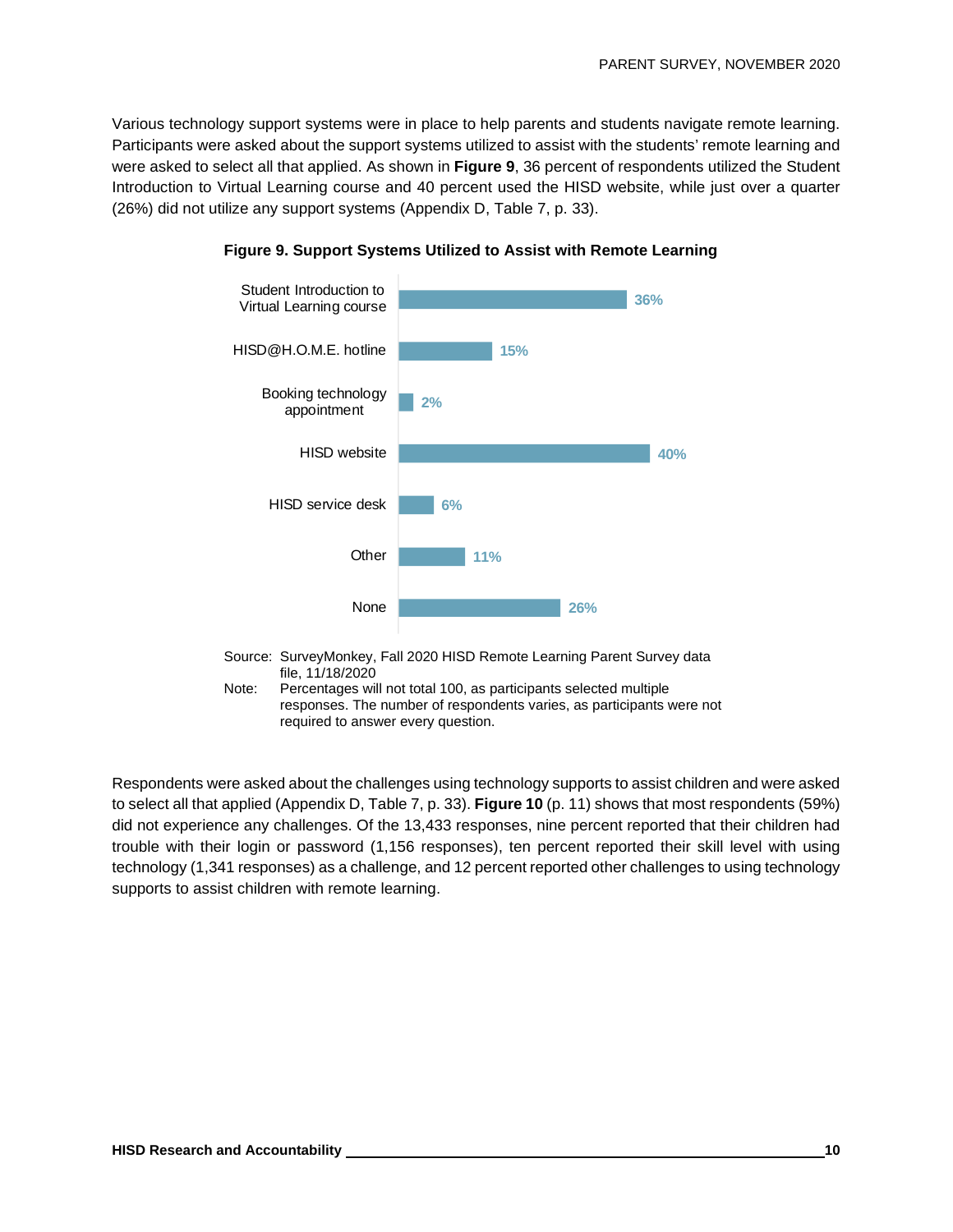Various technology support systems were in place to help parents and students navigate remote learning. Participants were asked about the support systems utilized to assist with the students' remote learning and were asked to select all that applied. As shown in **Figure 9**, 36 percent of respondents utilized the Student Introduction to Virtual Learning course and 40 percent used the HISD website, while just over a quarter (26%) did not utilize any support systems (Appendix D, Table 7, p. 33).

**Figure 9. Support Systems Utilized to Assist with Remote Learning**

| Support System | Percent |
|---|---|
| Student Introduction to Virtual Learning course | 36% |
| HISD@H.O.M.E. hotline | 15% |
| Booking technology appointment | 2% |
| HISD website | 40% |
| HISD service desk | 6% |
| Other | 11% |
| None | 26% |

Source: SurveyMonkey, Fall 2020 HISD Remote Learning Parent Survey data file, 11/18/2020

Note: Percentages will not total 100, as participants selected multiple responses. The number of respondents varies, as participants were not required to answer every question.

Respondents were asked about the challenges using technology supports to assist children and were asked to select all that applied (Appendix D, Table 7, p. 33). **Figure 10** (p. 11) shows that most respondents (59%) did not experience any challenges. Of the 13,433 responses, nine percent reported that their children had trouble with their login or password (1,156 responses), ten percent reported their skill level with using technology (1,341 responses) as a challenge, and 12 percent reported other challenges to using technology supports to assist children with remote learning.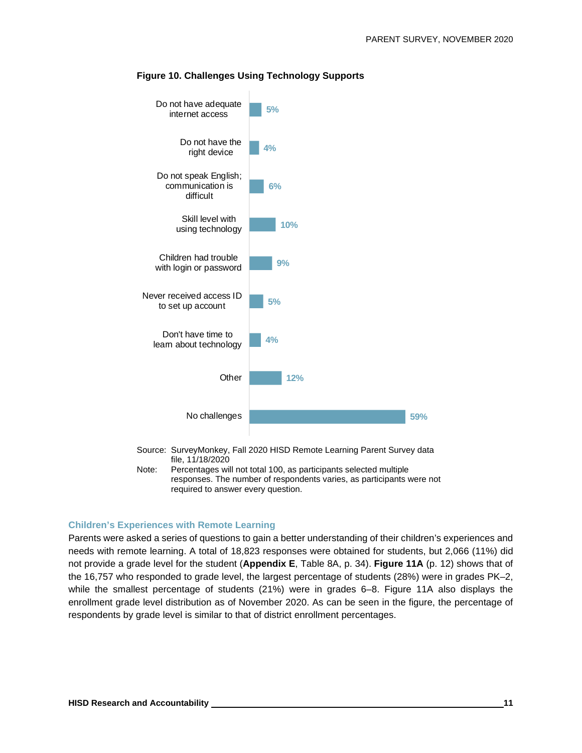**Figure 10. Challenges Using Technology Supports**

| Challenge | Percent |
|---|---|
| Do not have adequate internet access | 5% |
| Do not have the right device | 4% |
| Do not speak English; communication is difficult | 6% |
| Skill level with using technology | 10% |
| Children had trouble with login or password | 9% |
| Never received access ID to set up account | 5% |
| Don't have time to learn about technology | 4% |
| Other | 12% |
| No challenges | 59% |

Source: SurveyMonkey, Fall 2020 HISD Remote Learning Parent Survey data file, 11/18/2020

Note: Percentages will not total 100, as participants selected multiple responses. The number of respondents varies, as participants were not required to answer every question.

## Children's Experiences with Remote Learning

Parents were asked a series of questions to gain a better understanding of their children's experiences and needs with remote learning. A total of 18,823 responses were obtained for students, but 2,066 (11%) did not provide a grade level for the student (**Appendix E**, Table 8A, p. 34). **Figure 11A** (p. 12) shows that of the 16,757 who responded to grade level, the largest percentage of students (28%) were in grades PK–2, while the smallest percentage of students (21%) were in grades 6–8. Figure 11A also displays the enrollment grade level distribution as of November 2020. As can be seen in the figure, the percentage of respondents by grade level is similar to that of district enrollment percentages.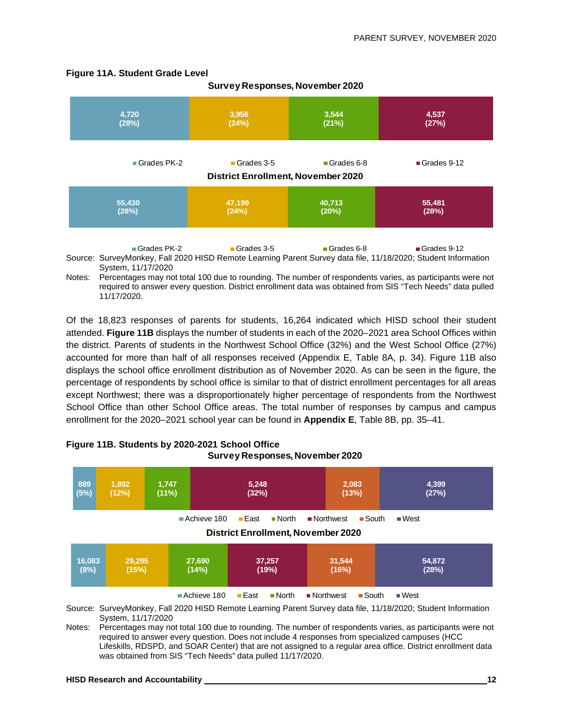**Figure 11A. Student Grade Level**

**Survey Responses, November 2020**

| Grades PK-2 | Grades 3-5 | Grades 6-8 | Grades 9-12 |
|---|---|---|---|
| 4,720 (28%) | 3,956 (24%) | 3,544 (21%) | 4,537 (27%) |

**District Enrollment, November 2020**

| Grades PK-2 | Grades 3-5 | Grades 6-8 | Grades 9-12 |
|---|---|---|---|
| 55,430 (28%) | 47,199 (24%) | 40,713 (20%) | 55,481 (28%) |

Source: SurveyMonkey, Fall 2020 HISD Remote Learning Parent Survey data file, 11/18/2020; Student Information System, 11/17/2020

Notes: Percentages may not total 100 due to rounding. The number of respondents varies, as participants were not required to answer every question. District enrollment data was obtained from SIS "Tech Needs" data pulled 11/17/2020.

Of the 18,823 responses of parents for students, 16,264 indicated which HISD school their student attended. **Figure 11B** displays the number of students in each of the 2020–2021 area School Offices within the district. Parents of students in the Northwest School Office (32%) and the West School Office (27%) accounted for more than half of all responses received (Appendix E, Table 8A, p. 34). Figure 11B also displays the school office enrollment distribution as of November 2020. As can be seen in the figure, the percentage of respondents by school office is similar to that of district enrollment percentages for all areas except Northwest; there was a disproportionately higher percentage of respondents from the Northwest School Office than other School Office areas. The total number of responses by campus and campus enrollment for the 2020–2021 school year can be found in **Appendix E**, Table 8B, pp. 35–41.

**Figure 11B. Students by 2020-2021 School Office**

**Survey Responses, November 2020**

| Achieve 180 | East | North | Northwest | South | West |
|---|---|---|---|---|---|
| 889 (5%) | 1,892 (12%) | 1,747 (11%) | 5,248 (32%) | 2,083 (13%) | 4,399 (27%) |

**District Enrollment, November 2020**

| Achieve 180 | East | North | Northwest | South | West |
|---|---|---|---|---|---|
| 16,083 (8%) | 29,295 (15%) | 27,690 (14%) | 37,257 (19%) | 31,544 (16%) | 54,872 (28%) |

Source: SurveyMonkey, Fall 2020 HISD Remote Learning Parent Survey data file, 11/18/2020; Student Information System, 11/17/2020

Notes: Percentages may not total 100 due to rounding. The number of respondents varies, as participants were not required to answer every question. Does not include 4 responses from specialized campuses (HCC Lifeskills, RDSPD, and SOAR Center) that are not assigned to a regular area office. District enrollment data was obtained from SIS "Tech Needs" data pulled 11/17/2020.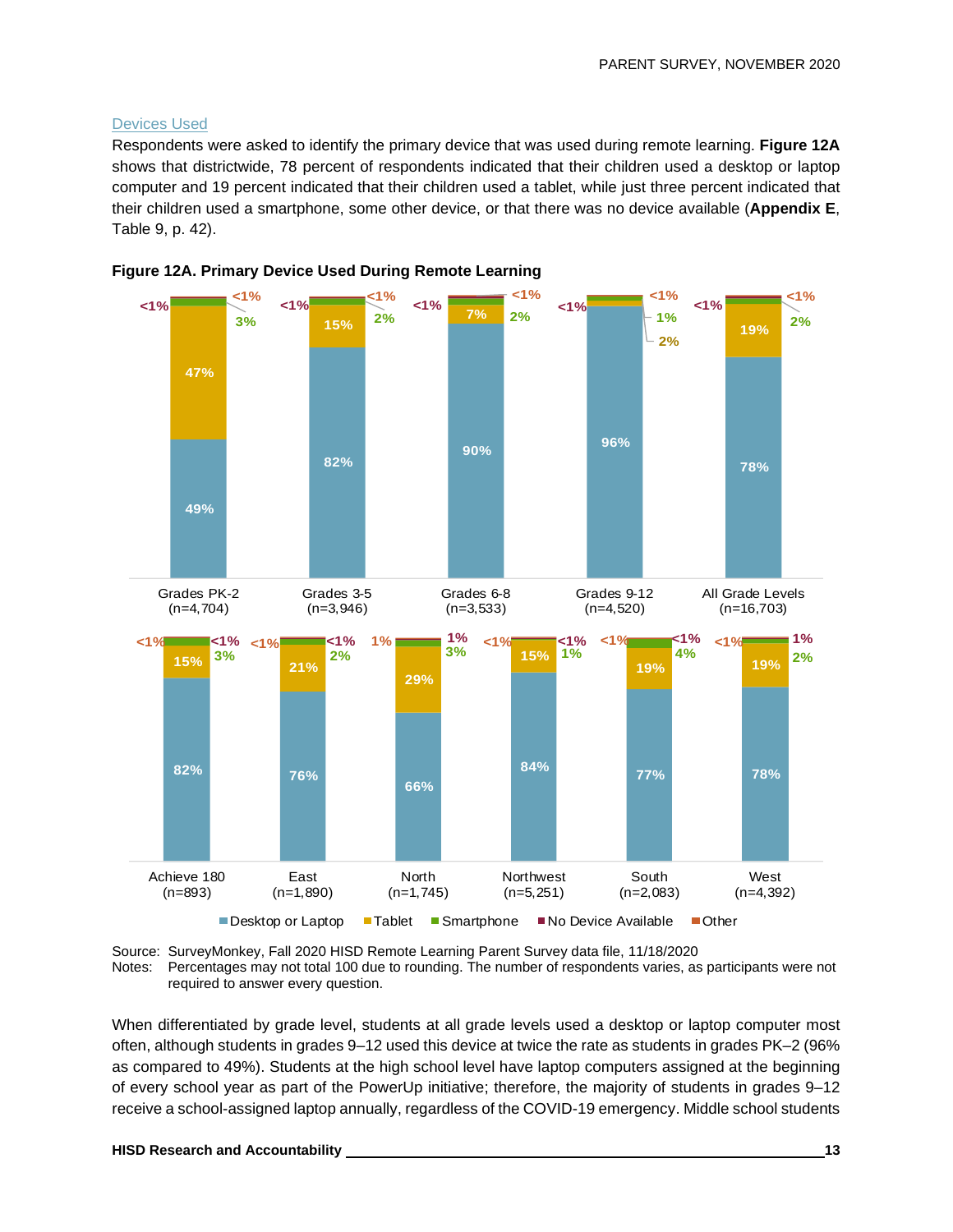### Devices Used

Respondents were asked to identify the primary device that was used during remote learning. **Figure 12A** shows that districtwide, 78 percent of respondents indicated that their children used a desktop or laptop computer and 19 percent indicated that their children used a tablet, while just three percent indicated that their children used a smartphone, some other device, or that there was no device available (**Appendix E**, Table 9, p. 42).

**Figure 12A. Primary Device Used During Remote Learning**

| Group | Desktop or Laptop | Tablet | Smartphone | No Device Available | Other |
|---|---|---|---|---|---|
| Grades PK-2 (n=4,704) | 49% | 47% | 3% | <1% | <1% |
| Grades 3-5 (n=3,946) | 82% | 15% | 2% | <1% | <1% |
| Grades 6-8 (n=3,533) | 90% | 7% | 2% | <1% | <1% |
| Grades 9-12 (n=4,520) | 96% | 2% | 1% | <1% | <1% |
| All Grade Levels (n=16,703) | 78% | 19% | 2% | <1% | <1% |
| Achieve 180 (n=893) | 82% | 15% | 3% | <1% | <1% |
| East (n=1,890) | 76% | 21% | 2% | <1% | <1% |
| North (n=1,745) | 66% | 29% | 3% | 1% | 1% |
| Northwest (n=5,251) | 84% | 15% | 1% | <1% | <1% |
| South (n=2,083) | 77% | 19% | 4% | <1% | <1% |
| West (n=4,392) | 78% | 19% | 2% | 1% | <1% |

Source: SurveyMonkey, Fall 2020 HISD Remote Learning Parent Survey data file, 11/18/2020
Notes: Percentages may not total 100 due to rounding. The number of respondents varies, as participants were not required to answer every question.

When differentiated by grade level, students at all grade levels used a desktop or laptop computer most often, although students in grades 9–12 used this device at twice the rate as students in grades PK–2 (96% as compared to 49%). Students at the high school level have laptop computers assigned at the beginning of every school year as part of the PowerUp initiative; therefore, the majority of students in grades 9–12 receive a school-assigned laptop annually, regardless of the COVID-19 emergency. Middle school students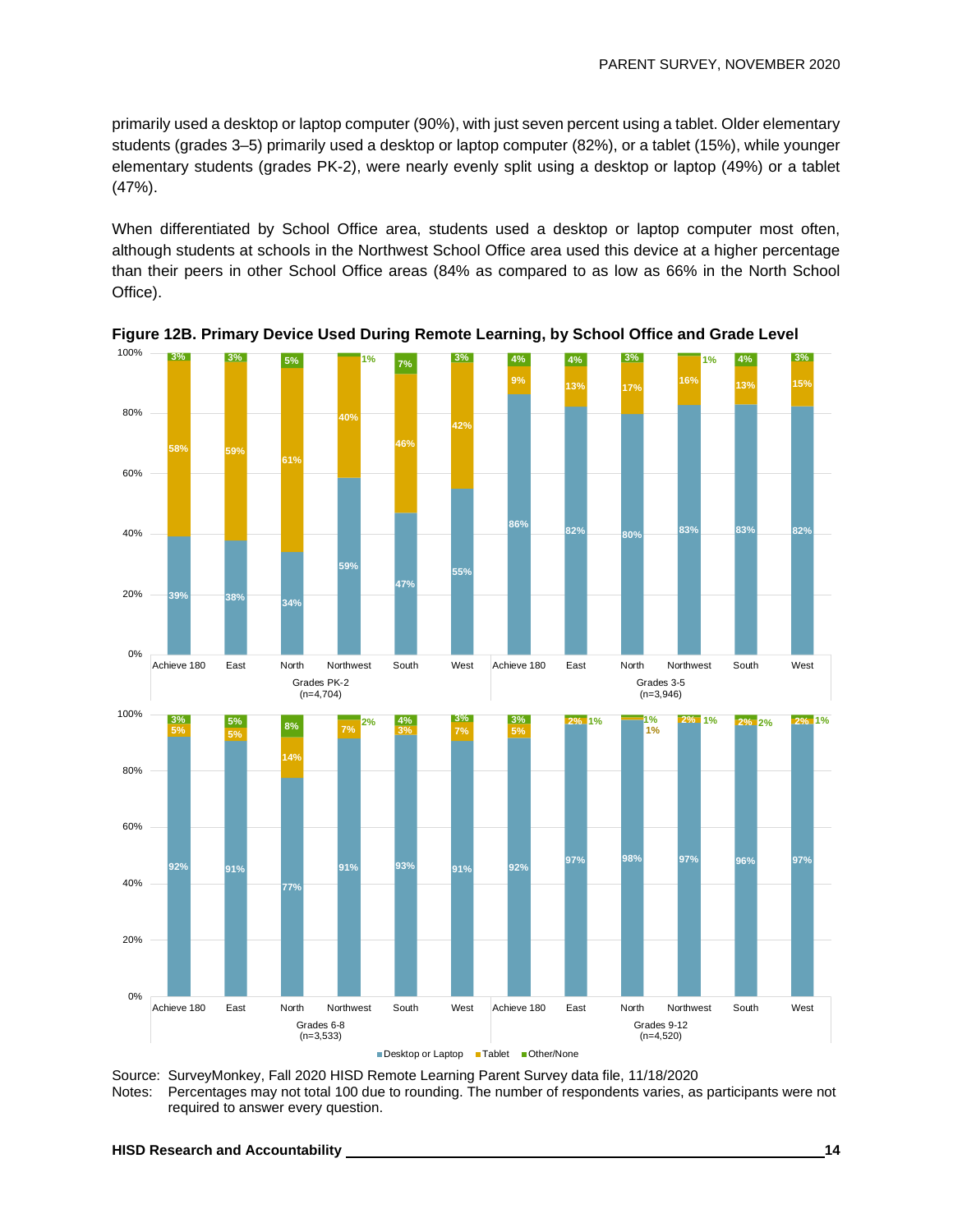primarily used a desktop or laptop computer (90%), with just seven percent using a tablet. Older elementary students (grades 3–5) primarily used a desktop or laptop computer (82%), or a tablet (15%), while younger elementary students (grades PK-2), were nearly evenly split using a desktop or laptop (49%) or a tablet (47%).

When differentiated by School Office area, students used a desktop or laptop computer most often, although students at schools in the Northwest School Office area used this device at a higher percentage than their peers in other School Office areas (84% as compared to as low as 66% in the North School Office).

**Figure 12B. Primary Device Used During Remote Learning, by School Office and Grade Level**

| Grade Level | School Office | Desktop or Laptop | Tablet | Other/None |
|---|---|---|---|---|
| Grades PK-2 (n=4,704) | Achieve 180 | 39% | 58% | 3% |
| | East | 38% | 59% | 3% |
| | North | 34% | 61% | 5% |
| | Northwest | 59% | 40% | 1% |
| | South | 47% | 46% | 7% |
| | West | 55% | 42% | 3% |
| Grades 3-5 (n=3,946) | Achieve 180 | 86% | 9% | 4% |
| | East | 82% | 13% | 4% |
| | North | 80% | 17% | 3% |
| | Northwest | 83% | 16% | 1% |
| | South | 83% | 13% | 4% |
| | West | 82% | 15% | 3% |
| Grades 6-8 (n=3,533) | Achieve 180 | 92% | 5% | 3% |
| | East | 91% | 5% | 5% |
| | North | 77% | 14% | 8% |
| | Northwest | 91% | 7% | 2% |
| | South | 93% | 3% | 4% |
| | West | 91% | 7% | 3% |
| Grades 9-12 (n=4,520) | Achieve 180 | 92% | 5% | 3% |
| | East | 97% | 2% | 1% |
| | North | 98% | 1% | 1% |
| | Northwest | 97% | 2% | 1% |
| | South | 96% | 2% | 2% |
| | West | 97% | 2% | 1% |

Source: SurveyMonkey, Fall 2020 HISD Remote Learning Parent Survey data file, 11/18/2020

Notes: Percentages may not total 100 due to rounding. The number of respondents varies, as participants were not required to answer every question.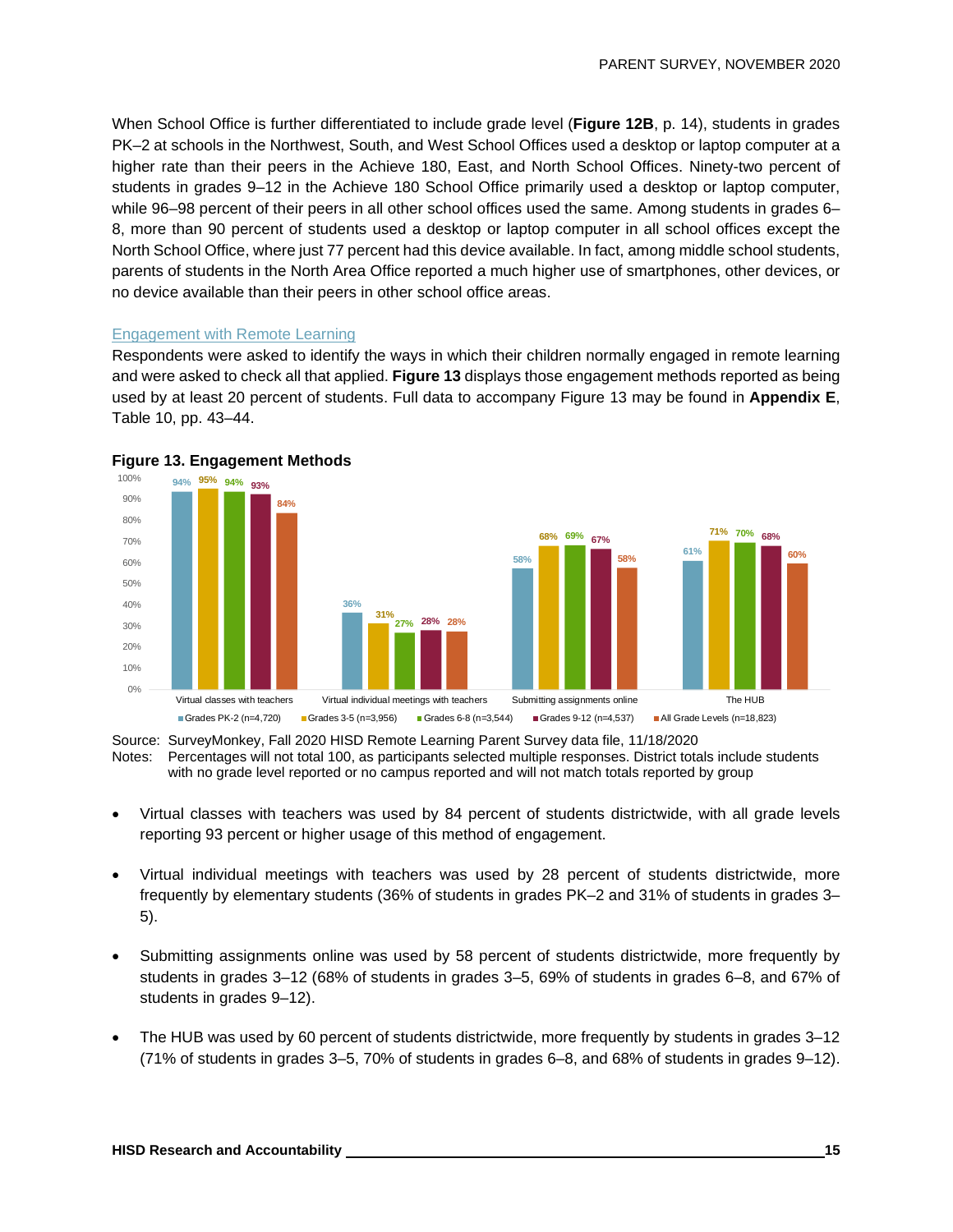When School Office is further differentiated to include grade level (**Figure 12B**, p. 14), students in grades PK–2 at schools in the Northwest, South, and West School Offices used a desktop or laptop computer at a higher rate than their peers in the Achieve 180, East, and North School Offices. Ninety-two percent of students in grades 9–12 in the Achieve 180 School Office primarily used a desktop or laptop computer, while 96–98 percent of their peers in all other school offices used the same. Among students in grades 6–8, more than 90 percent of students used a desktop or laptop computer in all school offices except the North School Office, where just 77 percent had this device available. In fact, among middle school students, parents of students in the North Area Office reported a much higher use of smartphones, other devices, or no device available than their peers in other school office areas.

## Engagement with Remote Learning

Respondents were asked to identify the ways in which their children normally engaged in remote learning and were asked to check all that applied. **Figure 13** displays those engagement methods reported as being used by at least 20 percent of students. Full data to accompany Figure 13 may be found in **Appendix E**, Table 10, pp. 43–44.

**Figure 13. Engagement Methods**

| | Grades PK-2 (n=4,720) | Grades 3-5 (n=3,956) | Grades 6-8 (n=3,544) | Grades 9-12 (n=4,537) | All Grade Levels (n=18,823) |
|---|---|---|---|---|---|
| Virtual classes with teachers | 94% | 95% | 94% | 93% | 84% |
| Virtual individual meetings with teachers | 36% | 31% | 27% | 28% | 28% |
| Submitting assignments online | 58% | 68% | 69% | 67% | 58% |
| The HUB | 61% | 71% | 70% | 68% | 60% |

Source: SurveyMonkey, Fall 2020 HISD Remote Learning Parent Survey data file, 11/18/2020
Notes: Percentages will not total 100, as participants selected multiple responses. District totals include students with no grade level reported or no campus reported and will not match totals reported by group

- Virtual classes with teachers was used by 84 percent of students districtwide, with all grade levels reporting 93 percent or higher usage of this method of engagement.
- Virtual individual meetings with teachers was used by 28 percent of students districtwide, more frequently by elementary students (36% of students in grades PK–2 and 31% of students in grades 3–5).
- Submitting assignments online was used by 58 percent of students districtwide, more frequently by students in grades 3–12 (68% of students in grades 3–5, 69% of students in grades 6–8, and 67% of students in grades 9–12).
- The HUB was used by 60 percent of students districtwide, more frequently by students in grades 3–12 (71% of students in grades 3–5, 70% of students in grades 6–8, and 68% of students in grades 9–12).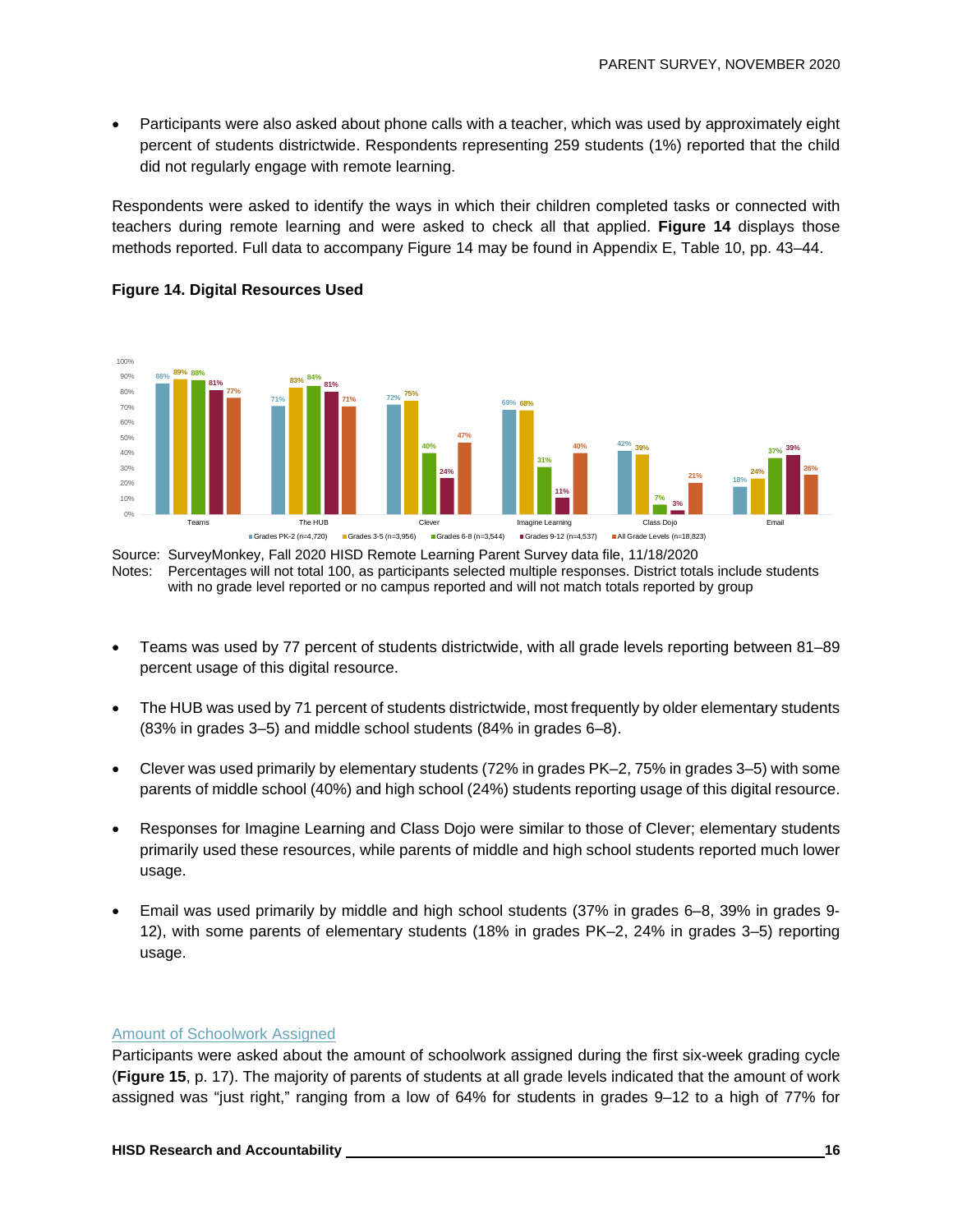- Participants were also asked about phone calls with a teacher, which was used by approximately eight percent of students districtwide. Respondents representing 259 students (1%) reported that the child did not regularly engage with remote learning.

Respondents were asked to identify the ways in which their children completed tasks or connected with teachers during remote learning and were asked to check all that applied. **Figure 14** displays those methods reported. Full data to accompany Figure 14 may be found in Appendix E, Table 10, pp. 43–44.

**Figure 14. Digital Resources Used**

| | Teams | The HUB | Clever | Imagine Learning | Class Dojo | Email |
|---|---|---|---|---|---|---|
| Grades PK-2 (n=4,720) | 86% | 71% | 72% | 69% | 42% | 18% |
| Grades 3-5 (n=3,956) | 89% | 83% | 75% | 68% | 39% | 24% |
| Grades 6-8 (n=3,544) | 88% | 84% | 40% | 31% | 7% | 37% |
| Grades 9-12 (n=4,537) | 81% | 81% | 24% | 11% | 3% | 39% |
| All Grade Levels (n=18,823) | 77% | 71% | 47% | 40% | 21% | 26% |

Source: SurveyMonkey, Fall 2020 HISD Remote Learning Parent Survey data file, 11/18/2020
Notes: Percentages will not total 100, as participants selected multiple responses. District totals include students with no grade level reported or no campus reported and will not match totals reported by group

- Teams was used by 77 percent of students districtwide, with all grade levels reporting between 81–89 percent usage of this digital resource.
- The HUB was used by 71 percent of students districtwide, most frequently by older elementary students (83% in grades 3–5) and middle school students (84% in grades 6–8).
- Clever was used primarily by elementary students (72% in grades PK–2, 75% in grades 3–5) with some parents of middle school (40%) and high school (24%) students reporting usage of this digital resource.
- Responses for Imagine Learning and Class Dojo were similar to those of Clever; elementary students primarily used these resources, while parents of middle and high school students reported much lower usage.
- Email was used primarily by middle and high school students (37% in grades 6–8, 39% in grades 9-12), with some parents of elementary students (18% in grades PK–2, 24% in grades 3–5) reporting usage.

## Amount of Schoolwork Assigned

Participants were asked about the amount of schoolwork assigned during the first six-week grading cycle (**Figure 15**, p. 17). The majority of parents of students at all grade levels indicated that the amount of work assigned was "just right," ranging from a low of 64% for students in grades 9–12 to a high of 77% for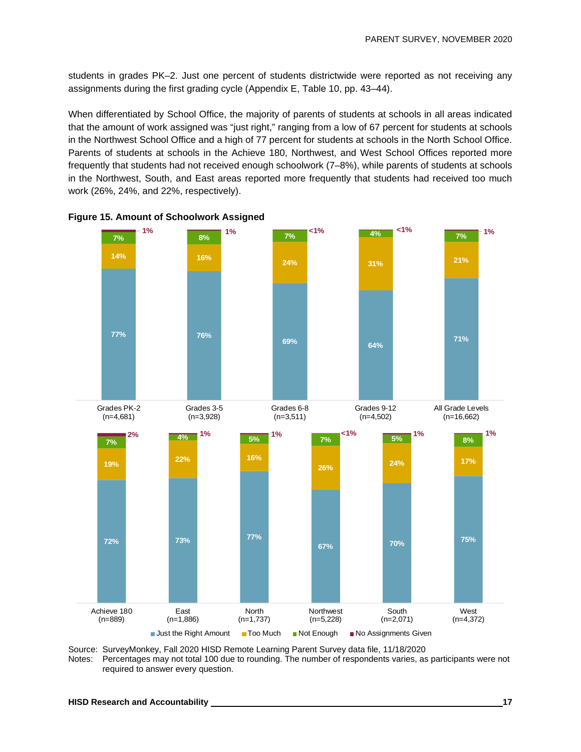students in grades PK–2. Just one percent of students districtwide were reported as not receiving any assignments during the first grading cycle (Appendix E, Table 10, pp. 43–44).

When differentiated by School Office, the majority of parents of students at schools in all areas indicated that the amount of work assigned was "just right," ranging from a low of 67 percent for students at schools in the Northwest School Office and a high of 77 percent for students at schools in the North School Office. Parents of students at schools in the Achieve 180, Northwest, and West School Offices reported more frequently that students had not received enough schoolwork (7–8%), while parents of students at schools in the Northwest, South, and East areas reported more frequently that students had received too much work (26%, 24%, and 22%, respectively).

**Figure 15. Amount of Schoolwork Assigned**

| | Just the Right Amount | Too Much | Not Enough | No Assignments Given |
|---|---|---|---|---|
| Grades PK-2 (n=4,681) | 77% | 14% | 7% | 1% |
| Grades 3-5 (n=3,928) | 76% | 16% | 8% | 1% |
| Grades 6-8 (n=3,511) | 69% | 24% | 7% | <1% |
| Grades 9-12 (n=4,502) | 64% | 31% | 4% | <1% |
| All Grade Levels (n=16,662) | 71% | 21% | 7% | 1% |
| Achieve 180 (n=889) | 72% | 19% | 7% | 2% |
| East (n=1,886) | 73% | 22% | 4% | 1% |
| North (n=1,737) | 77% | 16% | 5% | 1% |
| Northwest (n=5,228) | 67% | 26% | 7% | <1% |
| South (n=2,071) | 70% | 24% | 5% | 1% |
| West (n=4,372) | 75% | 17% | 8% | 1% |

Source: SurveyMonkey, Fall 2020 HISD Remote Learning Parent Survey data file, 11/18/2020
Notes: Percentages may not total 100 due to rounding. The number of respondents varies, as participants were not required to answer every question.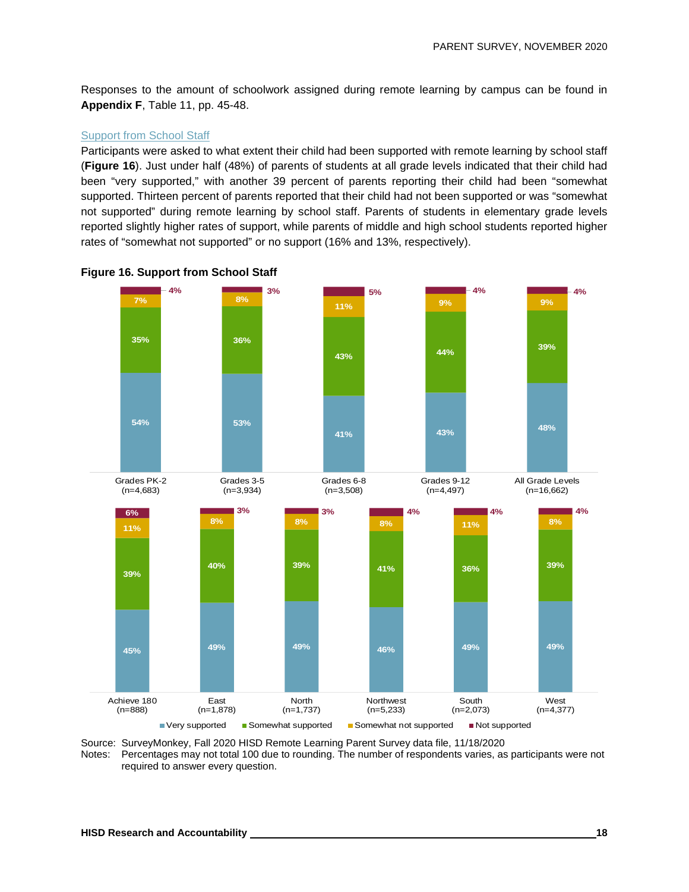Responses to the amount of schoolwork assigned during remote learning by campus can be found in **Appendix F**, Table 11, pp. 45-48.

### Support from School Staff

Participants were asked to what extent their child had been supported with remote learning by school staff (**Figure 16**). Just under half (48%) of parents of students at all grade levels indicated that their child had been "very supported," with another 39 percent of parents reporting their child had been "somewhat supported. Thirteen percent of parents reported that their child had not been supported or was "somewhat not supported" during remote learning by school staff. Parents of students in elementary grade levels reported slightly higher rates of support, while parents of middle and high school students reported higher rates of "somewhat not supported" or no support (16% and 13%, respectively).

**Figure 16. Support from School Staff**

| | Very supported | Somewhat supported | Somewhat not supported | Not supported |
|---|---|---|---|---|
| Grades PK-2 (n=4,683) | 54% | 35% | 7% | 4% |
| Grades 3-5 (n=3,934) | 53% | 36% | 8% | 3% |
| Grades 6-8 (n=3,508) | 41% | 43% | 11% | 5% |
| Grades 9-12 (n=4,497) | 43% | 44% | 9% | 4% |
| All Grade Levels (n=16,662) | 48% | 39% | 9% | 4% |
| Achieve 180 (n=888) | 45% | 39% | 11% | 6% |
| East (n=1,878) | 49% | 40% | 8% | 3% |
| North (n=1,737) | 49% | 39% | 8% | 3% |
| Northwest (n=5,233) | 46% | 41% | 8% | 4% |
| South (n=2,073) | 49% | 36% | 11% | 4% |
| West (n=4,377) | 49% | 39% | 8% | 4% |

Source: SurveyMonkey, Fall 2020 HISD Remote Learning Parent Survey data file, 11/18/2020

Notes: Percentages may not total 100 due to rounding. The number of respondents varies, as participants were not required to answer every question.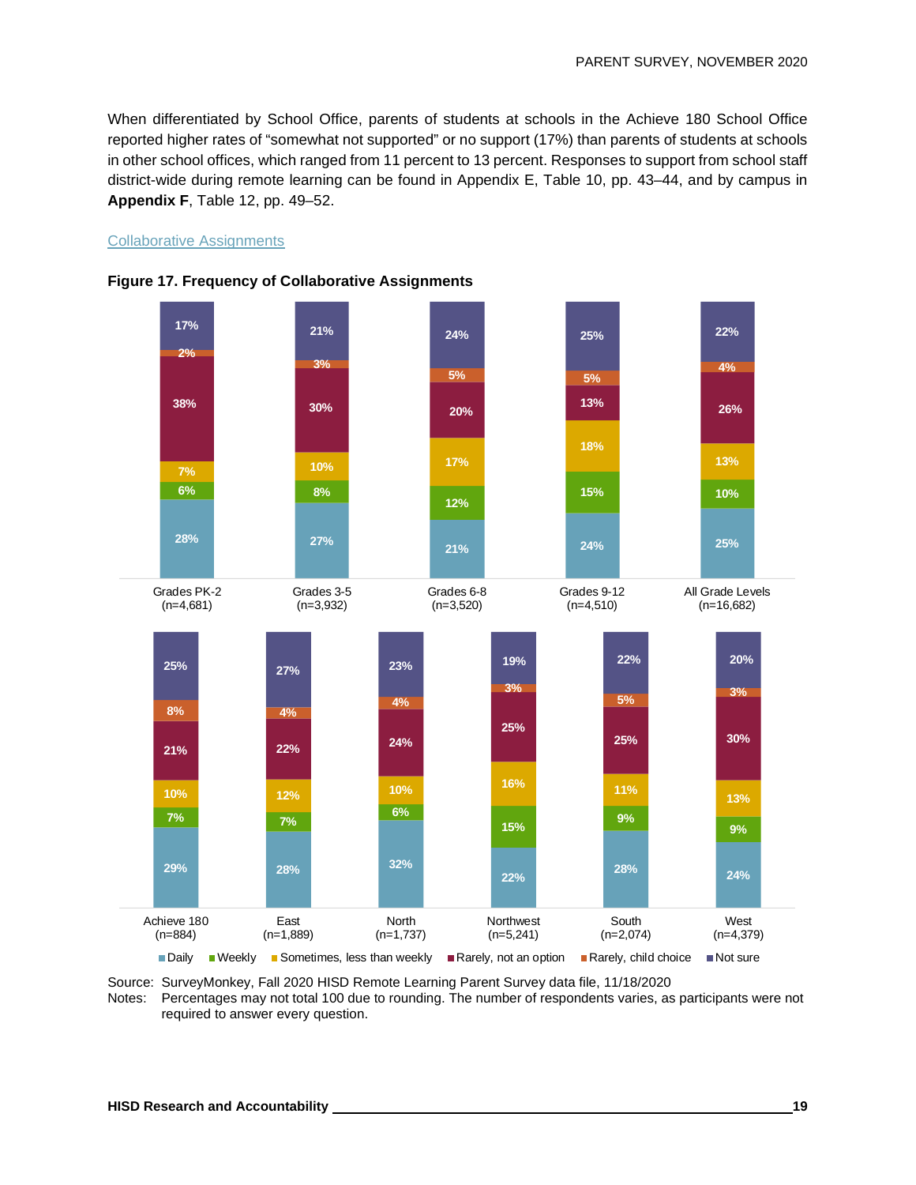When differentiated by School Office, parents of students at schools in the Achieve 180 School Office reported higher rates of "somewhat not supported" or no support (17%) than parents of students at schools in other school offices, which ranged from 11 percent to 13 percent. Responses to support from school staff district-wide during remote learning can be found in Appendix E, Table 10, pp. 43–44, and by campus in **Appendix F**, Table 12, pp. 49–52.

### Collaborative Assignments

**Figure 17. Frequency of Collaborative Assignments**

| | Daily | Weekly | Sometimes, less than weekly | Rarely, not an option | Rarely, child choice | Not sure |
|---|---|---|---|---|---|---|
| Grades PK-2 (n=4,681) | 28% | 6% | 7% | 38% | 2% | 17% |
| Grades 3-5 (n=3,932) | 27% | 8% | 10% | 30% | 3% | 21% |
| Grades 6-8 (n=3,520) | 21% | 12% | 17% | 20% | 5% | 24% |
| Grades 9-12 (n=4,510) | 24% | 15% | 18% | 13% | 5% | 25% |
| All Grade Levels (n=16,682) | 25% | 10% | 13% | 26% | 4% | 22% |
| Achieve 180 (n=884) | 29% | 7% | 10% | 21% | 8% | 25% |
| East (n=1,889) | 28% | 7% | 12% | 22% | 4% | 27% |
| North (n=1,737) | 32% | 6% | 10% | 24% | 4% | 23% |
| Northwest (n=5,241) | 22% | 15% | 16% | 25% | 3% | 19% |
| South (n=2,074) | 28% | 9% | 11% | 25% | 5% | 22% |
| West (n=4,379) | 24% | 9% | 13% | 30% | 3% | 20% |

Source: SurveyMonkey, Fall 2020 HISD Remote Learning Parent Survey data file, 11/18/2020
Notes: Percentages may not total 100 due to rounding. The number of respondents varies, as participants were not required to answer every question.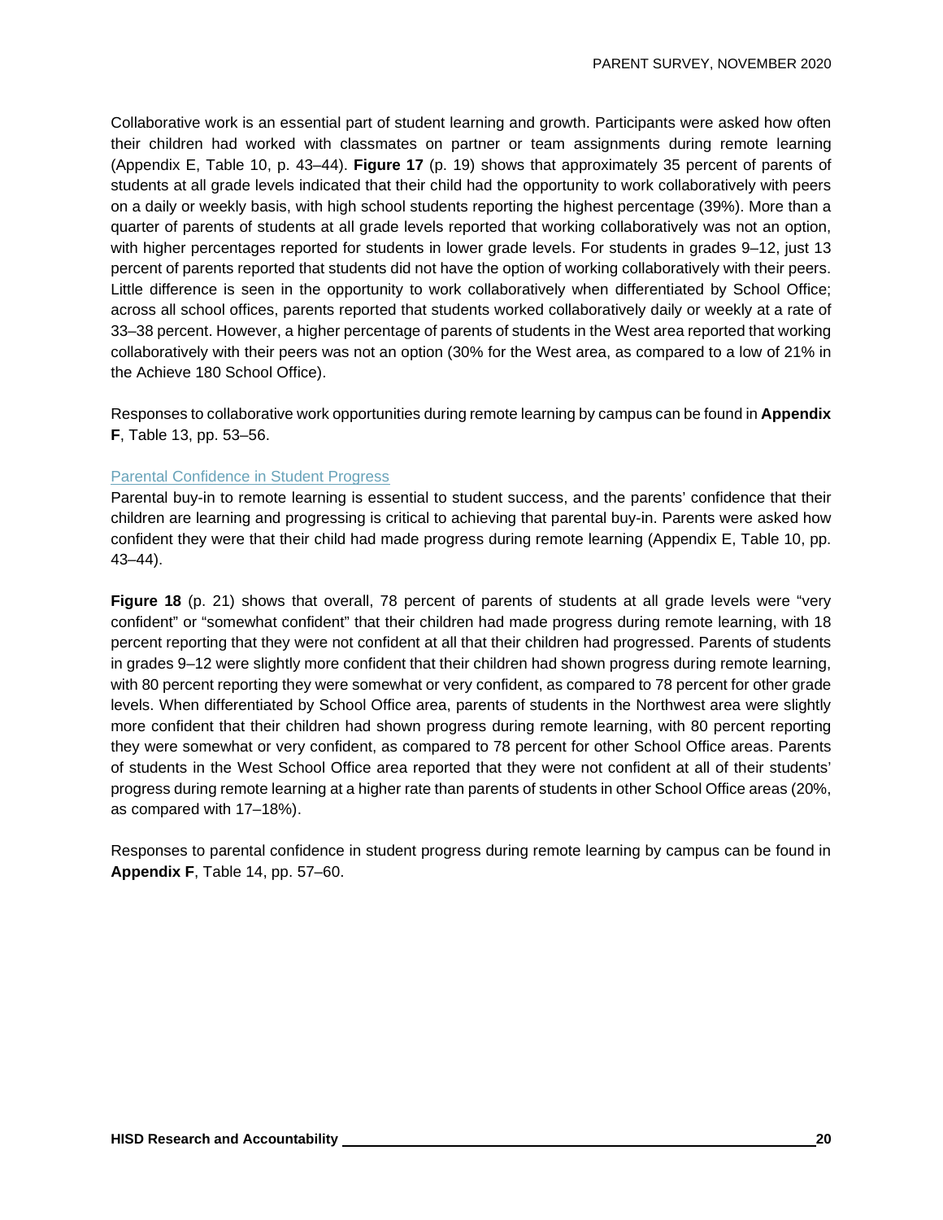Collaborative work is an essential part of student learning and growth. Participants were asked how often their children had worked with classmates on partner or team assignments during remote learning (Appendix E, Table 10, p. 43–44). **Figure 17** (p. 19) shows that approximately 35 percent of parents of students at all grade levels indicated that their child had the opportunity to work collaboratively with peers on a daily or weekly basis, with high school students reporting the highest percentage (39%). More than a quarter of parents of students at all grade levels reported that working collaboratively was not an option, with higher percentages reported for students in lower grade levels. For students in grades 9–12, just 13 percent of parents reported that students did not have the option of working collaboratively with their peers. Little difference is seen in the opportunity to work collaboratively when differentiated by School Office; across all school offices, parents reported that students worked collaboratively daily or weekly at a rate of 33–38 percent. However, a higher percentage of parents of students in the West area reported that working collaboratively with their peers was not an option (30% for the West area, as compared to a low of 21% in the Achieve 180 School Office).

Responses to collaborative work opportunities during remote learning by campus can be found in **Appendix F**, Table 13, pp. 53–56.

### Parental Confidence in Student Progress

Parental buy-in to remote learning is essential to student success, and the parents' confidence that their children are learning and progressing is critical to achieving that parental buy-in. Parents were asked how confident they were that their child had made progress during remote learning (Appendix E, Table 10, pp. 43–44).

**Figure 18** (p. 21) shows that overall, 78 percent of parents of students at all grade levels were "very confident" or "somewhat confident" that their children had made progress during remote learning, with 18 percent reporting that they were not confident at all that their children had progressed. Parents of students in grades 9–12 were slightly more confident that their children had shown progress during remote learning, with 80 percent reporting they were somewhat or very confident, as compared to 78 percent for other grade levels. When differentiated by School Office area, parents of students in the Northwest area were slightly more confident that their children had shown progress during remote learning, with 80 percent reporting they were somewhat or very confident, as compared to 78 percent for other School Office areas. Parents of students in the West School Office area reported that they were not confident at all of their students' progress during remote learning at a higher rate than parents of students in other School Office areas (20%, as compared with 17–18%).

Responses to parental confidence in student progress during remote learning by campus can be found in **Appendix F**, Table 14, pp. 57–60.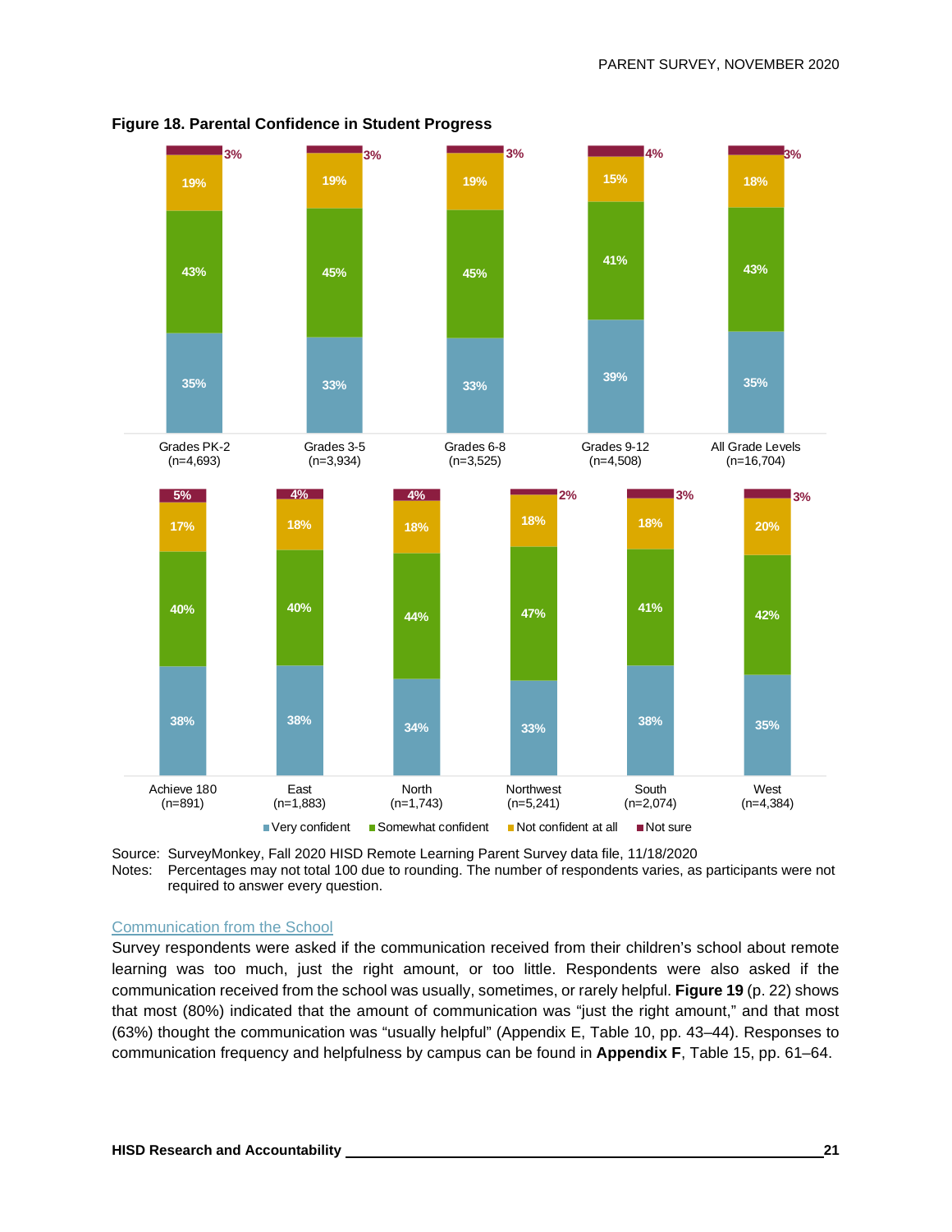**Figure 18. Parental Confidence in Student Progress**

| Group | Very confident | Somewhat confident | Not confident at all | Not sure |
|---|---|---|---|---|
| Grades PK-2 (n=4,693) | 35% | 43% | 19% | 3% |
| Grades 3-5 (n=3,934) | 33% | 45% | 19% | 3% |
| Grades 6-8 (n=3,525) | 33% | 45% | 19% | 3% |
| Grades 9-12 (n=4,508) | 39% | 41% | 15% | 4% |
| All Grade Levels (n=16,704) | 35% | 43% | 18% | 3% |
| Achieve 180 (n=891) | 38% | 40% | 17% | 5% |
| East (n=1,883) | 38% | 40% | 18% | 4% |
| North (n=1,743) | 34% | 44% | 18% | 4% |
| Northwest (n=5,241) | 33% | 47% | 18% | 2% |
| South (n=2,074) | 38% | 41% | 18% | 3% |
| West (n=4,384) | 35% | 42% | 20% | 3% |

Source: SurveyMonkey, Fall 2020 HISD Remote Learning Parent Survey data file, 11/18/2020
Notes: Percentages may not total 100 due to rounding. The number of respondents varies, as participants were not required to answer every question.

### Communication from the School

Survey respondents were asked if the communication received from their children's school about remote learning was too much, just the right amount, or too little. Respondents were also asked if the communication received from the school was usually, sometimes, or rarely helpful. **Figure 19** (p. 22) shows that most (80%) indicated that the amount of communication was "just the right amount," and that most (63%) thought the communication was "usually helpful" (Appendix E, Table 10, pp. 43–44). Responses to communication frequency and helpfulness by campus can be found in **Appendix F**, Table 15, pp. 61–64.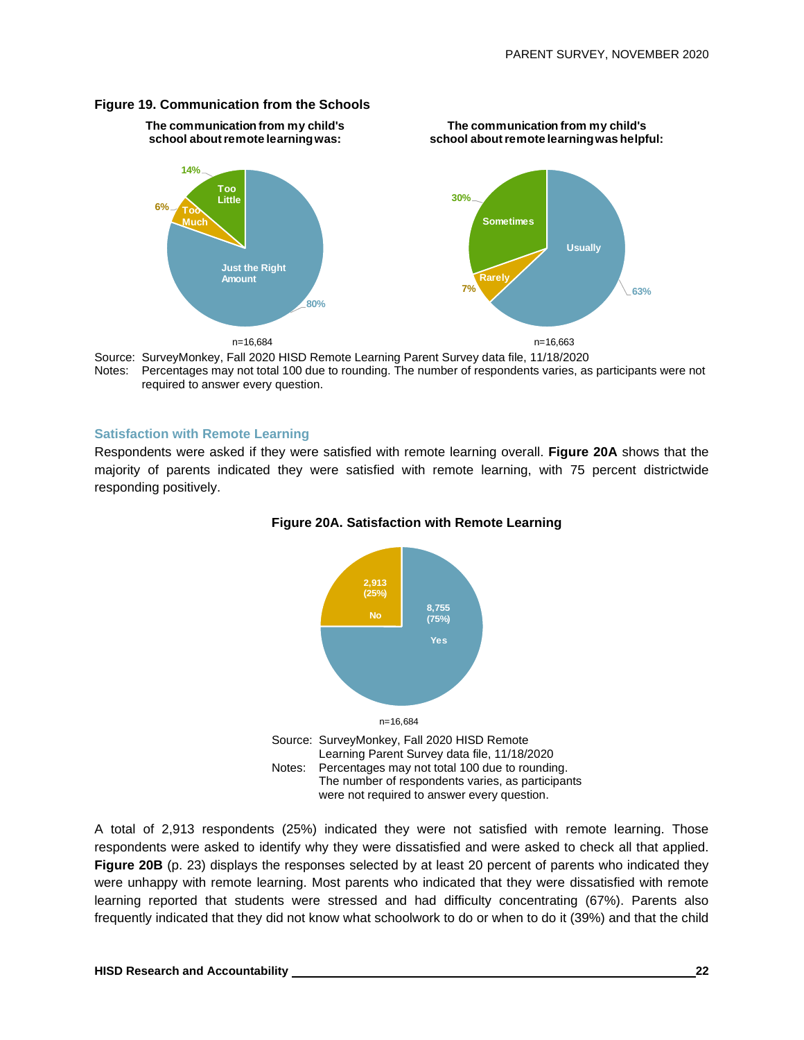**Figure 19. Communication from the Schools**

**The communication from my child's school about remote learning was:**

Too Little 14%
Too Much 6%
Just the Right Amount 80%

n=16,684

**The communication from my child's school about remote learning was helpful:**

Sometimes 30%
Rarely 7%
Usually 63%

n=16,663

Source: SurveyMonkey, Fall 2020 HISD Remote Learning Parent Survey data file, 11/18/2020
Notes: Percentages may not total 100 due to rounding. The number of respondents varies, as participants were not required to answer every question.

## Satisfaction with Remote Learning

Respondents were asked if they were satisfied with remote learning overall. **Figure 20A** shows that the majority of parents indicated they were satisfied with remote learning, with 75 percent districtwide responding positively.

**Figure 20A. Satisfaction with Remote Learning**

No: 2,913 (25%)
Yes: 8,755 (75%)

n=16,684

Source: SurveyMonkey, Fall 2020 HISD Remote Learning Parent Survey data file, 11/18/2020
Notes: Percentages may not total 100 due to rounding. The number of respondents varies, as participants were not required to answer every question.

A total of 2,913 respondents (25%) indicated they were not satisfied with remote learning. Those respondents were asked to identify why they were dissatisfied and were asked to check all that applied. **Figure 20B** (p. 23) displays the responses selected by at least 20 percent of parents who indicated they were unhappy with remote learning. Most parents who indicated that they were dissatisfied with remote learning reported that students were stressed and had difficulty concentrating (67%). Parents also frequently indicated that they did not know what schoolwork to do or when to do it (39%) and that the child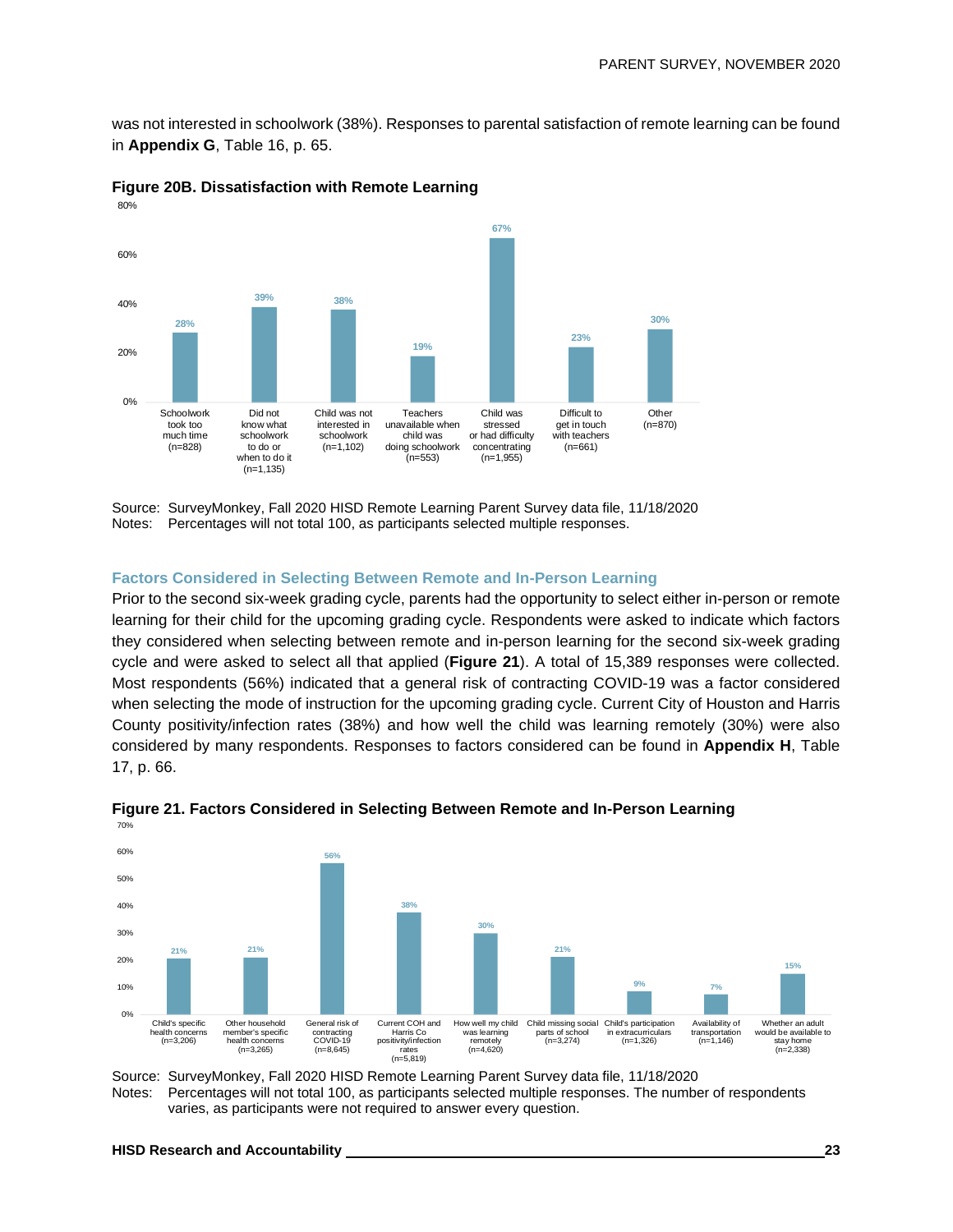was not interested in schoolwork (38%). Responses to parental satisfaction of remote learning can be found in **Appendix G**, Table 16, p. 65.

**Figure 20B. Dissatisfaction with Remote Learning**

| Reason | Percent |
|---|---|
| Schoolwork took too much time (n=828) | 28% |
| Did not know what schoolwork to do or when to do it (n=1,135) | 39% |
| Child was not interested in schoolwork (n=1,102) | 38% |
| Teachers unavailable when child was doing schoolwork (n=553) | 19% |
| Child was stressed or had difficulty concentrating (n=1,955) | 67% |
| Difficult to get in touch with teachers (n=661) | 23% |
| Other (n=870) | 30% |

Source: SurveyMonkey, Fall 2020 HISD Remote Learning Parent Survey data file, 11/18/2020
Notes: Percentages will not total 100, as participants selected multiple responses.

### Factors Considered in Selecting Between Remote and In-Person Learning

Prior to the second six-week grading cycle, parents had the opportunity to select either in-person or remote learning for their child for the upcoming grading cycle. Respondents were asked to indicate which factors they considered when selecting between remote and in-person learning for the second six-week grading cycle and were asked to select all that applied (**Figure 21**). A total of 15,389 responses were collected. Most respondents (56%) indicated that a general risk of contracting COVID-19 was a factor considered when selecting the mode of instruction for the upcoming grading cycle. Current City of Houston and Harris County positivity/infection rates (38%) and how well the child was learning remotely (30%) were also considered by many respondents. Responses to factors considered can be found in **Appendix H**, Table 17, p. 66.

**Figure 21. Factors Considered in Selecting Between Remote and In-Person Learning**

| Factor | Percent |
|---|---|
| Child's specific health concerns (n=3,206) | 21% |
| Other household member's specific health concerns (n=3,265) | 21% |
| General risk of contracting COVID-19 (n=8,645) | 56% |
| Current COH and Harris Co positivity/infection rates (n=5,819) | 38% |
| How well my child was learning remotely (n=4,620) | 30% |
| Child missing social parts of school (n=3,274) | 21% |
| Child's participation in extracurriculars (n=1,326) | 9% |
| Availability of transportation (n=1,146) | 7% |
| Whether an adult would be available to stay home (n=2,338) | 15% |

Source: SurveyMonkey, Fall 2020 HISD Remote Learning Parent Survey data file, 11/18/2020
Notes: Percentages will not total 100, as participants selected multiple responses. The number of respondents varies, as participants were not required to answer every question.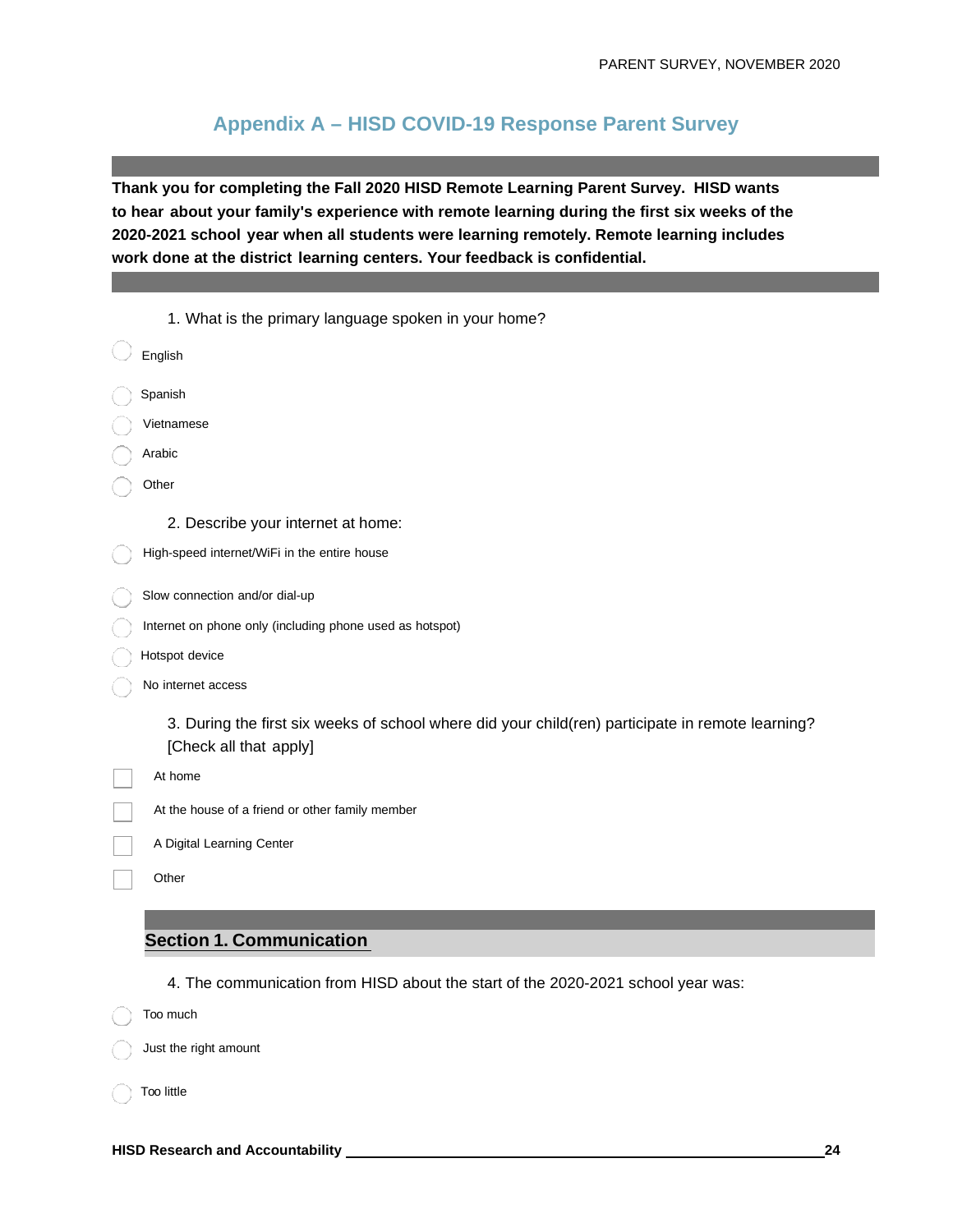# Appendix A – HISD COVID-19 Response Parent Survey

**Thank you for completing the Fall 2020 HISD Remote Learning Parent Survey. HISD wants to hear about your family's experience with remote learning during the first six weeks of the 2020-2021 school year when all students were learning remotely. Remote learning includes work done at the district learning centers. Your feedback is confidential.**

1. What is the primary language spoken in your home?

- English
- Spanish
- Vietnamese
- Arabic
- Other

2. Describe your internet at home:

- High-speed internet/WiFi in the entire house
- Slow connection and/or dial-up
- Internet on phone only (including phone used as hotspot)
- Hotspot device
- No internet access

3. During the first six weeks of school where did your child(ren) participate in remote learning? [Check all that apply]

- [ ] At home
- [ ] At the house of a friend or other family member
- [ ] A Digital Learning Center
- [ ] Other

## Section 1. Communication

4. The communication from HISD about the start of the 2020-2021 school year was:

- Too much
- Just the right amount
- Too little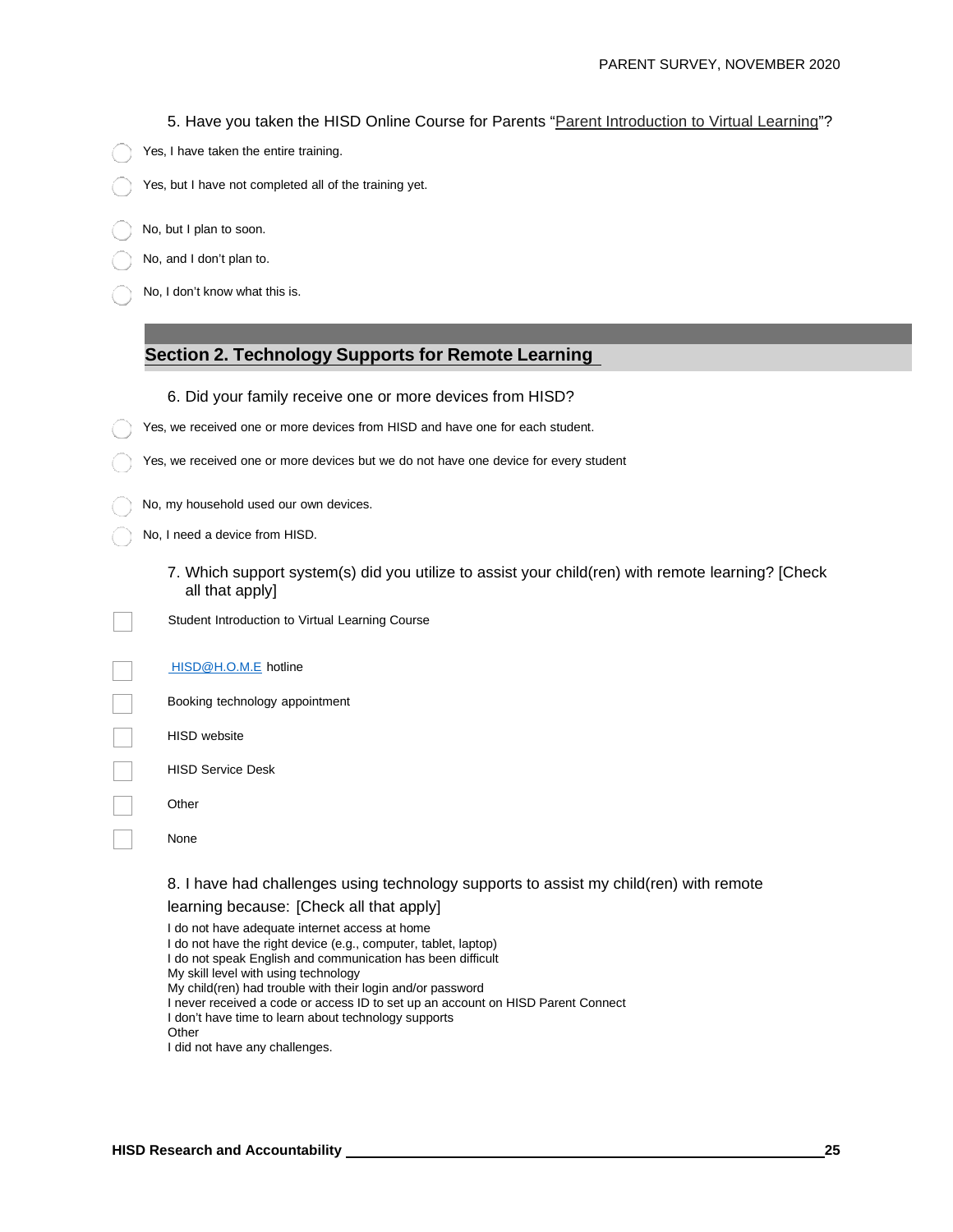5. Have you taken the HISD Online Course for Parents "Parent Introduction to Virtual Learning"?

- Yes, I have taken the entire training.
- Yes, but I have not completed all of the training yet.
- No, but I plan to soon.
- No, and I don't plan to.
- No, I don't know what this is.

## Section 2. Technology Supports for Remote Learning

6. Did your family receive one or more devices from HISD?

- Yes, we received one or more devices from HISD and have one for each student.
- Yes, we received one or more devices but we do not have one device for every student
- No, my household used our own devices.
- No, I need a device from HISD.

7. Which support system(s) did you utilize to assist your child(ren) with remote learning? [Check all that apply]

- Student Introduction to Virtual Learning Course
- HISD@H.O.M.E hotline
- Booking technology appointment
- HISD website
- HISD Service Desk
- Other
- None

8. I have had challenges using technology supports to assist my child(ren) with remote learning because: [Check all that apply]

I do not have adequate internet access at home
I do not have the right device (e.g., computer, tablet, laptop)
I do not speak English and communication has been difficult
My skill level with using technology
My child(ren) had trouble with their login and/or password
I never received a code or access ID to set up an account on HISD Parent Connect
I don't have time to learn about technology supports
Other
I did not have any challenges.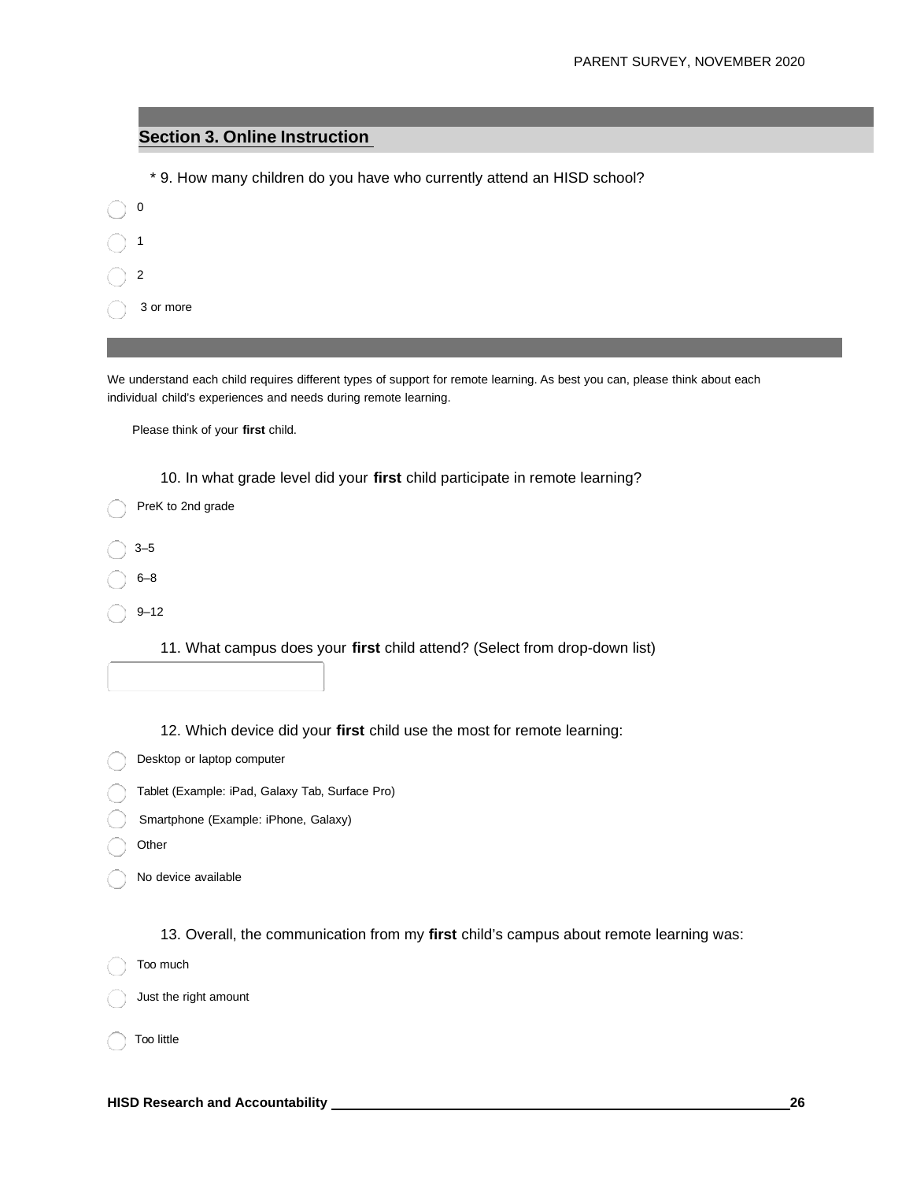## Section 3. Online Instruction

\* 9. How many children do you have who currently attend an HISD school?

- 0
- 1
- 2
- 3 or more

We understand each child requires different types of support for remote learning. As best you can, please think about each individual child's experiences and needs during remote learning.

Please think of your **first** child.

10. In what grade level did your **first** child participate in remote learning?

- PreK to 2nd grade
- 3–5
- 6–8
- 9–12

11. What campus does your **first** child attend? (Select from drop-down list)

12. Which device did your **first** child use the most for remote learning:

- Desktop or laptop computer
- Tablet (Example: iPad, Galaxy Tab, Surface Pro)
- Smartphone (Example: iPhone, Galaxy)
- Other
- No device available

13. Overall, the communication from my **first** child's campus about remote learning was:

- Too much
- Just the right amount
- Too little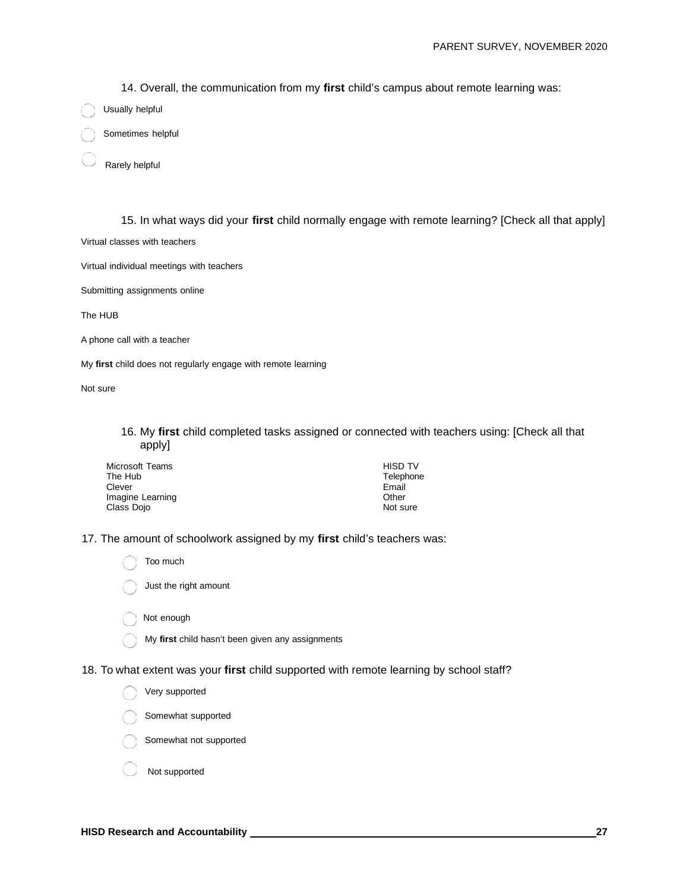14. Overall, the communication from my **first** child's campus about remote learning was:

- Usually helpful
- Sometimes helpful
- Rarely helpful

15. In what ways did your **first** child normally engage with remote learning? [Check all that apply]

- Virtual classes with teachers
- Virtual individual meetings with teachers
- Submitting assignments online
- The HUB
- A phone call with a teacher
- My **first** child does not regularly engage with remote learning
- Not sure

16. My **first** child completed tasks assigned or connected with teachers using: [Check all that apply]

- Microsoft Teams
- The Hub
- Clever
- Imagine Learning
- Class Dojo
- HISD TV
- Telephone
- Email
- Other
- Not sure

17. The amount of schoolwork assigned by my **first** child's teachers was:

- Too much
- Just the right amount
- Not enough
- My **first** child hasn't been given any assignments

18. To what extent was your **first** child supported with remote learning by school staff?

- Very supported
- Somewhat supported
- Somewhat not supported
- Not supported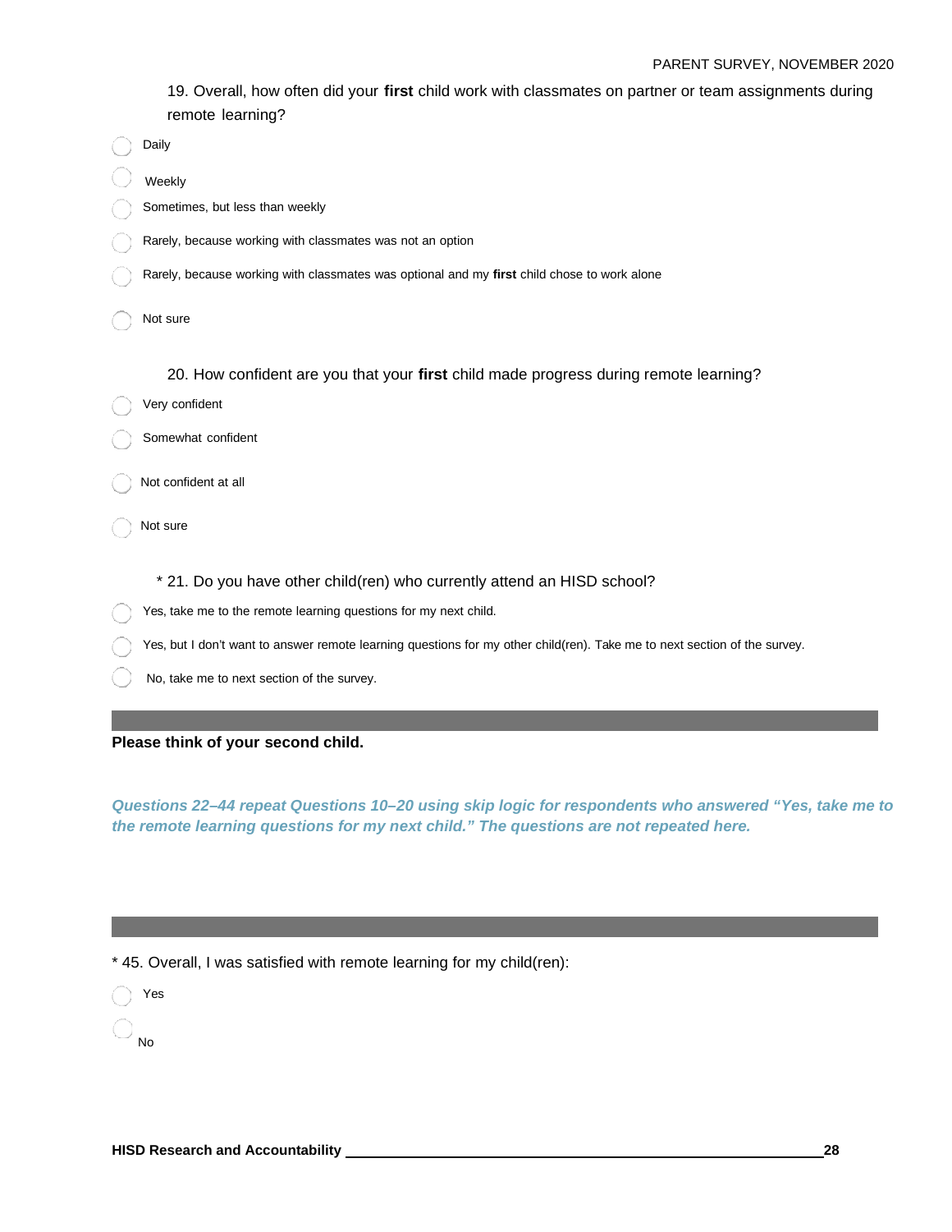19. Overall, how often did your **first** child work with classmates on partner or team assignments during remote learning?

- Daily
- Weekly
- Sometimes, but less than weekly
- Rarely, because working with classmates was not an option
- Rarely, because working with classmates was optional and my **first** child chose to work alone
- Not sure

20. How confident are you that your **first** child made progress during remote learning?

- Very confident
- Somewhat confident
- Not confident at all
- Not sure

\* 21. Do you have other child(ren) who currently attend an HISD school?

- Yes, take me to the remote learning questions for my next child.
- Yes, but I don't want to answer remote learning questions for my other child(ren). Take me to next section of the survey.
- No, take me to next section of the survey.

**Please think of your second child.**

***Questions 22–44 repeat Questions 10–20 using skip logic for respondents who answered "Yes, take me to the remote learning questions for my next child." The questions are not repeated here.***

\* 45. Overall, I was satisfied with remote learning for my child(ren):

- Yes
- No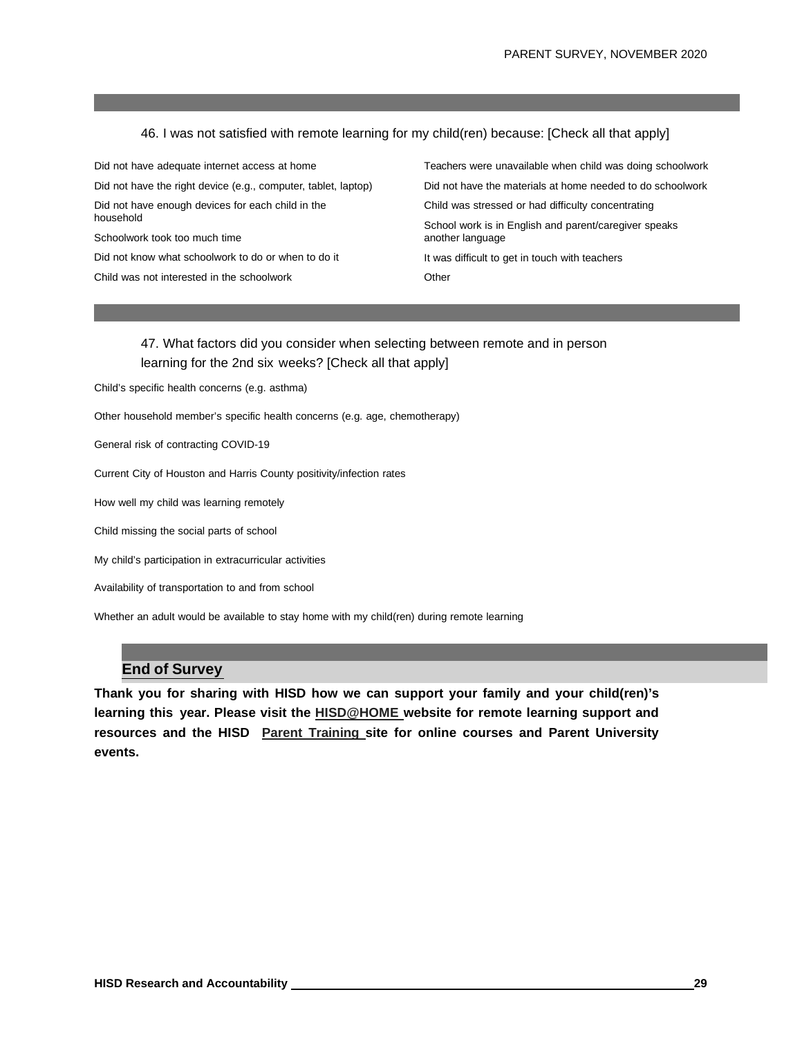46. I was not satisfied with remote learning for my child(ren) because: [Check all that apply]

- Did not have adequate internet access at home
- Did not have the right device (e.g., computer, tablet, laptop)
- Did not have enough devices for each child in the household
- Schoolwork took too much time
- Did not know what schoolwork to do or when to do it
- Child was not interested in the schoolwork
- Teachers were unavailable when child was doing schoolwork
- Did not have the materials at home needed to do schoolwork
- Child was stressed or had difficulty concentrating
- School work is in English and parent/caregiver speaks another language
- It was difficult to get in touch with teachers
- Other

47. What factors did you consider when selecting between remote and in person learning for the 2nd six weeks? [Check all that apply]

- Child's specific health concerns (e.g. asthma)
- Other household member's specific health concerns (e.g. age, chemotherapy)
- General risk of contracting COVID-19
- Current City of Houston and Harris County positivity/infection rates
- How well my child was learning remotely
- Child missing the social parts of school
- My child's participation in extracurricular activities
- Availability of transportation to and from school
- Whether an adult would be available to stay home with my child(ren) during remote learning

## End of Survey

**Thank you for sharing with HISD how we can support your family and your child(ren)'s learning this year. Please visit the HISD@HOME website for remote learning support and resources and the HISD Parent Training site for online courses and Parent University events.**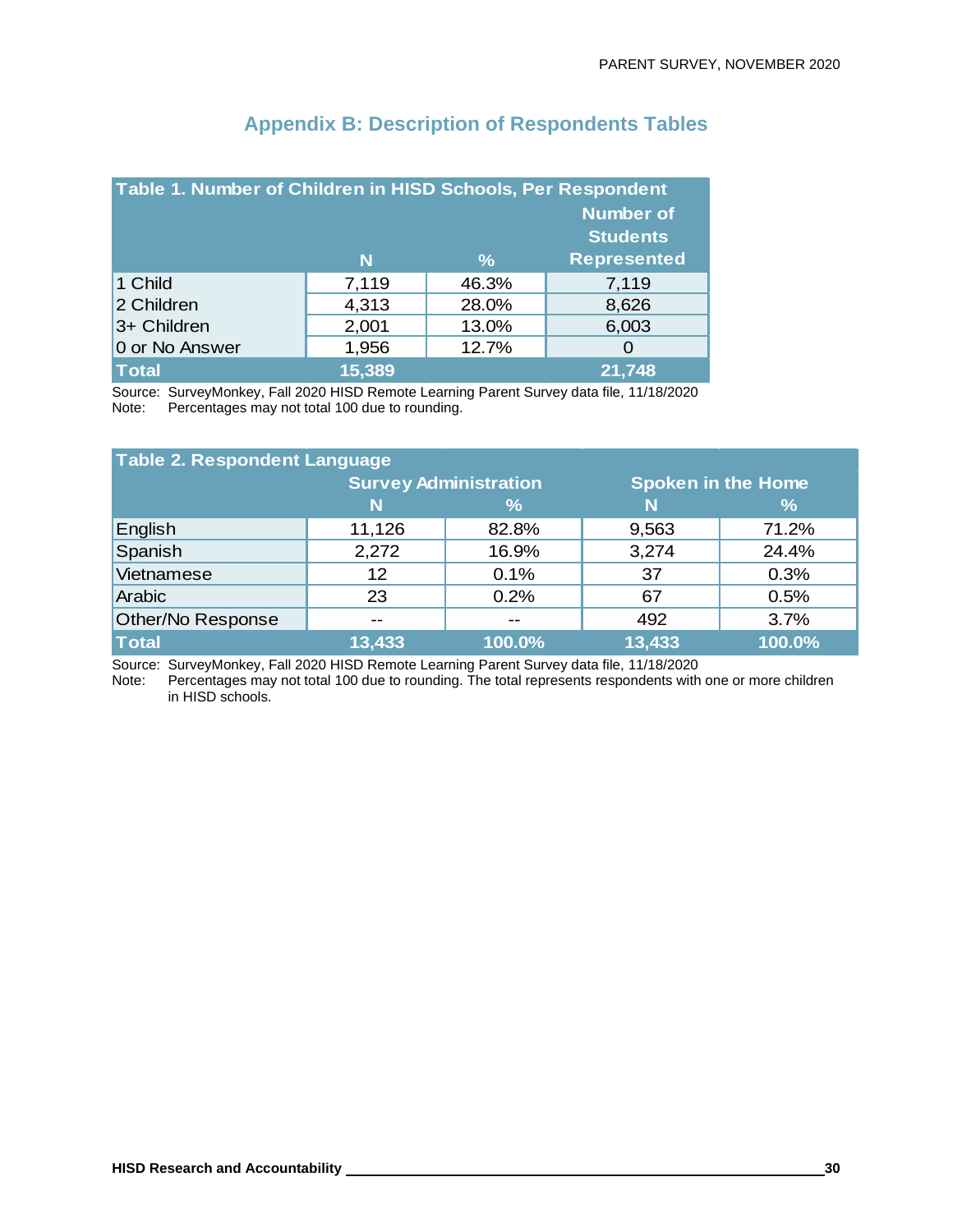## Appendix B: Description of Respondents Tables

| Table 1. Number of Children in HISD Schools, Per Respondent | | | |
|---|---|---|---|
| | N | % | Number of Students Represented |
| 1 Child | 7,119 | 46.3% | 7,119 |
| 2 Children | 4,313 | 28.0% | 8,626 |
| 3+ Children | 2,001 | 13.0% | 6,003 |
| 0 or No Answer | 1,956 | 12.7% | 0 |
| **Total** | **15,389** | | **21,748** |

Source: SurveyMonkey, Fall 2020 HISD Remote Learning Parent Survey data file, 11/18/2020
Note: Percentages may not total 100 due to rounding.

| Table 2. Respondent Language | Survey Administration | | Spoken in the Home | |
|---|---|---|---|---|
| | N | % | N | % |
| English | 11,126 | 82.8% | 9,563 | 71.2% |
| Spanish | 2,272 | 16.9% | 3,274 | 24.4% |
| Vietnamese | 12 | 0.1% | 37 | 0.3% |
| Arabic | 23 | 0.2% | 67 | 0.5% |
| Other/No Response | -- | -- | 492 | 3.7% |
| **Total** | **13,433** | **100.0%** | **13,433** | **100.0%** |

Source: SurveyMonkey, Fall 2020 HISD Remote Learning Parent Survey data file, 11/18/2020
Note: Percentages may not total 100 due to rounding. The total represents respondents with one or more children in HISD schools.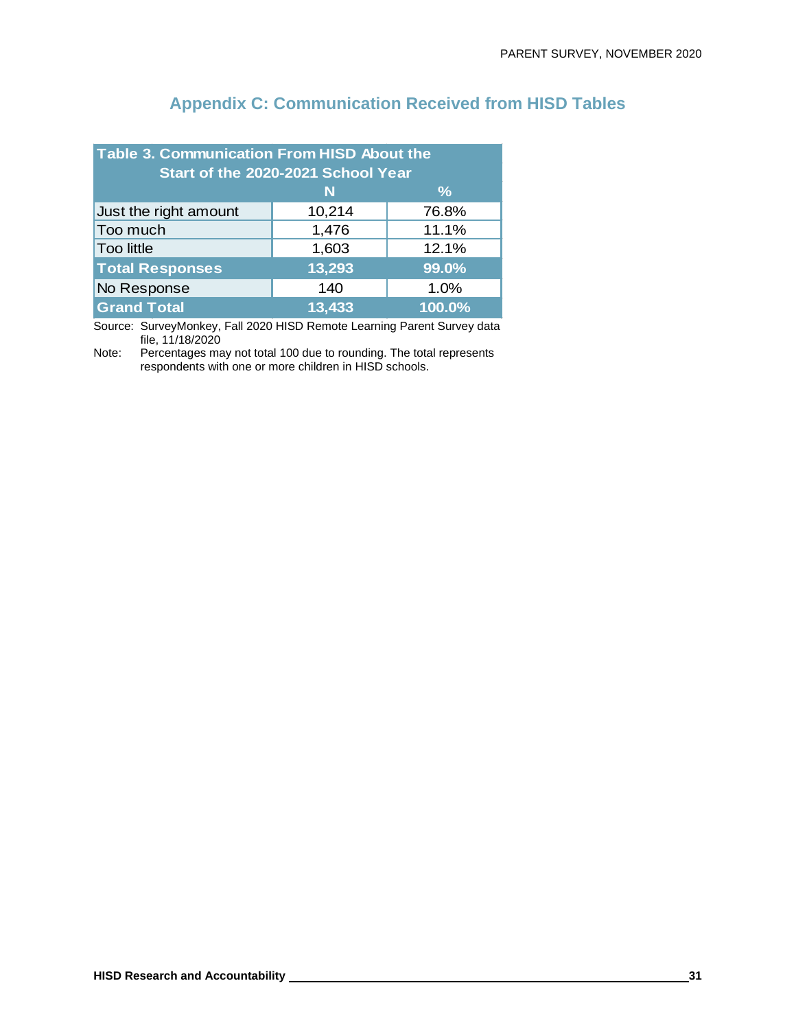# Appendix C: Communication Received from HISD Tables

| Table 3. Communication From HISD About the Start of the 2020-2021 School Year | N | % |
|---|---|---|
| Just the right amount | 10,214 | 76.8% |
| Too much | 1,476 | 11.1% |
| Too little | 1,603 | 12.1% |
| **Total Responses** | **13,293** | **99.0%** |
| No Response | 140 | 1.0% |
| **Grand Total** | **13,433** | **100.0%** |

Source: SurveyMonkey, Fall 2020 HISD Remote Learning Parent Survey data file, 11/18/2020

Note: Percentages may not total 100 due to rounding. The total represents respondents with one or more children in HISD schools.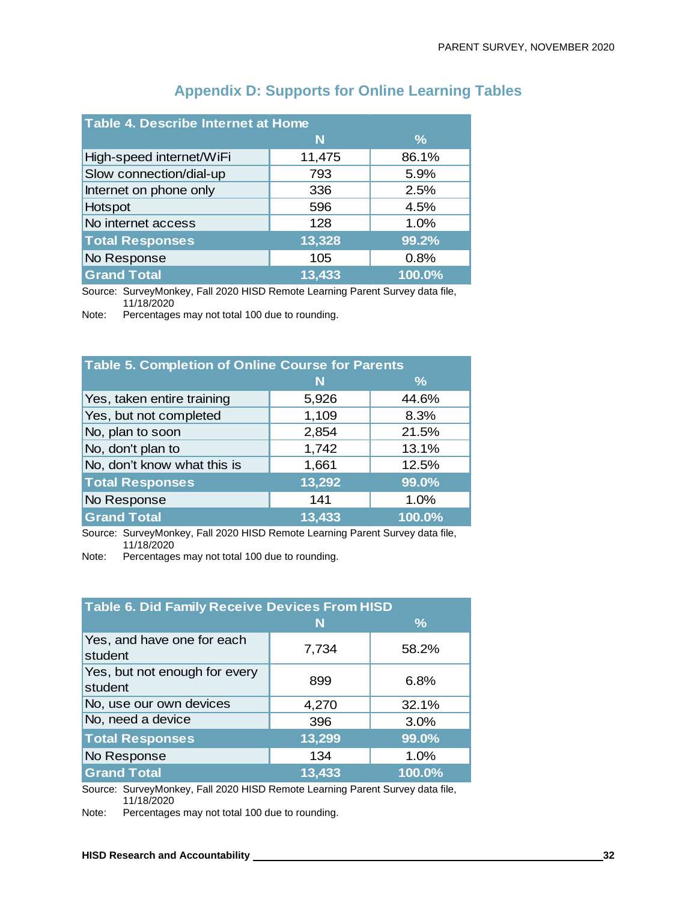## Appendix D: Supports for Online Learning Tables

| Table 4. Describe Internet at Home | N | % |
|---|---|---|
| High-speed internet/WiFi | 11,475 | 86.1% |
| Slow connection/dial-up | 793 | 5.9% |
| Internet on phone only | 336 | 2.5% |
| Hotspot | 596 | 4.5% |
| No internet access | 128 | 1.0% |
| **Total Responses** | **13,328** | **99.2%** |
| No Response | 105 | 0.8% |
| **Grand Total** | **13,433** | **100.0%** |

Source: SurveyMonkey, Fall 2020 HISD Remote Learning Parent Survey data file, 11/18/2020

Note: Percentages may not total 100 due to rounding.

| Table 5. Completion of Online Course for Parents | N | % |
|---|---|---|
| Yes, taken entire training | 5,926 | 44.6% |
| Yes, but not completed | 1,109 | 8.3% |
| No, plan to soon | 2,854 | 21.5% |
| No, don't plan to | 1,742 | 13.1% |
| No, don't know what this is | 1,661 | 12.5% |
| **Total Responses** | **13,292** | **99.0%** |
| No Response | 141 | 1.0% |
| **Grand Total** | **13,433** | **100.0%** |

Source: SurveyMonkey, Fall 2020 HISD Remote Learning Parent Survey data file, 11/18/2020

Note: Percentages may not total 100 due to rounding.

| Table 6. Did Family Receive Devices From HISD | N | % |
|---|---|---|
| Yes, and have one for each student | 7,734 | 58.2% |
| Yes, but not enough for every student | 899 | 6.8% |
| No, use our own devices | 4,270 | 32.1% |
| No, need a device | 396 | 3.0% |
| **Total Responses** | **13,299** | **99.0%** |
| No Response | 134 | 1.0% |
| **Grand Total** | **13,433** | **100.0%** |

Source: SurveyMonkey, Fall 2020 HISD Remote Learning Parent Survey data file, 11/18/2020

Note: Percentages may not total 100 due to rounding.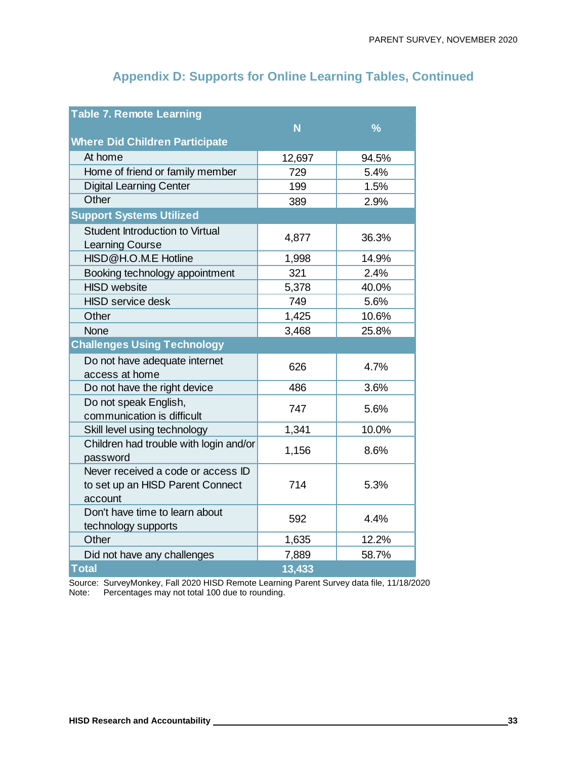## Appendix D: Supports for Online Learning Tables, Continued

| Table 7. Remote Learning | N | % |
|---|---|---|
| **Where Did Children Participate** | | |
| At home | 12,697 | 94.5% |
| Home of friend or family member | 729 | 5.4% |
| Digital Learning Center | 199 | 1.5% |
| Other | 389 | 2.9% |
| **Support Systems Utilized** | | |
| Student Introduction to Virtual Learning Course | 4,877 | 36.3% |
| HISD@H.O.M.E Hotline | 1,998 | 14.9% |
| Booking technology appointment | 321 | 2.4% |
| HISD website | 5,378 | 40.0% |
| HISD service desk | 749 | 5.6% |
| Other | 1,425 | 10.6% |
| None | 3,468 | 25.8% |
| **Challenges Using Technology** | | |
| Do not have adequate internet access at home | 626 | 4.7% |
| Do not have the right device | 486 | 3.6% |
| Do not speak English, communication is difficult | 747 | 5.6% |
| Skill level using technology | 1,341 | 10.0% |
| Children had trouble with login and/or password | 1,156 | 8.6% |
| Never received a code or access ID to set up an HISD Parent Connect account | 714 | 5.3% |
| Don't have time to learn about technology supports | 592 | 4.4% |
| Other | 1,635 | 12.2% |
| Did not have any challenges | 7,889 | 58.7% |
| **Total** | **13,433** | |

Source: SurveyMonkey, Fall 2020 HISD Remote Learning Parent Survey data file, 11/18/2020
Note: Percentages may not total 100 due to rounding.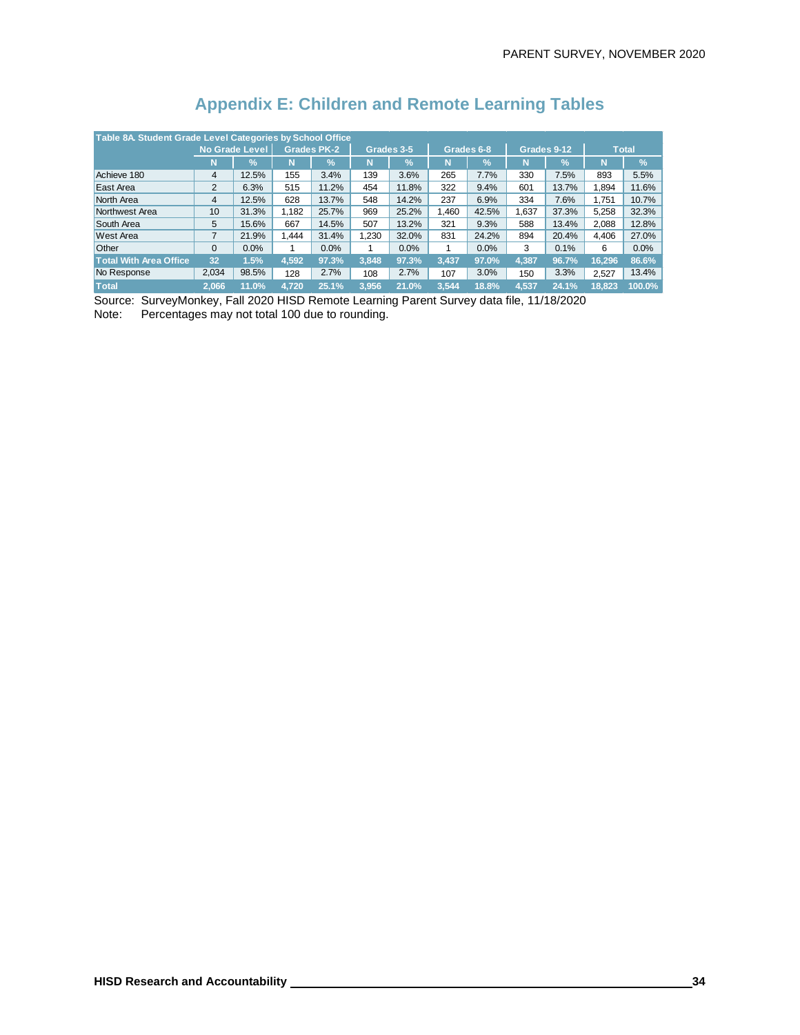# Appendix E: Children and Remote Learning Tables

| Table 8A. Student Grade Level Categories by School Office | No Grade Level | | Grades PK-2 | | Grades 3-5 | | Grades 6-8 | | Grades 9-12 | | Total | |
|---|---|---|---|---|---|---|---|---|---|---|---|---|
| | N | % | N | % | N | % | N | % | N | % | N | % |
| Achieve 180 | 4 | 12.5% | 155 | 3.4% | 139 | 3.6% | 265 | 7.7% | 330 | 7.5% | 893 | 5.5% |
| East Area | 2 | 6.3% | 515 | 11.2% | 454 | 11.8% | 322 | 9.4% | 601 | 13.7% | 1,894 | 11.6% |
| North Area | 4 | 12.5% | 628 | 13.7% | 548 | 14.2% | 237 | 6.9% | 334 | 7.6% | 1,751 | 10.7% |
| Northwest Area | 10 | 31.3% | 1,182 | 25.7% | 969 | 25.2% | 1,460 | 42.5% | 1,637 | 37.3% | 5,258 | 32.3% |
| South Area | 5 | 15.6% | 667 | 14.5% | 507 | 13.2% | 321 | 9.3% | 588 | 13.4% | 2,088 | 12.8% |
| West Area | 7 | 21.9% | 1,444 | 31.4% | 1,230 | 32.0% | 831 | 24.2% | 894 | 20.4% | 4,406 | 27.0% |
| Other | 0 | 0.0% | 1 | 0.0% | 1 | 0.0% | 1 | 0.0% | 3 | 0.1% | 6 | 0.0% |
| **Total With Area Office** | **32** | **1.5%** | **4,592** | **97.3%** | **3,848** | **97.3%** | **3,437** | **97.0%** | **4,387** | **96.7%** | **16,296** | **86.6%** |
| No Response | 2,034 | 98.5% | 128 | 2.7% | 108 | 2.7% | 107 | 3.0% | 150 | 3.3% | 2,527 | 13.4% |
| **Total** | **2,066** | **11.0%** | **4,720** | **25.1%** | **3,956** | **21.0%** | **3,544** | **18.8%** | **4,537** | **24.1%** | **18,823** | **100.0%** |

Source: SurveyMonkey, Fall 2020 HISD Remote Learning Parent Survey data file, 11/18/2020
Note: Percentages may not total 100 due to rounding.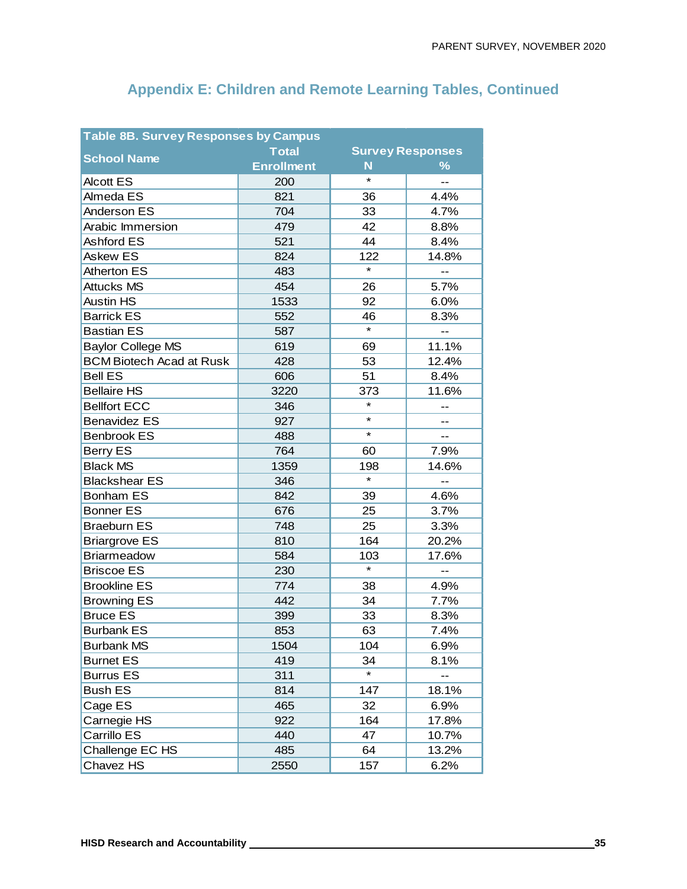## Appendix E: Children and Remote Learning Tables, Continued

| Table 8B. Survey Responses by Campus | | | |
|---|---|---|---|
| School Name | Total Enrollment | Survey Responses | |
| | | N | % |
| Alcott ES | 200 | * | -- |
| Almeda ES | 821 | 36 | 4.4% |
| Anderson ES | 704 | 33 | 4.7% |
| Arabic Immersion | 479 | 42 | 8.8% |
| Ashford ES | 521 | 44 | 8.4% |
| Askew ES | 824 | 122 | 14.8% |
| Atherton ES | 483 | * | -- |
| Attucks MS | 454 | 26 | 5.7% |
| Austin HS | 1533 | 92 | 6.0% |
| Barrick ES | 552 | 46 | 8.3% |
| Bastian ES | 587 | * | -- |
| Baylor College MS | 619 | 69 | 11.1% |
| BCM Biotech Acad at Rusk | 428 | 53 | 12.4% |
| Bell ES | 606 | 51 | 8.4% |
| Bellaire HS | 3220 | 373 | 11.6% |
| Bellfort ECC | 346 | * | -- |
| Benavidez ES | 927 | * | -- |
| Benbrook ES | 488 | * | -- |
| Berry ES | 764 | 60 | 7.9% |
| Black MS | 1359 | 198 | 14.6% |
| Blackshear ES | 346 | * | -- |
| Bonham ES | 842 | 39 | 4.6% |
| Bonner ES | 676 | 25 | 3.7% |
| Braeburn ES | 748 | 25 | 3.3% |
| Briargrove ES | 810 | 164 | 20.2% |
| Briarmeadow | 584 | 103 | 17.6% |
| Briscoe ES | 230 | * | -- |
| Brookline ES | 774 | 38 | 4.9% |
| Browning ES | 442 | 34 | 7.7% |
| Bruce ES | 399 | 33 | 8.3% |
| Burbank ES | 853 | 63 | 7.4% |
| Burbank MS | 1504 | 104 | 6.9% |
| Burnet ES | 419 | 34 | 8.1% |
| Burrus ES | 311 | * | -- |
| Bush ES | 814 | 147 | 18.1% |
| Cage ES | 465 | 32 | 6.9% |
| Carnegie HS | 922 | 164 | 17.8% |
| Carrillo ES | 440 | 47 | 10.7% |
| Challenge EC HS | 485 | 64 | 13.2% |
| Chavez HS | 2550 | 157 | 6.2% |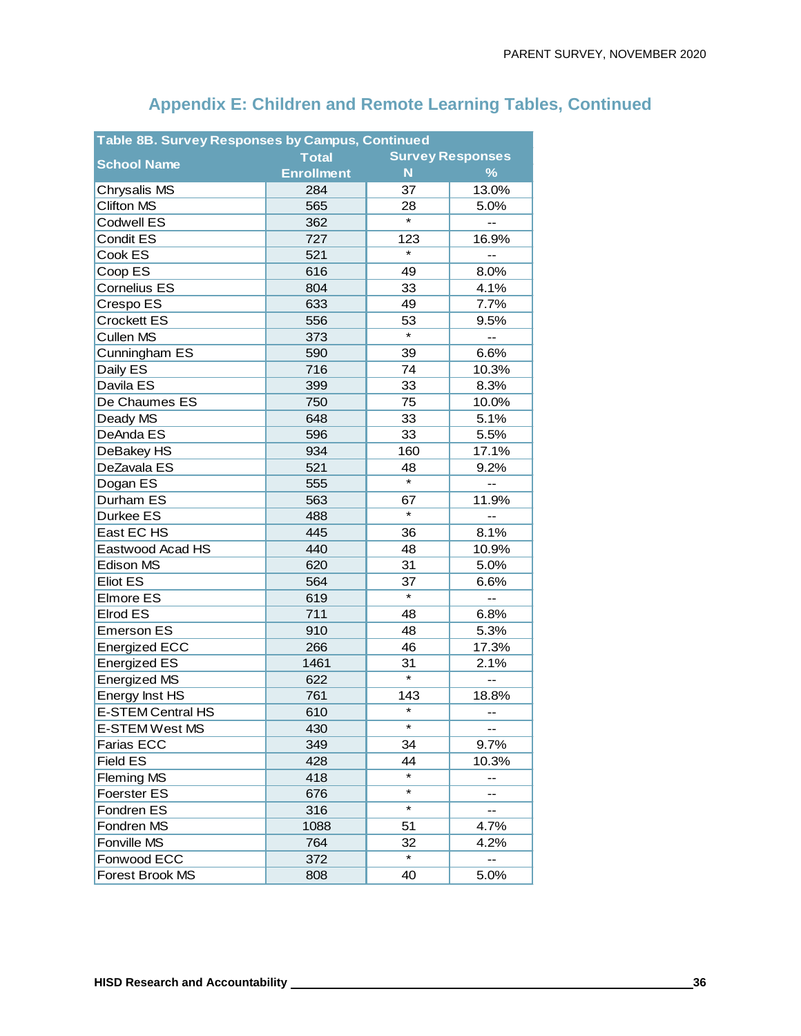## Appendix E: Children and Remote Learning Tables, Continued

| Table 8B. Survey Responses by Campus, Continued | | | |
|---|---|---|---|
| School Name | Total Enrollment | Survey Responses | |
| | | N | % |
| Chrysalis MS | 284 | 37 | 13.0% |
| Clifton MS | 565 | 28 | 5.0% |
| Codwell ES | 362 | * | -- |
| Condit ES | 727 | 123 | 16.9% |
| Cook ES | 521 | * | -- |
| Coop ES | 616 | 49 | 8.0% |
| Cornelius ES | 804 | 33 | 4.1% |
| Crespo ES | 633 | 49 | 7.7% |
| Crockett ES | 556 | 53 | 9.5% |
| Cullen MS | 373 | * | -- |
| Cunningham ES | 590 | 39 | 6.6% |
| Daily ES | 716 | 74 | 10.3% |
| Davila ES | 399 | 33 | 8.3% |
| De Chaumes ES | 750 | 75 | 10.0% |
| Deady MS | 648 | 33 | 5.1% |
| DeAnda ES | 596 | 33 | 5.5% |
| DeBakey HS | 934 | 160 | 17.1% |
| DeZavala ES | 521 | 48 | 9.2% |
| Dogan ES | 555 | * | -- |
| Durham ES | 563 | 67 | 11.9% |
| Durkee ES | 488 | * | -- |
| East EC HS | 445 | 36 | 8.1% |
| Eastwood Acad HS | 440 | 48 | 10.9% |
| Edison MS | 620 | 31 | 5.0% |
| Eliot ES | 564 | 37 | 6.6% |
| Elmore ES | 619 | * | -- |
| Elrod ES | 711 | 48 | 6.8% |
| Emerson ES | 910 | 48 | 5.3% |
| Energized ECC | 266 | 46 | 17.3% |
| Energized ES | 1461 | 31 | 2.1% |
| Energized MS | 622 | * | -- |
| Energy Inst HS | 761 | 143 | 18.8% |
| E-STEM Central HS | 610 | * | -- |
| E-STEM West MS | 430 | * | -- |
| Farias ECC | 349 | 34 | 9.7% |
| Field ES | 428 | 44 | 10.3% |
| Fleming MS | 418 | * | -- |
| Foerster ES | 676 | * | -- |
| Fondren ES | 316 | * | -- |
| Fondren MS | 1088 | 51 | 4.7% |
| Fonville MS | 764 | 32 | 4.2% |
| Fonwood ECC | 372 | * | -- |
| Forest Brook MS | 808 | 40 | 5.0% |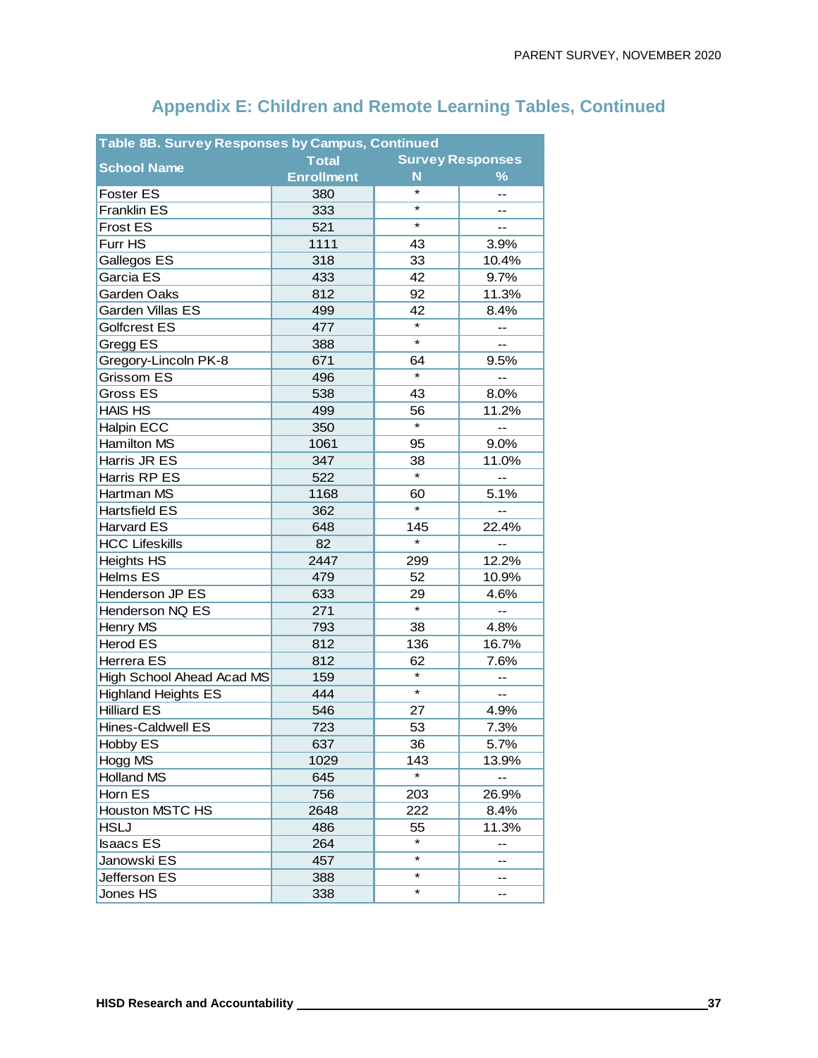## Appendix E: Children and Remote Learning Tables, Continued

| Table 8B. Survey Responses by Campus, Continued | | | |
|---|---|---|---|
| School Name | Total Enrollment | Survey Responses | |
| | | N | % |
| Foster ES | 380 | * | -- |
| Franklin ES | 333 | * | -- |
| Frost ES | 521 | * | -- |
| Furr HS | 1111 | 43 | 3.9% |
| Gallegos ES | 318 | 33 | 10.4% |
| Garcia ES | 433 | 42 | 9.7% |
| Garden Oaks | 812 | 92 | 11.3% |
| Garden Villas ES | 499 | 42 | 8.4% |
| Golfcrest ES | 477 | * | -- |
| Gregg ES | 388 | * | -- |
| Gregory-Lincoln PK-8 | 671 | 64 | 9.5% |
| Grissom ES | 496 | * | -- |
| Gross ES | 538 | 43 | 8.0% |
| HAIS HS | 499 | 56 | 11.2% |
| Halpin ECC | 350 | * | -- |
| Hamilton MS | 1061 | 95 | 9.0% |
| Harris JR ES | 347 | 38 | 11.0% |
| Harris RP ES | 522 | * | -- |
| Hartman MS | 1168 | 60 | 5.1% |
| Hartsfield ES | 362 | * | -- |
| Harvard ES | 648 | 145 | 22.4% |
| HCC Lifeskills | 82 | * | -- |
| Heights HS | 2447 | 299 | 12.2% |
| Helms ES | 479 | 52 | 10.9% |
| Henderson JP ES | 633 | 29 | 4.6% |
| Henderson NQ ES | 271 | * | -- |
| Henry MS | 793 | 38 | 4.8% |
| Herod ES | 812 | 136 | 16.7% |
| Herrera ES | 812 | 62 | 7.6% |
| High School Ahead Acad MS | 159 | * | -- |
| Highland Heights ES | 444 | * | -- |
| Hilliard ES | 546 | 27 | 4.9% |
| Hines-Caldwell ES | 723 | 53 | 7.3% |
| Hobby ES | 637 | 36 | 5.7% |
| Hogg MS | 1029 | 143 | 13.9% |
| Holland MS | 645 | * | -- |
| Horn ES | 756 | 203 | 26.9% |
| Houston MSTC HS | 2648 | 222 | 8.4% |
| HSLJ | 486 | 55 | 11.3% |
| Isaacs ES | 264 | * | -- |
| Janowski ES | 457 | * | -- |
| Jefferson ES | 388 | * | -- |
| Jones HS | 338 | * | -- |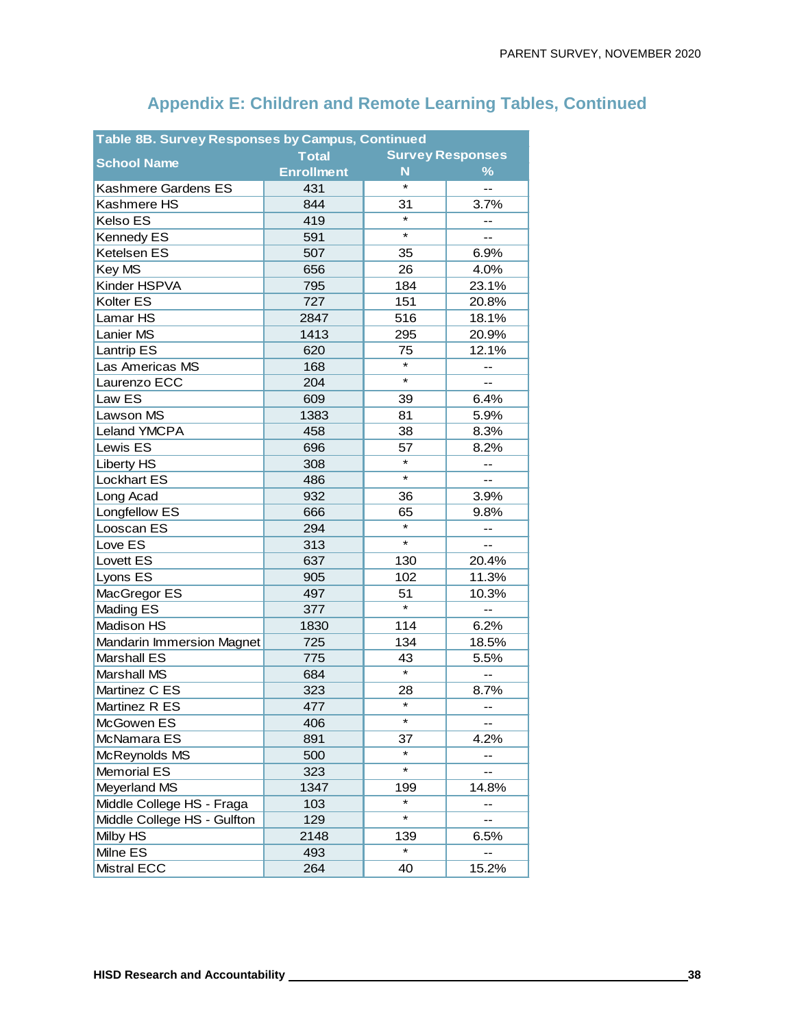## Appendix E: Children and Remote Learning Tables, Continued

| Table 8B. Survey Responses by Campus, Continued | | | |
|---|---|---|---|
| School Name | Total Enrollment | Survey Responses | |
| | | N | % |
| Kashmere Gardens ES | 431 | * | -- |
| Kashmere HS | 844 | 31 | 3.7% |
| Kelso ES | 419 | * | -- |
| Kennedy ES | 591 | * | -- |
| Ketelsen ES | 507 | 35 | 6.9% |
| Key MS | 656 | 26 | 4.0% |
| Kinder HSPVA | 795 | 184 | 23.1% |
| Kolter ES | 727 | 151 | 20.8% |
| Lamar HS | 2847 | 516 | 18.1% |
| Lanier MS | 1413 | 295 | 20.9% |
| Lantrip ES | 620 | 75 | 12.1% |
| Las Americas MS | 168 | * | -- |
| Laurenzo ECC | 204 | * | -- |
| Law ES | 609 | 39 | 6.4% |
| Lawson MS | 1383 | 81 | 5.9% |
| Leland YMCPA | 458 | 38 | 8.3% |
| Lewis ES | 696 | 57 | 8.2% |
| Liberty HS | 308 | * | -- |
| Lockhart ES | 486 | * | -- |
| Long Acad | 932 | 36 | 3.9% |
| Longfellow ES | 666 | 65 | 9.8% |
| Looscan ES | 294 | * | -- |
| Love ES | 313 | * | -- |
| Lovett ES | 637 | 130 | 20.4% |
| Lyons ES | 905 | 102 | 11.3% |
| MacGregor ES | 497 | 51 | 10.3% |
| Mading ES | 377 | * | -- |
| Madison HS | 1830 | 114 | 6.2% |
| Mandarin Immersion Magnet | 725 | 134 | 18.5% |
| Marshall ES | 775 | 43 | 5.5% |
| Marshall MS | 684 | * | -- |
| Martinez C ES | 323 | 28 | 8.7% |
| Martinez R ES | 477 | * | -- |
| McGowen ES | 406 | * | -- |
| McNamara ES | 891 | 37 | 4.2% |
| McReynolds MS | 500 | * | -- |
| Memorial ES | 323 | * | -- |
| Meyerland MS | 1347 | 199 | 14.8% |
| Middle College HS - Fraga | 103 | * | -- |
| Middle College HS - Gulfton | 129 | * | -- |
| Milby HS | 2148 | 139 | 6.5% |
| Milne ES | 493 | * | -- |
| Mistral ECC | 264 | 40 | 15.2% |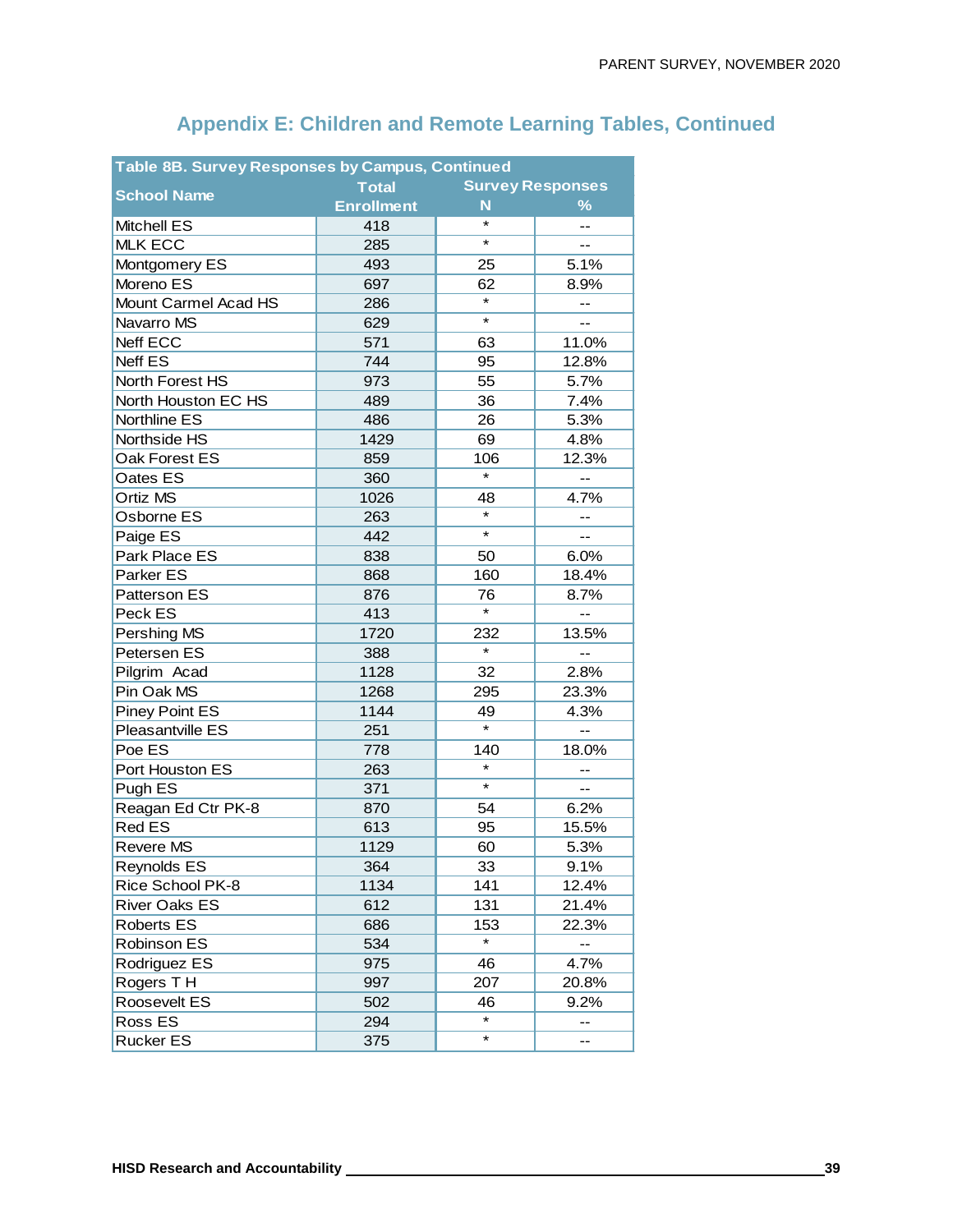## Appendix E: Children and Remote Learning Tables, Continued

| Table 8B. Survey Responses by Campus, Continued | | | |
|---|---|---|---|
| School Name | Total Enrollment | Survey Responses | |
| | | N | % |
| Mitchell ES | 418 | * | -- |
| MLK ECC | 285 | * | -- |
| Montgomery ES | 493 | 25 | 5.1% |
| Moreno ES | 697 | 62 | 8.9% |
| Mount Carmel Acad HS | 286 | * | -- |
| Navarro MS | 629 | * | -- |
| Neff ECC | 571 | 63 | 11.0% |
| Neff ES | 744 | 95 | 12.8% |
| North Forest HS | 973 | 55 | 5.7% |
| North Houston EC HS | 489 | 36 | 7.4% |
| Northline ES | 486 | 26 | 5.3% |
| Northside HS | 1429 | 69 | 4.8% |
| Oak Forest ES | 859 | 106 | 12.3% |
| Oates ES | 360 | * | -- |
| Ortiz MS | 1026 | 48 | 4.7% |
| Osborne ES | 263 | * | -- |
| Paige ES | 442 | * | -- |
| Park Place ES | 838 | 50 | 6.0% |
| Parker ES | 868 | 160 | 18.4% |
| Patterson ES | 876 | 76 | 8.7% |
| Peck ES | 413 | * | -- |
| Pershing MS | 1720 | 232 | 13.5% |
| Petersen ES | 388 | * | -- |
| Pilgrim Acad | 1128 | 32 | 2.8% |
| Pin Oak MS | 1268 | 295 | 23.3% |
| Piney Point ES | 1144 | 49 | 4.3% |
| Pleasantville ES | 251 | * | -- |
| Poe ES | 778 | 140 | 18.0% |
| Port Houston ES | 263 | * | -- |
| Pugh ES | 371 | * | -- |
| Reagan Ed Ctr PK-8 | 870 | 54 | 6.2% |
| Red ES | 613 | 95 | 15.5% |
| Revere MS | 1129 | 60 | 5.3% |
| Reynolds ES | 364 | 33 | 9.1% |
| Rice School PK-8 | 1134 | 141 | 12.4% |
| River Oaks ES | 612 | 131 | 21.4% |
| Roberts ES | 686 | 153 | 22.3% |
| Robinson ES | 534 | * | -- |
| Rodriguez ES | 975 | 46 | 4.7% |
| Rogers T H | 997 | 207 | 20.8% |
| Roosevelt ES | 502 | 46 | 9.2% |
| Ross ES | 294 | * | -- |
| Rucker ES | 375 | * | -- |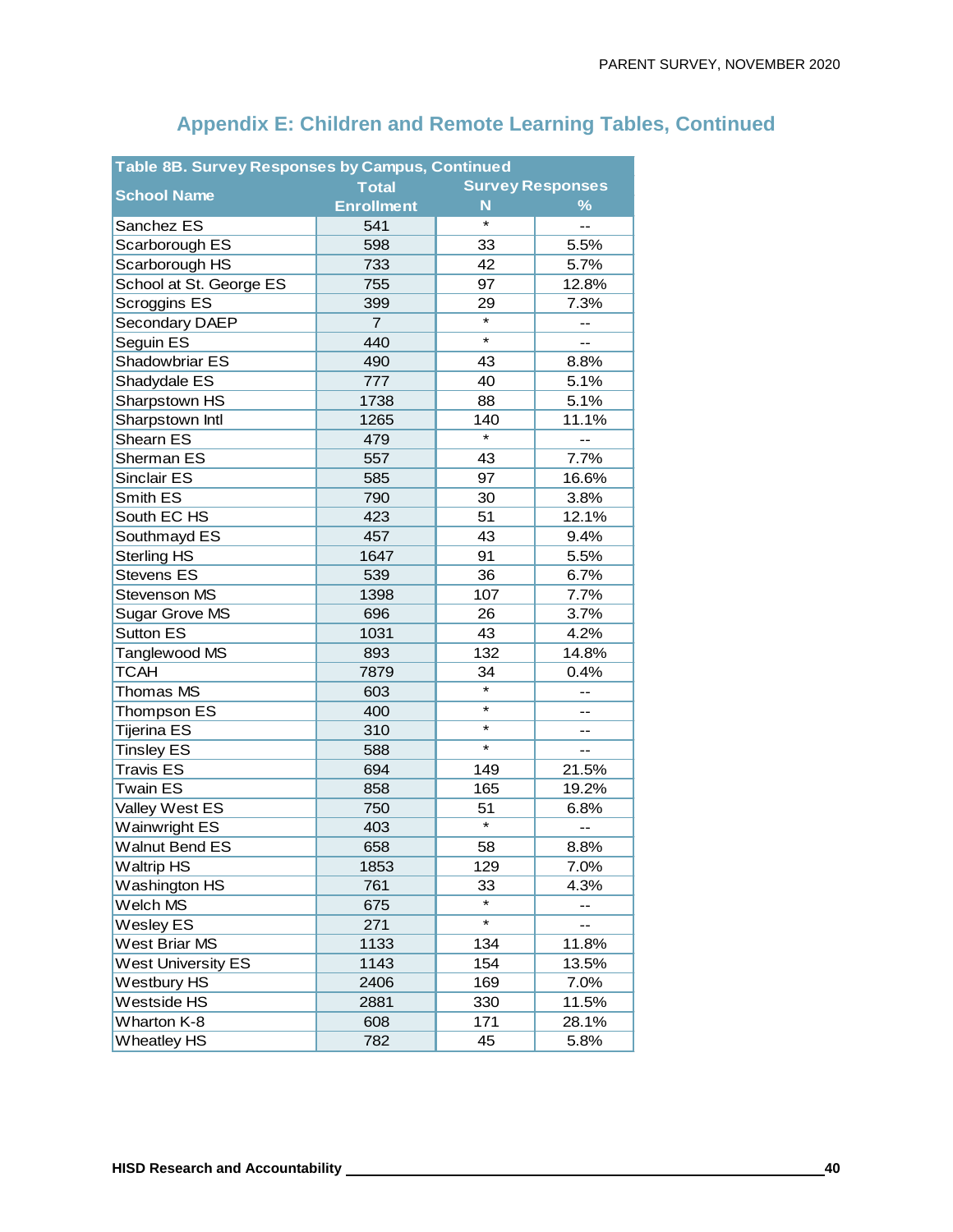## Appendix E: Children and Remote Learning Tables, Continued

| Table 8B. Survey Responses by Campus, Continued | | | |
|---|---|---|---|
| School Name | Total Enrollment | Survey Responses | |
| | | N | % |
| Sanchez ES | 541 | * | -- |
| Scarborough ES | 598 | 33 | 5.5% |
| Scarborough HS | 733 | 42 | 5.7% |
| School at St. George ES | 755 | 97 | 12.8% |
| Scroggins ES | 399 | 29 | 7.3% |
| Secondary DAEP | 7 | * | -- |
| Seguin ES | 440 | * | -- |
| Shadowbriar ES | 490 | 43 | 8.8% |
| Shadydale ES | 777 | 40 | 5.1% |
| Sharpstown HS | 1738 | 88 | 5.1% |
| Sharpstown Intl | 1265 | 140 | 11.1% |
| Shearn ES | 479 | * | -- |
| Sherman ES | 557 | 43 | 7.7% |
| Sinclair ES | 585 | 97 | 16.6% |
| Smith ES | 790 | 30 | 3.8% |
| South EC HS | 423 | 51 | 12.1% |
| Southmayd ES | 457 | 43 | 9.4% |
| Sterling HS | 1647 | 91 | 5.5% |
| Stevens ES | 539 | 36 | 6.7% |
| Stevenson MS | 1398 | 107 | 7.7% |
| Sugar Grove MS | 696 | 26 | 3.7% |
| Sutton ES | 1031 | 43 | 4.2% |
| Tanglewood MS | 893 | 132 | 14.8% |
| TCAH | 7879 | 34 | 0.4% |
| Thomas MS | 603 | * | -- |
| Thompson ES | 400 | * | -- |
| Tijerina ES | 310 | * | -- |
| Tinsley ES | 588 | * | -- |
| Travis ES | 694 | 149 | 21.5% |
| Twain ES | 858 | 165 | 19.2% |
| Valley West ES | 750 | 51 | 6.8% |
| Wainwright ES | 403 | * | -- |
| Walnut Bend ES | 658 | 58 | 8.8% |
| Waltrip HS | 1853 | 129 | 7.0% |
| Washington HS | 761 | 33 | 4.3% |
| Welch MS | 675 | * | -- |
| Wesley ES | 271 | * | -- |
| West Briar MS | 1133 | 134 | 11.8% |
| West University ES | 1143 | 154 | 13.5% |
| Westbury HS | 2406 | 169 | 7.0% |
| Westside HS | 2881 | 330 | 11.5% |
| Wharton K-8 | 608 | 171 | 28.1% |
| Wheatley HS | 782 | 45 | 5.8% |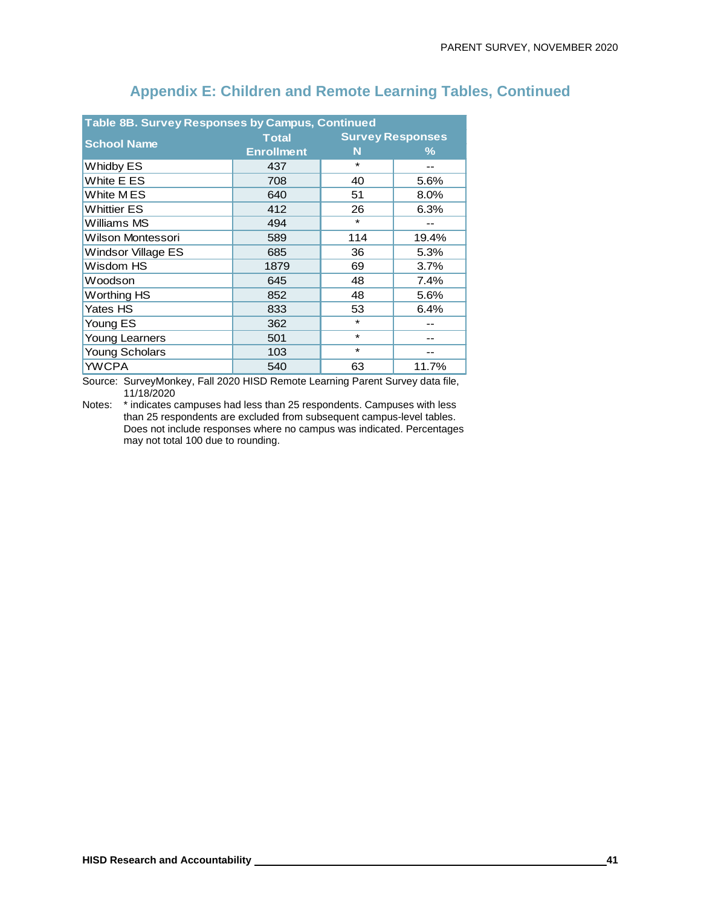## Appendix E: Children and Remote Learning Tables, Continued

| Table 8B. Survey Responses by Campus, Continued | | | |
|---|---|---|---|
| School Name | Total Enrollment | Survey Responses | |
| | | N | % |
| Whidby ES | 437 | * | -- |
| White E ES | 708 | 40 | 5.6% |
| White M ES | 640 | 51 | 8.0% |
| Whittier ES | 412 | 26 | 6.3% |
| Williams MS | 494 | * | -- |
| Wilson Montessori | 589 | 114 | 19.4% |
| Windsor Village ES | 685 | 36 | 5.3% |
| Wisdom HS | 1879 | 69 | 3.7% |
| Woodson | 645 | 48 | 7.4% |
| Worthing HS | 852 | 48 | 5.6% |
| Yates HS | 833 | 53 | 6.4% |
| Young ES | 362 | * | -- |
| Young Learners | 501 | * | -- |
| Young Scholars | 103 | * | -- |
| YWCPA | 540 | 63 | 11.7% |

Source: SurveyMonkey, Fall 2020 HISD Remote Learning Parent Survey data file, 11/18/2020

Notes: * indicates campuses had less than 25 respondents. Campuses with less than 25 respondents are excluded from subsequent campus-level tables. Does not include responses where no campus was indicated. Percentages may not total 100 due to rounding.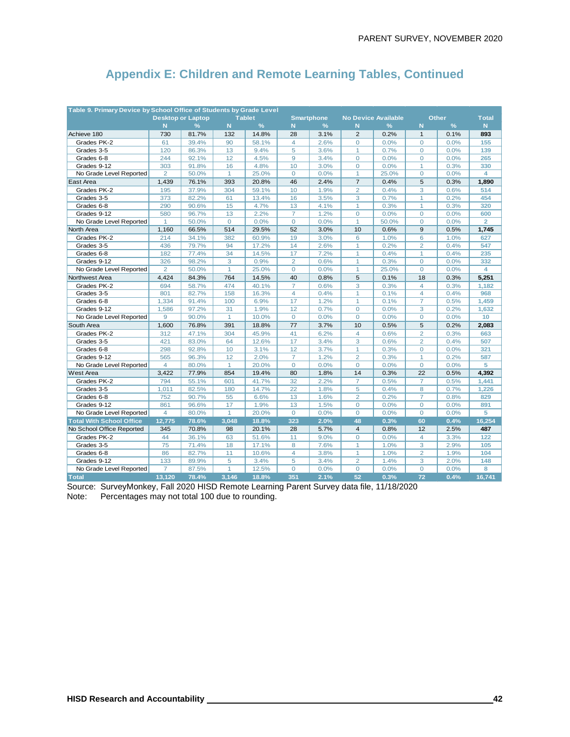## Appendix E: Children and Remote Learning Tables, Continued

| Table 9. Primary Device by School Office of Students by Grade Level | Desktop or Laptop | | Tablet | | Smartphone | | No Device Available | | Other | | Total |
|---|---|---|---|---|---|---|---|---|---|---|---|
| | N | % | N | % | N | % | N | % | N | % | N |
| Achieve 180 | 730 | 81.7% | 132 | 14.8% | 28 | 3.1% | 2 | 0.2% | 1 | 0.1% | 893 |
| Grades PK-2 | 61 | 39.4% | 90 | 58.1% | 4 | 2.6% | 0 | 0.0% | 0 | 0.0% | 155 |
| Grades 3-5 | 120 | 86.3% | 13 | 9.4% | 5 | 3.6% | 1 | 0.7% | 0 | 0.0% | 139 |
| Grades 6-8 | 244 | 92.1% | 12 | 4.5% | 9 | 3.4% | 0 | 0.0% | 0 | 0.0% | 265 |
| Grades 9-12 | 303 | 91.8% | 16 | 4.8% | 10 | 3.0% | 0 | 0.0% | 1 | 0.3% | 330 |
| No Grade Level Reported | 2 | 50.0% | 1 | 25.0% | 0 | 0.0% | 1 | 25.0% | 0 | 0.0% | 4 |
| East Area | 1,439 | 76.1% | 393 | 20.8% | 46 | 2.4% | 7 | 0.4% | 5 | 0.3% | 1,890 |
| Grades PK-2 | 195 | 37.9% | 304 | 59.1% | 10 | 1.9% | 2 | 0.4% | 3 | 0.6% | 514 |
| Grades 3-5 | 373 | 82.2% | 61 | 13.4% | 16 | 3.5% | 3 | 0.7% | 1 | 0.2% | 454 |
| Grades 6-8 | 290 | 90.6% | 15 | 4.7% | 13 | 4.1% | 1 | 0.3% | 1 | 0.3% | 320 |
| Grades 9-12 | 580 | 96.7% | 13 | 2.2% | 7 | 1.2% | 0 | 0.0% | 0 | 0.0% | 600 |
| No Grade Level Reported | 1 | 50.0% | 0 | 0.0% | 0 | 0.0% | 1 | 50.0% | 0 | 0.0% | 2 |
| North Area | 1,160 | 66.5% | 514 | 29.5% | 52 | 3.0% | 10 | 0.6% | 9 | 0.5% | 1,745 |
| Grades PK-2 | 214 | 34.1% | 382 | 60.9% | 19 | 3.0% | 6 | 1.0% | 6 | 1.0% | 627 |
| Grades 3-5 | 436 | 79.7% | 94 | 17.2% | 14 | 2.6% | 1 | 0.2% | 2 | 0.4% | 547 |
| Grades 6-8 | 182 | 77.4% | 34 | 14.5% | 17 | 7.2% | 1 | 0.4% | 1 | 0.4% | 235 |
| Grades 9-12 | 326 | 98.2% | 3 | 0.9% | 2 | 0.6% | 1 | 0.3% | 0 | 0.0% | 332 |
| No Grade Level Reported | 2 | 50.0% | 1 | 25.0% | 0 | 0.0% | 1 | 25.0% | 0 | 0.0% | 4 |
| Northwest Area | 4,424 | 84.3% | 764 | 14.5% | 40 | 0.8% | 5 | 0.1% | 18 | 0.3% | 5,251 |
| Grades PK-2 | 694 | 58.7% | 474 | 40.1% | 7 | 0.6% | 3 | 0.3% | 4 | 0.3% | 1,182 |
| Grades 3-5 | 801 | 82.7% | 158 | 16.3% | 4 | 0.4% | 1 | 0.1% | 4 | 0.4% | 968 |
| Grades 6-8 | 1,334 | 91.4% | 100 | 6.9% | 17 | 1.2% | 1 | 0.1% | 7 | 0.5% | 1,459 |
| Grades 9-12 | 1,586 | 97.2% | 31 | 1.9% | 12 | 0.7% | 0 | 0.0% | 3 | 0.2% | 1,632 |
| No Grade Level Reported | 9 | 90.0% | 1 | 10.0% | 0 | 0.0% | 0 | 0.0% | 0 | 0.0% | 10 |
| South Area | 1,600 | 76.8% | 391 | 18.8% | 77 | 3.7% | 10 | 0.5% | 5 | 0.2% | 2,083 |
| Grades PK-2 | 312 | 47.1% | 304 | 45.9% | 41 | 6.2% | 4 | 0.6% | 2 | 0.3% | 663 |
| Grades 3-5 | 421 | 83.0% | 64 | 12.6% | 17 | 3.4% | 3 | 0.6% | 2 | 0.4% | 507 |
| Grades 6-8 | 298 | 92.8% | 10 | 3.1% | 12 | 3.7% | 1 | 0.3% | 0 | 0.0% | 321 |
| Grades 9-12 | 565 | 96.3% | 12 | 2.0% | 7 | 1.2% | 2 | 0.3% | 1 | 0.2% | 587 |
| No Grade Level Reported | 4 | 80.0% | 1 | 20.0% | 0 | 0.0% | 0 | 0.0% | 0 | 0.0% | 5 |
| West Area | 3,422 | 77.9% | 854 | 19.4% | 80 | 1.8% | 14 | 0.3% | 22 | 0.5% | 4,392 |
| Grades PK-2 | 794 | 55.1% | 601 | 41.7% | 32 | 2.2% | 7 | 0.5% | 7 | 0.5% | 1,441 |
| Grades 3-5 | 1,011 | 82.5% | 180 | 14.7% | 22 | 1.8% | 5 | 0.4% | 8 | 0.7% | 1,226 |
| Grades 6-8 | 752 | 90.7% | 55 | 6.6% | 13 | 1.6% | 2 | 0.2% | 7 | 0.8% | 829 |
| Grades 9-12 | 861 | 96.6% | 17 | 1.9% | 13 | 1.5% | 0 | 0.0% | 0 | 0.0% | 891 |
| No Grade Level Reported | 4 | 80.0% | 1 | 20.0% | 0 | 0.0% | 0 | 0.0% | 0 | 0.0% | 5 |
| **Total With School Office** | **12,775** | **78.6%** | **3,048** | **18.8%** | **323** | **2.0%** | **48** | **0.3%** | **60** | **0.4%** | **16,254** |
| No School Office Reported | 345 | 70.8% | 98 | 20.1% | 28 | 5.7% | 4 | 0.8% | 12 | 2.5% | 487 |
| Grades PK-2 | 44 | 36.1% | 63 | 51.6% | 11 | 9.0% | 0 | 0.0% | 4 | 3.3% | 122 |
| Grades 3-5 | 75 | 71.4% | 18 | 17.1% | 8 | 7.6% | 1 | 1.0% | 3 | 2.9% | 105 |
| Grades 6-8 | 86 | 82.7% | 11 | 10.6% | 4 | 3.8% | 1 | 1.0% | 2 | 1.9% | 104 |
| Grades 9-12 | 133 | 89.9% | 5 | 3.4% | 5 | 3.4% | 2 | 1.4% | 3 | 2.0% | 148 |
| No Grade Level Reported | 7 | 87.5% | 1 | 12.5% | 0 | 0.0% | 0 | 0.0% | 0 | 0.0% | 8 |
| **Total** | **13,120** | **78.4%** | **3,146** | **18.8%** | **351** | **2.1%** | **52** | **0.3%** | **72** | **0.4%** | **16,741** |

Source: SurveyMonkey, Fall 2020 HISD Remote Learning Parent Survey data file, 11/18/2020
Note: Percentages may not total 100 due to rounding.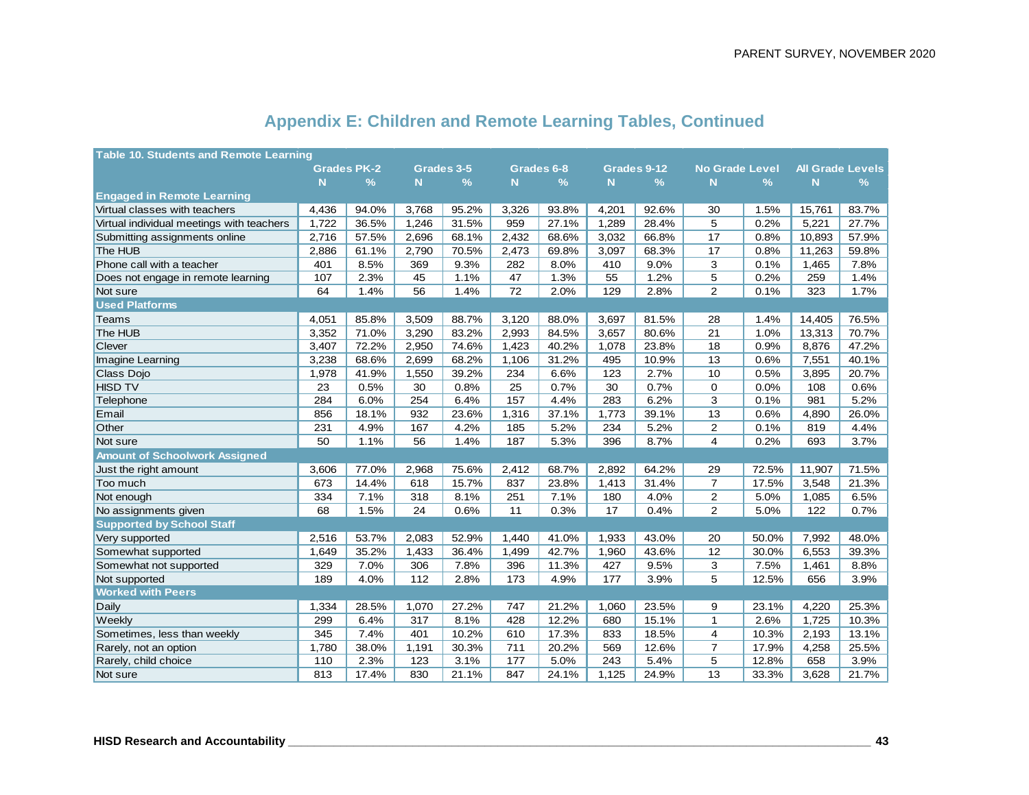## Appendix E: Children and Remote Learning Tables, Continued

| Table 10. Students and Remote Learning | Grades PK-2 | | Grades 3-5 | | Grades 6-8 | | Grades 9-12 | | No Grade Level | | All Grade Levels | |
|---|---|---|---|---|---|---|---|---|---|---|---|---|
| | N | % | N | % | N | % | N | % | N | % | N | % |
| **Engaged in Remote Learning** | | | | | | | | | | | | |
| Virtual classes with teachers | 4,436 | 94.0% | 3,768 | 95.2% | 3,326 | 93.8% | 4,201 | 92.6% | 30 | 1.5% | 15,761 | 83.7% |
| Virtual individual meetings with teachers | 1,722 | 36.5% | 1,246 | 31.5% | 959 | 27.1% | 1,289 | 28.4% | 5 | 0.2% | 5,221 | 27.7% |
| Submitting assignments online | 2,716 | 57.5% | 2,696 | 68.1% | 2,432 | 68.6% | 3,032 | 66.8% | 17 | 0.8% | 10,893 | 57.9% |
| The HUB | 2,886 | 61.1% | 2,790 | 70.5% | 2,473 | 69.8% | 3,097 | 68.3% | 17 | 0.8% | 11,263 | 59.8% |
| Phone call with a teacher | 401 | 8.5% | 369 | 9.3% | 282 | 8.0% | 410 | 9.0% | 3 | 0.1% | 1,465 | 7.8% |
| Does not engage in remote learning | 107 | 2.3% | 45 | 1.1% | 47 | 1.3% | 55 | 1.2% | 5 | 0.2% | 259 | 1.4% |
| Not sure | 64 | 1.4% | 56 | 1.4% | 72 | 2.0% | 129 | 2.8% | 2 | 0.1% | 323 | 1.7% |
| **Used Platforms** | | | | | | | | | | | | |
| Teams | 4,051 | 85.8% | 3,509 | 88.7% | 3,120 | 88.0% | 3,697 | 81.5% | 28 | 1.4% | 14,405 | 76.5% |
| The HUB | 3,352 | 71.0% | 3,290 | 83.2% | 2,993 | 84.5% | 3,657 | 80.6% | 21 | 1.0% | 13,313 | 70.7% |
| Clever | 3,407 | 72.2% | 2,950 | 74.6% | 1,423 | 40.2% | 1,078 | 23.8% | 18 | 0.9% | 8,876 | 47.2% |
| Imagine Learning | 3,238 | 68.6% | 2,699 | 68.2% | 1,106 | 31.2% | 495 | 10.9% | 13 | 0.6% | 7,551 | 40.1% |
| Class Dojo | 1,978 | 41.9% | 1,550 | 39.2% | 234 | 6.6% | 123 | 2.7% | 10 | 0.5% | 3,895 | 20.7% |
| HISD TV | 23 | 0.5% | 30 | 0.8% | 25 | 0.7% | 30 | 0.7% | 0 | 0.0% | 108 | 0.6% |
| Telephone | 284 | 6.0% | 254 | 6.4% | 157 | 4.4% | 283 | 6.2% | 3 | 0.1% | 981 | 5.2% |
| Email | 856 | 18.1% | 932 | 23.6% | 1,316 | 37.1% | 1,773 | 39.1% | 13 | 0.6% | 4,890 | 26.0% |
| Other | 231 | 4.9% | 167 | 4.2% | 185 | 5.2% | 234 | 5.2% | 2 | 0.1% | 819 | 4.4% |
| Not sure | 50 | 1.1% | 56 | 1.4% | 187 | 5.3% | 396 | 8.7% | 4 | 0.2% | 693 | 3.7% |
| **Amount of Schoolwork Assigned** | | | | | | | | | | | | |
| Just the right amount | 3,606 | 77.0% | 2,968 | 75.6% | 2,412 | 68.7% | 2,892 | 64.2% | 29 | 72.5% | 11,907 | 71.5% |
| Too much | 673 | 14.4% | 618 | 15.7% | 837 | 23.8% | 1,413 | 31.4% | 7 | 17.5% | 3,548 | 21.3% |
| Not enough | 334 | 7.1% | 318 | 8.1% | 251 | 7.1% | 180 | 4.0% | 2 | 5.0% | 1,085 | 6.5% |
| No assignments given | 68 | 1.5% | 24 | 0.6% | 11 | 0.3% | 17 | 0.4% | 2 | 5.0% | 122 | 0.7% |
| **Supported by School Staff** | | | | | | | | | | | | |
| Very supported | 2,516 | 53.7% | 2,083 | 52.9% | 1,440 | 41.0% | 1,933 | 43.0% | 20 | 50.0% | 7,992 | 48.0% |
| Somewhat supported | 1,649 | 35.2% | 1,433 | 36.4% | 1,499 | 42.7% | 1,960 | 43.6% | 12 | 30.0% | 6,553 | 39.3% |
| Somewhat not supported | 329 | 7.0% | 306 | 7.8% | 396 | 11.3% | 427 | 9.5% | 3 | 7.5% | 1,461 | 8.8% |
| Not supported | 189 | 4.0% | 112 | 2.8% | 173 | 4.9% | 177 | 3.9% | 5 | 12.5% | 656 | 3.9% |
| **Worked with Peers** | | | | | | | | | | | | |
| Daily | 1,334 | 28.5% | 1,070 | 27.2% | 747 | 21.2% | 1,060 | 23.5% | 9 | 23.1% | 4,220 | 25.3% |
| Weekly | 299 | 6.4% | 317 | 8.1% | 428 | 12.2% | 680 | 15.1% | 1 | 2.6% | 1,725 | 10.3% |
| Sometimes, less than weekly | 345 | 7.4% | 401 | 10.2% | 610 | 17.3% | 833 | 18.5% | 4 | 10.3% | 2,193 | 13.1% |
| Rarely, not an option | 1,780 | 38.0% | 1,191 | 30.3% | 711 | 20.2% | 569 | 12.6% | 7 | 17.9% | 4,258 | 25.5% |
| Rarely, child choice | 110 | 2.3% | 123 | 3.1% | 177 | 5.0% | 243 | 5.4% | 5 | 12.8% | 658 | 3.9% |
| Not sure | 813 | 17.4% | 830 | 21.1% | 847 | 24.1% | 1,125 | 24.9% | 13 | 33.3% | 3,628 | 21.7% |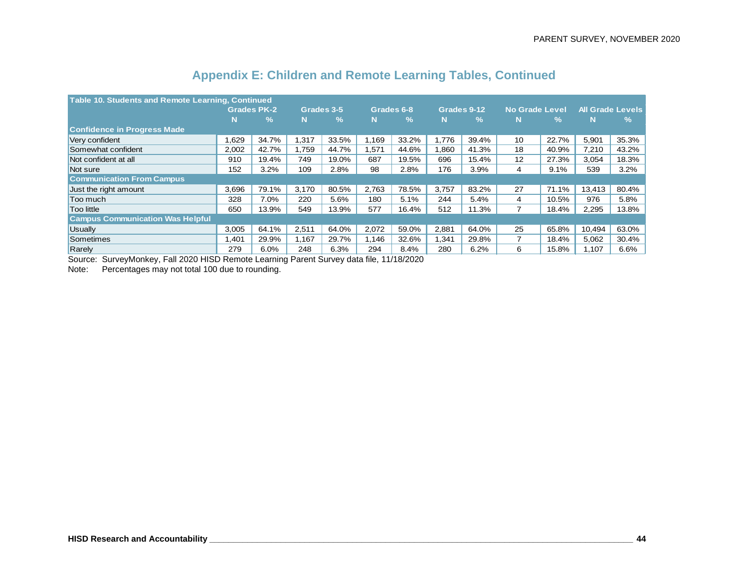## Appendix E: Children and Remote Learning Tables, Continued

| Table 10. Students and Remote Learning, Continued | Grades PK-2 | | Grades 3-5 | | Grades 6-8 | | Grades 9-12 | | No Grade Level | | All Grade Levels | |
|---|---|---|---|---|---|---|---|---|---|---|---|---|
| | N | % | N | % | N | % | N | % | N | % | N | % |
| **Confidence in Progress Made** | | | | | | | | | | | | |
| Very confident | 1,629 | 34.7% | 1,317 | 33.5% | 1,169 | 33.2% | 1,776 | 39.4% | 10 | 22.7% | 5,901 | 35.3% |
| Somewhat confident | 2,002 | 42.7% | 1,759 | 44.7% | 1,571 | 44.6% | 1,860 | 41.3% | 18 | 40.9% | 7,210 | 43.2% |
| Not confident at all | 910 | 19.4% | 749 | 19.0% | 687 | 19.5% | 696 | 15.4% | 12 | 27.3% | 3,054 | 18.3% |
| Not sure | 152 | 3.2% | 109 | 2.8% | 98 | 2.8% | 176 | 3.9% | 4 | 9.1% | 539 | 3.2% |
| **Communication From Campus** | | | | | | | | | | | | |
| Just the right amount | 3,696 | 79.1% | 3,170 | 80.5% | 2,763 | 78.5% | 3,757 | 83.2% | 27 | 71.1% | 13,413 | 80.4% |
| Too much | 328 | 7.0% | 220 | 5.6% | 180 | 5.1% | 244 | 5.4% | 4 | 10.5% | 976 | 5.8% |
| Too little | 650 | 13.9% | 549 | 13.9% | 577 | 16.4% | 512 | 11.3% | 7 | 18.4% | 2,295 | 13.8% |
| **Campus Communication Was Helpful** | | | | | | | | | | | | |
| Usually | 3,005 | 64.1% | 2,511 | 64.0% | 2,072 | 59.0% | 2,881 | 64.0% | 25 | 65.8% | 10,494 | 63.0% |
| Sometimes | 1,401 | 29.9% | 1,167 | 29.7% | 1,146 | 32.6% | 1,341 | 29.8% | 7 | 18.4% | 5,062 | 30.4% |
| Rarely | 279 | 6.0% | 248 | 6.3% | 294 | 8.4% | 280 | 6.2% | 6 | 15.8% | 1,107 | 6.6% |

Source: SurveyMonkey, Fall 2020 HISD Remote Learning Parent Survey data file, 11/18/2020
Note: Percentages may not total 100 due to rounding.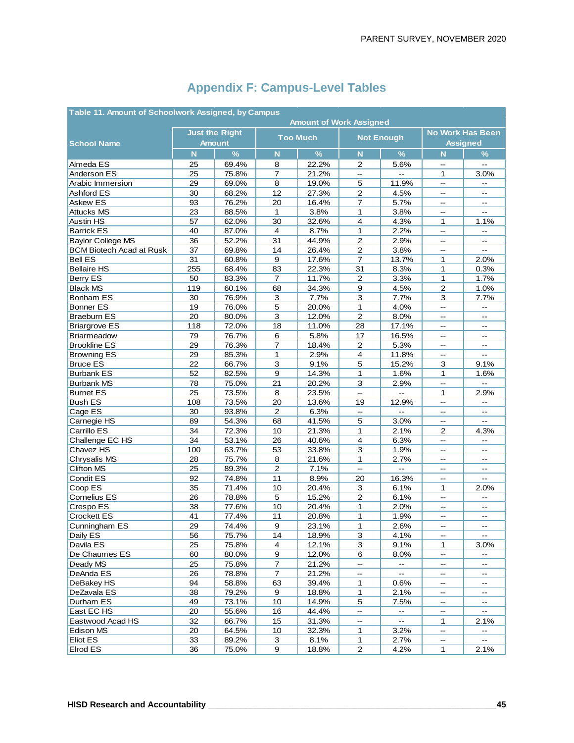# Appendix F: Campus-Level Tables

Table 11. Amount of Schoolwork Assigned, by Campus

| School Name | Amount of Work Assigned | | | | | | | |
|---|---|---|---|---|---|---|---|---|
| | Just the Right Amount | | Too Much | | Not Enough | | No Work Has Been Assigned | |
| | N | % | N | % | N | % | N | % |
| Almeda ES | 25 | 69.4% | 8 | 22.2% | 2 | 5.6% | -- | -- |
| Anderson ES | 25 | 75.8% | 7 | 21.2% | -- | -- | 1 | 3.0% |
| Arabic Immersion | 29 | 69.0% | 8 | 19.0% | 5 | 11.9% | -- | -- |
| Ashford ES | 30 | 68.2% | 12 | 27.3% | 2 | 4.5% | -- | -- |
| Askew ES | 93 | 76.2% | 20 | 16.4% | 7 | 5.7% | -- | -- |
| Attucks MS | 23 | 88.5% | 1 | 3.8% | 1 | 3.8% | -- | -- |
| Austin HS | 57 | 62.0% | 30 | 32.6% | 4 | 4.3% | 1 | 1.1% |
| Barrick ES | 40 | 87.0% | 4 | 8.7% | 1 | 2.2% | -- | -- |
| Baylor College MS | 36 | 52.2% | 31 | 44.9% | 2 | 2.9% | -- | -- |
| BCM Biotech Acad at Rusk | 37 | 69.8% | 14 | 26.4% | 2 | 3.8% | -- | -- |
| Bell ES | 31 | 60.8% | 9 | 17.6% | 7 | 13.7% | 1 | 2.0% |
| Bellaire HS | 255 | 68.4% | 83 | 22.3% | 31 | 8.3% | 1 | 0.3% |
| Berry ES | 50 | 83.3% | 7 | 11.7% | 2 | 3.3% | 1 | 1.7% |
| Black MS | 119 | 60.1% | 68 | 34.3% | 9 | 4.5% | 2 | 1.0% |
| Bonham ES | 30 | 76.9% | 3 | 7.7% | 3 | 7.7% | 3 | 7.7% |
| Bonner ES | 19 | 76.0% | 5 | 20.0% | 1 | 4.0% | -- | -- |
| Braeburn ES | 20 | 80.0% | 3 | 12.0% | 2 | 8.0% | -- | -- |
| Briargrove ES | 118 | 72.0% | 18 | 11.0% | 28 | 17.1% | -- | -- |
| Briarmeadow | 79 | 76.7% | 6 | 5.8% | 17 | 16.5% | -- | -- |
| Brookline ES | 29 | 76.3% | 7 | 18.4% | 2 | 5.3% | -- | -- |
| Browning ES | 29 | 85.3% | 1 | 2.9% | 4 | 11.8% | -- | -- |
| Bruce ES | 22 | 66.7% | 3 | 9.1% | 5 | 15.2% | 3 | 9.1% |
| Burbank ES | 52 | 82.5% | 9 | 14.3% | 1 | 1.6% | 1 | 1.6% |
| Burbank MS | 78 | 75.0% | 21 | 20.2% | 3 | 2.9% | -- | -- |
| Burnet ES | 25 | 73.5% | 8 | 23.5% | -- | -- | 1 | 2.9% |
| Bush ES | 108 | 73.5% | 20 | 13.6% | 19 | 12.9% | -- | -- |
| Cage ES | 30 | 93.8% | 2 | 6.3% | -- | -- | -- | -- |
| Carnegie HS | 89 | 54.3% | 68 | 41.5% | 5 | 3.0% | -- | -- |
| Carrillo ES | 34 | 72.3% | 10 | 21.3% | 1 | 2.1% | 2 | 4.3% |
| Challenge EC HS | 34 | 53.1% | 26 | 40.6% | 4 | 6.3% | -- | -- |
| Chavez HS | 100 | 63.7% | 53 | 33.8% | 3 | 1.9% | -- | -- |
| Chrysalis MS | 28 | 75.7% | 8 | 21.6% | 1 | 2.7% | -- | -- |
| Clifton MS | 25 | 89.3% | 2 | 7.1% | -- | -- | -- | -- |
| Condit ES | 92 | 74.8% | 11 | 8.9% | 20 | 16.3% | -- | -- |
| Coop ES | 35 | 71.4% | 10 | 20.4% | 3 | 6.1% | 1 | 2.0% |
| Cornelius ES | 26 | 78.8% | 5 | 15.2% | 2 | 6.1% | -- | -- |
| Crespo ES | 38 | 77.6% | 10 | 20.4% | 1 | 2.0% | -- | -- |
| Crockett ES | 41 | 77.4% | 11 | 20.8% | 1 | 1.9% | -- | -- |
| Cunningham ES | 29 | 74.4% | 9 | 23.1% | 1 | 2.6% | -- | -- |
| Daily ES | 56 | 75.7% | 14 | 18.9% | 3 | 4.1% | -- | -- |
| Davila ES | 25 | 75.8% | 4 | 12.1% | 3 | 9.1% | 1 | 3.0% |
| De Chaumes ES | 60 | 80.0% | 9 | 12.0% | 6 | 8.0% | -- | -- |
| Deady MS | 25 | 75.8% | 7 | 21.2% | -- | -- | -- | -- |
| DeAnda ES | 26 | 78.8% | 7 | 21.2% | -- | -- | -- | -- |
| DeBakey HS | 94 | 58.8% | 63 | 39.4% | 1 | 0.6% | -- | -- |
| DeZavala ES | 38 | 79.2% | 9 | 18.8% | 1 | 2.1% | -- | -- |
| Durham ES | 49 | 73.1% | 10 | 14.9% | 5 | 7.5% | -- | -- |
| East EC HS | 20 | 55.6% | 16 | 44.4% | -- | -- | -- | -- |
| Eastwood Acad HS | 32 | 66.7% | 15 | 31.3% | -- | -- | 1 | 2.1% |
| Edison MS | 20 | 64.5% | 10 | 32.3% | 1 | 3.2% | -- | -- |
| Eliot ES | 33 | 89.2% | 3 | 8.1% | 1 | 2.7% | -- | -- |
| Elrod ES | 36 | 75.0% | 9 | 18.8% | 2 | 4.2% | 1 | 2.1% |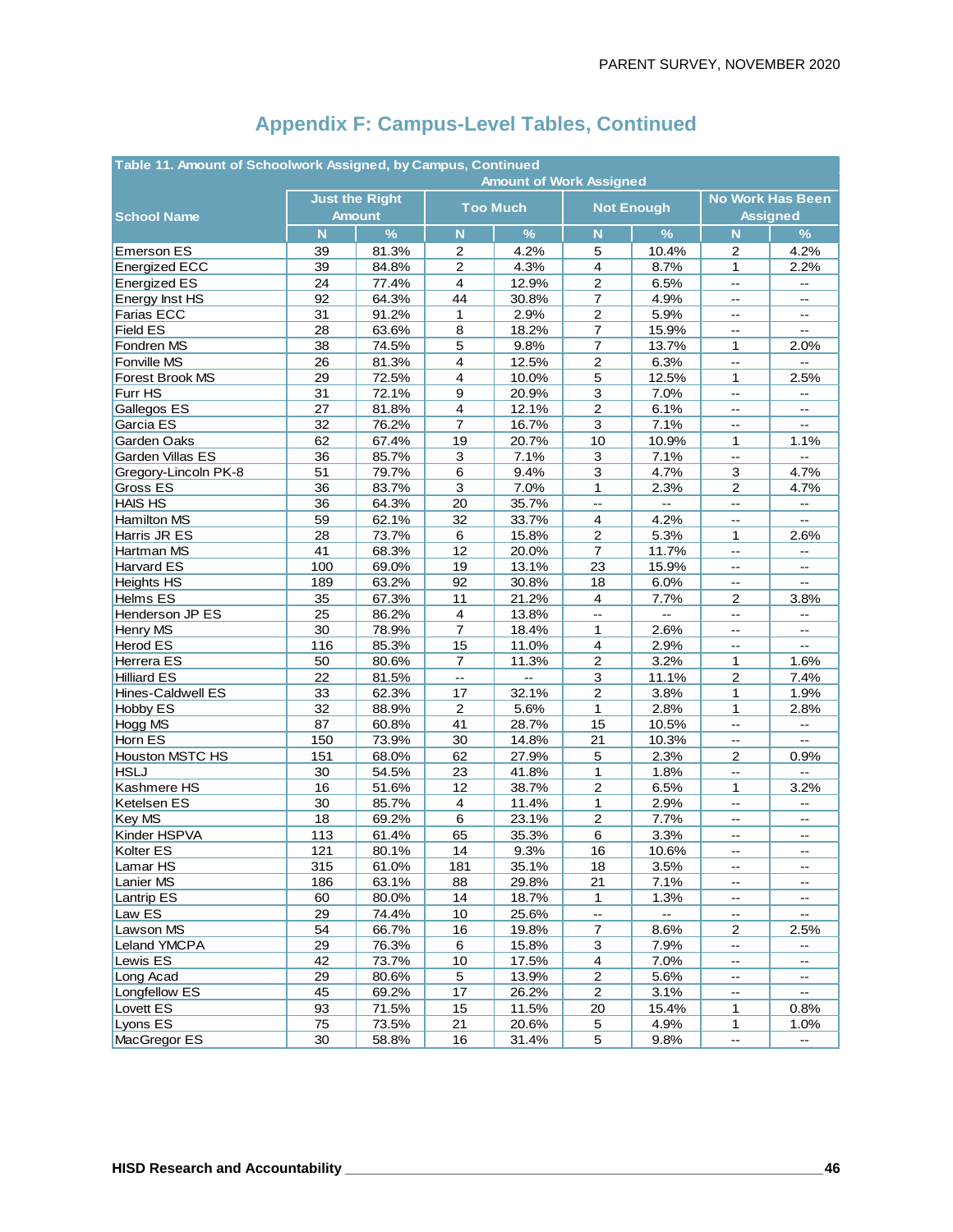## Appendix F: Campus-Level Tables, Continued

| Table 11. Amount of Schoolwork Assigned, by Campus, Continued | | | | | | | | |
|---|---|---|---|---|---|---|---|---|
| | Amount of Work Assigned | | | | | | | |
| School Name | Just the Right Amount | | Too Much | | Not Enough | | No Work Has Been Assigned | |
| | N | % | N | % | N | % | N | % |
| Emerson ES | 39 | 81.3% | 2 | 4.2% | 5 | 10.4% | 2 | 4.2% |
| Energized ECC | 39 | 84.8% | 2 | 4.3% | 4 | 8.7% | 1 | 2.2% |
| Energized ES | 24 | 77.4% | 4 | 12.9% | 2 | 6.5% | -- | -- |
| Energy Inst HS | 92 | 64.3% | 44 | 30.8% | 7 | 4.9% | -- | -- |
| Farias ECC | 31 | 91.2% | 1 | 2.9% | 2 | 5.9% | -- | -- |
| Field ES | 28 | 63.6% | 8 | 18.2% | 7 | 15.9% | -- | -- |
| Fondren MS | 38 | 74.5% | 5 | 9.8% | 7 | 13.7% | 1 | 2.0% |
| Fonville MS | 26 | 81.3% | 4 | 12.5% | 2 | 6.3% | -- | -- |
| Forest Brook MS | 29 | 72.5% | 4 | 10.0% | 5 | 12.5% | 1 | 2.5% |
| Furr HS | 31 | 72.1% | 9 | 20.9% | 3 | 7.0% | -- | -- |
| Gallegos ES | 27 | 81.8% | 4 | 12.1% | 2 | 6.1% | -- | -- |
| Garcia ES | 32 | 76.2% | 7 | 16.7% | 3 | 7.1% | -- | -- |
| Garden Oaks | 62 | 67.4% | 19 | 20.7% | 10 | 10.9% | 1 | 1.1% |
| Garden Villas ES | 36 | 85.7% | 3 | 7.1% | 3 | 7.1% | -- | -- |
| Gregory-Lincoln PK-8 | 51 | 79.7% | 6 | 9.4% | 3 | 4.7% | 3 | 4.7% |
| Gross ES | 36 | 83.7% | 3 | 7.0% | 1 | 2.3% | 2 | 4.7% |
| HAIS HS | 36 | 64.3% | 20 | 35.7% | -- | -- | -- | -- |
| Hamilton MS | 59 | 62.1% | 32 | 33.7% | 4 | 4.2% | -- | -- |
| Harris JR ES | 28 | 73.7% | 6 | 15.8% | 2 | 5.3% | 1 | 2.6% |
| Hartman MS | 41 | 68.3% | 12 | 20.0% | 7 | 11.7% | -- | -- |
| Harvard ES | 100 | 69.0% | 19 | 13.1% | 23 | 15.9% | -- | -- |
| Heights HS | 189 | 63.2% | 92 | 30.8% | 18 | 6.0% | -- | -- |
| Helms ES | 35 | 67.3% | 11 | 21.2% | 4 | 7.7% | 2 | 3.8% |
| Henderson JP ES | 25 | 86.2% | 4 | 13.8% | -- | -- | -- | -- |
| Henry MS | 30 | 78.9% | 7 | 18.4% | 1 | 2.6% | -- | -- |
| Herod ES | 116 | 85.3% | 15 | 11.0% | 4 | 2.9% | -- | -- |
| Herrera ES | 50 | 80.6% | 7 | 11.3% | 2 | 3.2% | 1 | 1.6% |
| Hilliard ES | 22 | 81.5% | -- | -- | 3 | 11.1% | 2 | 7.4% |
| Hines-Caldwell ES | 33 | 62.3% | 17 | 32.1% | 2 | 3.8% | 1 | 1.9% |
| Hobby ES | 32 | 88.9% | 2 | 5.6% | 1 | 2.8% | 1 | 2.8% |
| Hogg MS | 87 | 60.8% | 41 | 28.7% | 15 | 10.5% | -- | -- |
| Horn ES | 150 | 73.9% | 30 | 14.8% | 21 | 10.3% | -- | -- |
| Houston MSTC HS | 151 | 68.0% | 62 | 27.9% | 5 | 2.3% | 2 | 0.9% |
| HSLJ | 30 | 54.5% | 23 | 41.8% | 1 | 1.8% | -- | -- |
| Kashmere HS | 16 | 51.6% | 12 | 38.7% | 2 | 6.5% | 1 | 3.2% |
| Ketelsen ES | 30 | 85.7% | 4 | 11.4% | 1 | 2.9% | -- | -- |
| Key MS | 18 | 69.2% | 6 | 23.1% | 2 | 7.7% | -- | -- |
| Kinder HSPVA | 113 | 61.4% | 65 | 35.3% | 6 | 3.3% | -- | -- |
| Kolter ES | 121 | 80.1% | 14 | 9.3% | 16 | 10.6% | -- | -- |
| Lamar HS | 315 | 61.0% | 181 | 35.1% | 18 | 3.5% | -- | -- |
| Lanier MS | 186 | 63.1% | 88 | 29.8% | 21 | 7.1% | -- | -- |
| Lantrip ES | 60 | 80.0% | 14 | 18.7% | 1 | 1.3% | -- | -- |
| Law ES | 29 | 74.4% | 10 | 25.6% | -- | -- | -- | -- |
| Lawson MS | 54 | 66.7% | 16 | 19.8% | 7 | 8.6% | 2 | 2.5% |
| Leland YMCPA | 29 | 76.3% | 6 | 15.8% | 3 | 7.9% | -- | -- |
| Lewis ES | 42 | 73.7% | 10 | 17.5% | 4 | 7.0% | -- | -- |
| Long Acad | 29 | 80.6% | 5 | 13.9% | 2 | 5.6% | -- | -- |
| Longfellow ES | 45 | 69.2% | 17 | 26.2% | 2 | 3.1% | -- | -- |
| Lovett ES | 93 | 71.5% | 15 | 11.5% | 20 | 15.4% | 1 | 0.8% |
| Lyons ES | 75 | 73.5% | 21 | 20.6% | 5 | 4.9% | 1 | 1.0% |
| MacGregor ES | 30 | 58.8% | 16 | 31.4% | 5 | 9.8% | -- | -- |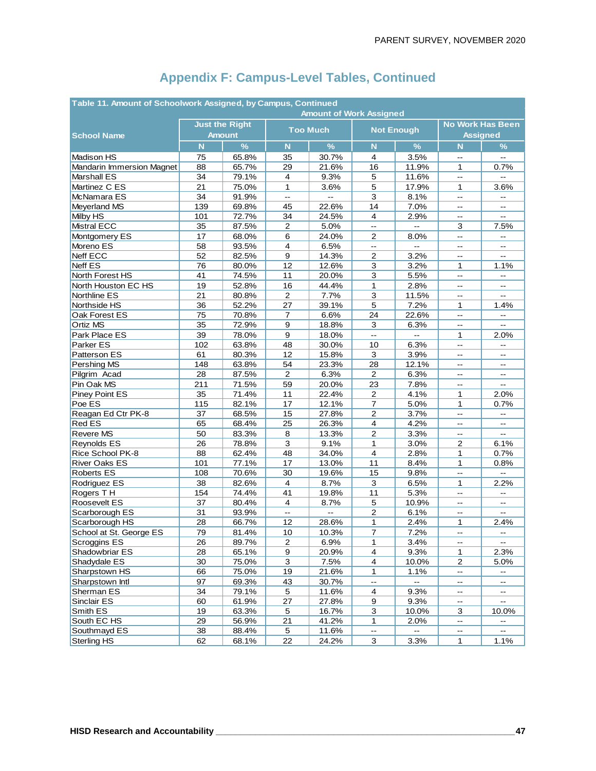# Appendix F: Campus-Level Tables, Continued

Table 11. Amount of Schoolwork Assigned, by Campus, Continued

| School Name | Amount of Work Assigned | | | | | | | |
|---|---|---|---|---|---|---|---|---|
| | Just the Right Amount | | Too Much | | Not Enough | | No Work Has Been Assigned | |
| | N | % | N | % | N | % | N | % |
| Madison HS | 75 | 65.8% | 35 | 30.7% | 4 | 3.5% | -- | -- |
| Mandarin Immersion Magnet | 88 | 65.7% | 29 | 21.6% | 16 | 11.9% | 1 | 0.7% |
| Marshall ES | 34 | 79.1% | 4 | 9.3% | 5 | 11.6% | -- | -- |
| Martinez C ES | 21 | 75.0% | 1 | 3.6% | 5 | 17.9% | 1 | 3.6% |
| McNamara ES | 34 | 91.9% | -- | -- | 3 | 8.1% | -- | -- |
| Meyerland MS | 139 | 69.8% | 45 | 22.6% | 14 | 7.0% | -- | -- |
| Milby HS | 101 | 72.7% | 34 | 24.5% | 4 | 2.9% | -- | -- |
| Mistral ECC | 35 | 87.5% | 2 | 5.0% | -- | -- | 3 | 7.5% |
| Montgomery ES | 17 | 68.0% | 6 | 24.0% | 2 | 8.0% | -- | -- |
| Moreno ES | 58 | 93.5% | 4 | 6.5% | -- | -- | -- | -- |
| Neff ECC | 52 | 82.5% | 9 | 14.3% | 2 | 3.2% | -- | -- |
| Neff ES | 76 | 80.0% | 12 | 12.6% | 3 | 3.2% | 1 | 1.1% |
| North Forest HS | 41 | 74.5% | 11 | 20.0% | 3 | 5.5% | -- | -- |
| North Houston EC HS | 19 | 52.8% | 16 | 44.4% | 1 | 2.8% | -- | -- |
| Northline ES | 21 | 80.8% | 2 | 7.7% | 3 | 11.5% | -- | -- |
| Northside HS | 36 | 52.2% | 27 | 39.1% | 5 | 7.2% | 1 | 1.4% |
| Oak Forest ES | 75 | 70.8% | 7 | 6.6% | 24 | 22.6% | -- | -- |
| Ortiz MS | 35 | 72.9% | 9 | 18.8% | 3 | 6.3% | -- | -- |
| Park Place ES | 39 | 78.0% | 9 | 18.0% | -- | -- | 1 | 2.0% |
| Parker ES | 102 | 63.8% | 48 | 30.0% | 10 | 6.3% | -- | -- |
| Patterson ES | 61 | 80.3% | 12 | 15.8% | 3 | 3.9% | -- | -- |
| Pershing MS | 148 | 63.8% | 54 | 23.3% | 28 | 12.1% | -- | -- |
| Pilgrim Acad | 28 | 87.5% | 2 | 6.3% | 2 | 6.3% | -- | -- |
| Pin Oak MS | 211 | 71.5% | 59 | 20.0% | 23 | 7.8% | -- | -- |
| Piney Point ES | 35 | 71.4% | 11 | 22.4% | 2 | 4.1% | 1 | 2.0% |
| Poe ES | 115 | 82.1% | 17 | 12.1% | 7 | 5.0% | 1 | 0.7% |
| Reagan Ed Ctr PK-8 | 37 | 68.5% | 15 | 27.8% | 2 | 3.7% | -- | -- |
| Red ES | 65 | 68.4% | 25 | 26.3% | 4 | 4.2% | -- | -- |
| Revere MS | 50 | 83.3% | 8 | 13.3% | 2 | 3.3% | -- | -- |
| Reynolds ES | 26 | 78.8% | 3 | 9.1% | 1 | 3.0% | 2 | 6.1% |
| Rice School PK-8 | 88 | 62.4% | 48 | 34.0% | 4 | 2.8% | 1 | 0.7% |
| River Oaks ES | 101 | 77.1% | 17 | 13.0% | 11 | 8.4% | 1 | 0.8% |
| Roberts ES | 108 | 70.6% | 30 | 19.6% | 15 | 9.8% | -- | -- |
| Rodriguez ES | 38 | 82.6% | 4 | 8.7% | 3 | 6.5% | 1 | 2.2% |
| Rogers T H | 154 | 74.4% | 41 | 19.8% | 11 | 5.3% | -- | -- |
| Roosevelt ES | 37 | 80.4% | 4 | 8.7% | 5 | 10.9% | -- | -- |
| Scarborough ES | 31 | 93.9% | -- | -- | 2 | 6.1% | -- | -- |
| Scarborough HS | 28 | 66.7% | 12 | 28.6% | 1 | 2.4% | 1 | 2.4% |
| School at St. George ES | 79 | 81.4% | 10 | 10.3% | 7 | 7.2% | -- | -- |
| Scroggins ES | 26 | 89.7% | 2 | 6.9% | 1 | 3.4% | -- | -- |
| Shadowbriar ES | 28 | 65.1% | 9 | 20.9% | 4 | 9.3% | 1 | 2.3% |
| Shadydale ES | 30 | 75.0% | 3 | 7.5% | 4 | 10.0% | 2 | 5.0% |
| Sharpstown HS | 66 | 75.0% | 19 | 21.6% | 1 | 1.1% | -- | -- |
| Sharpstown Intl | 97 | 69.3% | 43 | 30.7% | -- | -- | -- | -- |
| Sherman ES | 34 | 79.1% | 5 | 11.6% | 4 | 9.3% | -- | -- |
| Sinclair ES | 60 | 61.9% | 27 | 27.8% | 9 | 9.3% | -- | -- |
| Smith ES | 19 | 63.3% | 5 | 16.7% | 3 | 10.0% | 3 | 10.0% |
| South EC HS | 29 | 56.9% | 21 | 41.2% | 1 | 2.0% | -- | -- |
| Southmayd ES | 38 | 88.4% | 5 | 11.6% | -- | -- | -- | -- |
| Sterling HS | 62 | 68.1% | 22 | 24.2% | 3 | 3.3% | 1 | 1.1% |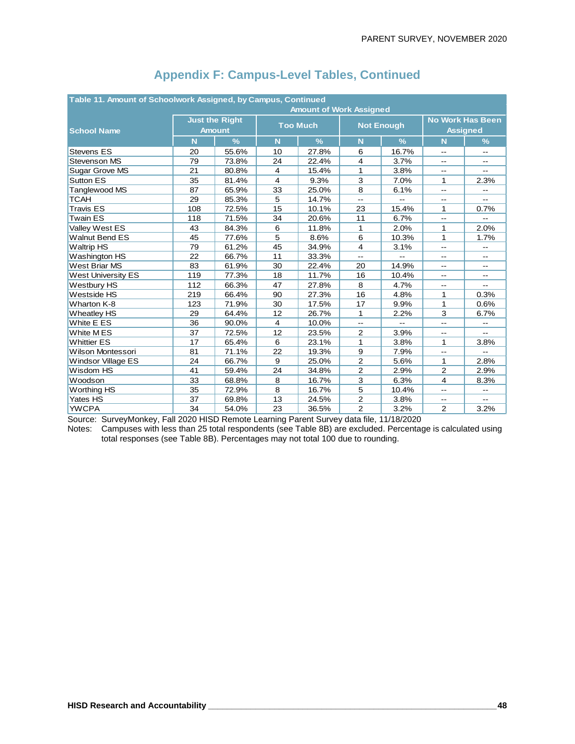## Appendix F: Campus-Level Tables, Continued

| Table 11. Amount of Schoolwork Assigned, by Campus, Continued | | | | | | | | |
|---|---|---|---|---|---|---|---|---|
| | Amount of Work Assigned | | | | | | | |
| School Name | Just the Right Amount | | Too Much | | Not Enough | | No Work Has Been Assigned | |
| | N | % | N | % | N | % | N | % |
| Stevens ES | 20 | 55.6% | 10 | 27.8% | 6 | 16.7% | -- | -- |
| Stevenson MS | 79 | 73.8% | 24 | 22.4% | 4 | 3.7% | -- | -- |
| Sugar Grove MS | 21 | 80.8% | 4 | 15.4% | 1 | 3.8% | -- | -- |
| Sutton ES | 35 | 81.4% | 4 | 9.3% | 3 | 7.0% | 1 | 2.3% |
| Tanglewood MS | 87 | 65.9% | 33 | 25.0% | 8 | 6.1% | -- | -- |
| TCAH | 29 | 85.3% | 5 | 14.7% | -- | -- | -- | -- |
| Travis ES | 108 | 72.5% | 15 | 10.1% | 23 | 15.4% | 1 | 0.7% |
| Twain ES | 118 | 71.5% | 34 | 20.6% | 11 | 6.7% | -- | -- |
| Valley West ES | 43 | 84.3% | 6 | 11.8% | 1 | 2.0% | 1 | 2.0% |
| Walnut Bend ES | 45 | 77.6% | 5 | 8.6% | 6 | 10.3% | 1 | 1.7% |
| Waltrip HS | 79 | 61.2% | 45 | 34.9% | 4 | 3.1% | -- | -- |
| Washington HS | 22 | 66.7% | 11 | 33.3% | -- | -- | -- | -- |
| West Briar MS | 83 | 61.9% | 30 | 22.4% | 20 | 14.9% | -- | -- |
| West University ES | 119 | 77.3% | 18 | 11.7% | 16 | 10.4% | -- | -- |
| Westbury HS | 112 | 66.3% | 47 | 27.8% | 8 | 4.7% | -- | -- |
| Westside HS | 219 | 66.4% | 90 | 27.3% | 16 | 4.8% | 1 | 0.3% |
| Wharton K-8 | 123 | 71.9% | 30 | 17.5% | 17 | 9.9% | 1 | 0.6% |
| Wheatley HS | 29 | 64.4% | 12 | 26.7% | 1 | 2.2% | 3 | 6.7% |
| White E ES | 36 | 90.0% | 4 | 10.0% | -- | -- | -- | -- |
| White M ES | 37 | 72.5% | 12 | 23.5% | 2 | 3.9% | -- | -- |
| Whittier ES | 17 | 65.4% | 6 | 23.1% | 1 | 3.8% | 1 | 3.8% |
| Wilson Montessori | 81 | 71.1% | 22 | 19.3% | 9 | 7.9% | -- | -- |
| Windsor Village ES | 24 | 66.7% | 9 | 25.0% | 2 | 5.6% | 1 | 2.8% |
| Wisdom HS | 41 | 59.4% | 24 | 34.8% | 2 | 2.9% | 2 | 2.9% |
| Woodson | 33 | 68.8% | 8 | 16.7% | 3 | 6.3% | 4 | 8.3% |
| Worthing HS | 35 | 72.9% | 8 | 16.7% | 5 | 10.4% | -- | -- |
| Yates HS | 37 | 69.8% | 13 | 24.5% | 2 | 3.8% | -- | -- |
| YWCPA | 34 | 54.0% | 23 | 36.5% | 2 | 3.2% | 2 | 3.2% |

Source: SurveyMonkey, Fall 2020 HISD Remote Learning Parent Survey data file, 11/18/2020

Notes: Campuses with less than 25 total respondents (see Table 8B) are excluded. Percentage is calculated using total responses (see Table 8B). Percentages may not total 100 due to rounding.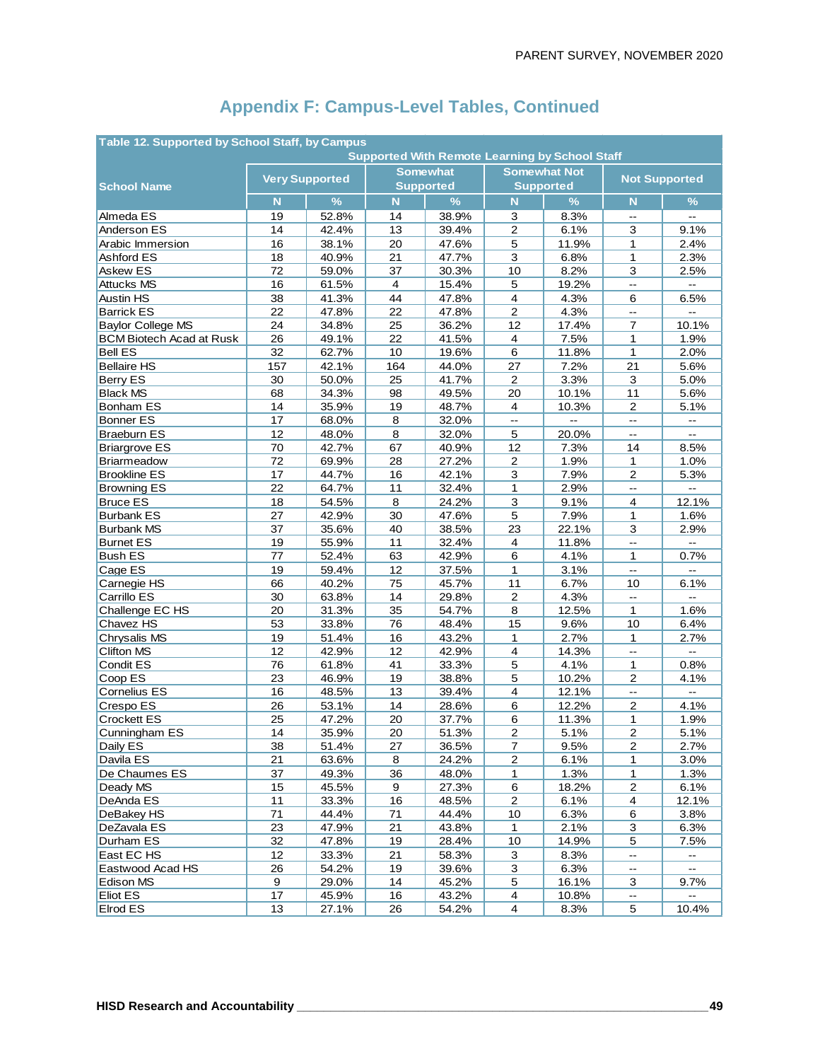## Appendix F: Campus-Level Tables, Continued

| Table 12. Supported by School Staff, by Campus | | | | | | | | |
|---|---|---|---|---|---|---|---|---|
| | Supported With Remote Learning by School Staff | | | | | | | |
| School Name | Very Supported | | Somewhat Supported | | Somewhat Not Supported | | Not Supported | |
| | N | % | N | % | N | % | N | % |
| Almeda ES | 19 | 52.8% | 14 | 38.9% | 3 | 8.3% | -- | -- |
| Anderson ES | 14 | 42.4% | 13 | 39.4% | 2 | 6.1% | 3 | 9.1% |
| Arabic Immersion | 16 | 38.1% | 20 | 47.6% | 5 | 11.9% | 1 | 2.4% |
| Ashford ES | 18 | 40.9% | 21 | 47.7% | 3 | 6.8% | 1 | 2.3% |
| Askew ES | 72 | 59.0% | 37 | 30.3% | 10 | 8.2% | 3 | 2.5% |
| Attucks MS | 16 | 61.5% | 4 | 15.4% | 5 | 19.2% | -- | -- |
| Austin HS | 38 | 41.3% | 44 | 47.8% | 4 | 4.3% | 6 | 6.5% |
| Barrick ES | 22 | 47.8% | 22 | 47.8% | 2 | 4.3% | -- | -- |
| Baylor College MS | 24 | 34.8% | 25 | 36.2% | 12 | 17.4% | 7 | 10.1% |
| BCM Biotech Acad at Rusk | 26 | 49.1% | 22 | 41.5% | 4 | 7.5% | 1 | 1.9% |
| Bell ES | 32 | 62.7% | 10 | 19.6% | 6 | 11.8% | 1 | 2.0% |
| Bellaire HS | 157 | 42.1% | 164 | 44.0% | 27 | 7.2% | 21 | 5.6% |
| Berry ES | 30 | 50.0% | 25 | 41.7% | 2 | 3.3% | 3 | 5.0% |
| Black MS | 68 | 34.3% | 98 | 49.5% | 20 | 10.1% | 11 | 5.6% |
| Bonham ES | 14 | 35.9% | 19 | 48.7% | 4 | 10.3% | 2 | 5.1% |
| Bonner ES | 17 | 68.0% | 8 | 32.0% | -- | -- | -- | -- |
| Braeburn ES | 12 | 48.0% | 8 | 32.0% | 5 | 20.0% | -- | -- |
| Briargrove ES | 70 | 42.7% | 67 | 40.9% | 12 | 7.3% | 14 | 8.5% |
| Briarmeadow | 72 | 69.9% | 28 | 27.2% | 2 | 1.9% | 1 | 1.0% |
| Brookline ES | 17 | 44.7% | 16 | 42.1% | 3 | 7.9% | 2 | 5.3% |
| Browning ES | 22 | 64.7% | 11 | 32.4% | 1 | 2.9% | -- | -- |
| Bruce ES | 18 | 54.5% | 8 | 24.2% | 3 | 9.1% | 4 | 12.1% |
| Burbank ES | 27 | 42.9% | 30 | 47.6% | 5 | 7.9% | 1 | 1.6% |
| Burbank MS | 37 | 35.6% | 40 | 38.5% | 23 | 22.1% | 3 | 2.9% |
| Burnet ES | 19 | 55.9% | 11 | 32.4% | 4 | 11.8% | -- | -- |
| Bush ES | 77 | 52.4% | 63 | 42.9% | 6 | 4.1% | 1 | 0.7% |
| Cage ES | 19 | 59.4% | 12 | 37.5% | 1 | 3.1% | -- | -- |
| Carnegie HS | 66 | 40.2% | 75 | 45.7% | 11 | 6.7% | 10 | 6.1% |
| Carrillo ES | 30 | 63.8% | 14 | 29.8% | 2 | 4.3% | -- | -- |
| Challenge EC HS | 20 | 31.3% | 35 | 54.7% | 8 | 12.5% | 1 | 1.6% |
| Chavez HS | 53 | 33.8% | 76 | 48.4% | 15 | 9.6% | 10 | 6.4% |
| Chrysalis MS | 19 | 51.4% | 16 | 43.2% | 1 | 2.7% | 1 | 2.7% |
| Clifton MS | 12 | 42.9% | 12 | 42.9% | 4 | 14.3% | -- | -- |
| Condit ES | 76 | 61.8% | 41 | 33.3% | 5 | 4.1% | 1 | 0.8% |
| Coop ES | 23 | 46.9% | 19 | 38.8% | 5 | 10.2% | 2 | 4.1% |
| Cornelius ES | 16 | 48.5% | 13 | 39.4% | 4 | 12.1% | -- | -- |
| Crespo ES | 26 | 53.1% | 14 | 28.6% | 6 | 12.2% | 2 | 4.1% |
| Crockett ES | 25 | 47.2% | 20 | 37.7% | 6 | 11.3% | 1 | 1.9% |
| Cunningham ES | 14 | 35.9% | 20 | 51.3% | 2 | 5.1% | 2 | 5.1% |
| Daily ES | 38 | 51.4% | 27 | 36.5% | 7 | 9.5% | 2 | 2.7% |
| Davila ES | 21 | 63.6% | 8 | 24.2% | 2 | 6.1% | 1 | 3.0% |
| De Chaumes ES | 37 | 49.3% | 36 | 48.0% | 1 | 1.3% | 1 | 1.3% |
| Deady MS | 15 | 45.5% | 9 | 27.3% | 6 | 18.2% | 2 | 6.1% |
| DeAnda ES | 11 | 33.3% | 16 | 48.5% | 2 | 6.1% | 4 | 12.1% |
| DeBakey HS | 71 | 44.4% | 71 | 44.4% | 10 | 6.3% | 6 | 3.8% |
| DeZavala ES | 23 | 47.9% | 21 | 43.8% | 1 | 2.1% | 3 | 6.3% |
| Durham ES | 32 | 47.8% | 19 | 28.4% | 10 | 14.9% | 5 | 7.5% |
| East EC HS | 12 | 33.3% | 21 | 58.3% | 3 | 8.3% | -- | -- |
| Eastwood Acad HS | 26 | 54.2% | 19 | 39.6% | 3 | 6.3% | -- | -- |
| Edison MS | 9 | 29.0% | 14 | 45.2% | 5 | 16.1% | 3 | 9.7% |
| Eliot ES | 17 | 45.9% | 16 | 43.2% | 4 | 10.8% | -- | -- |
| Elrod ES | 13 | 27.1% | 26 | 54.2% | 4 | 8.3% | 5 | 10.4% |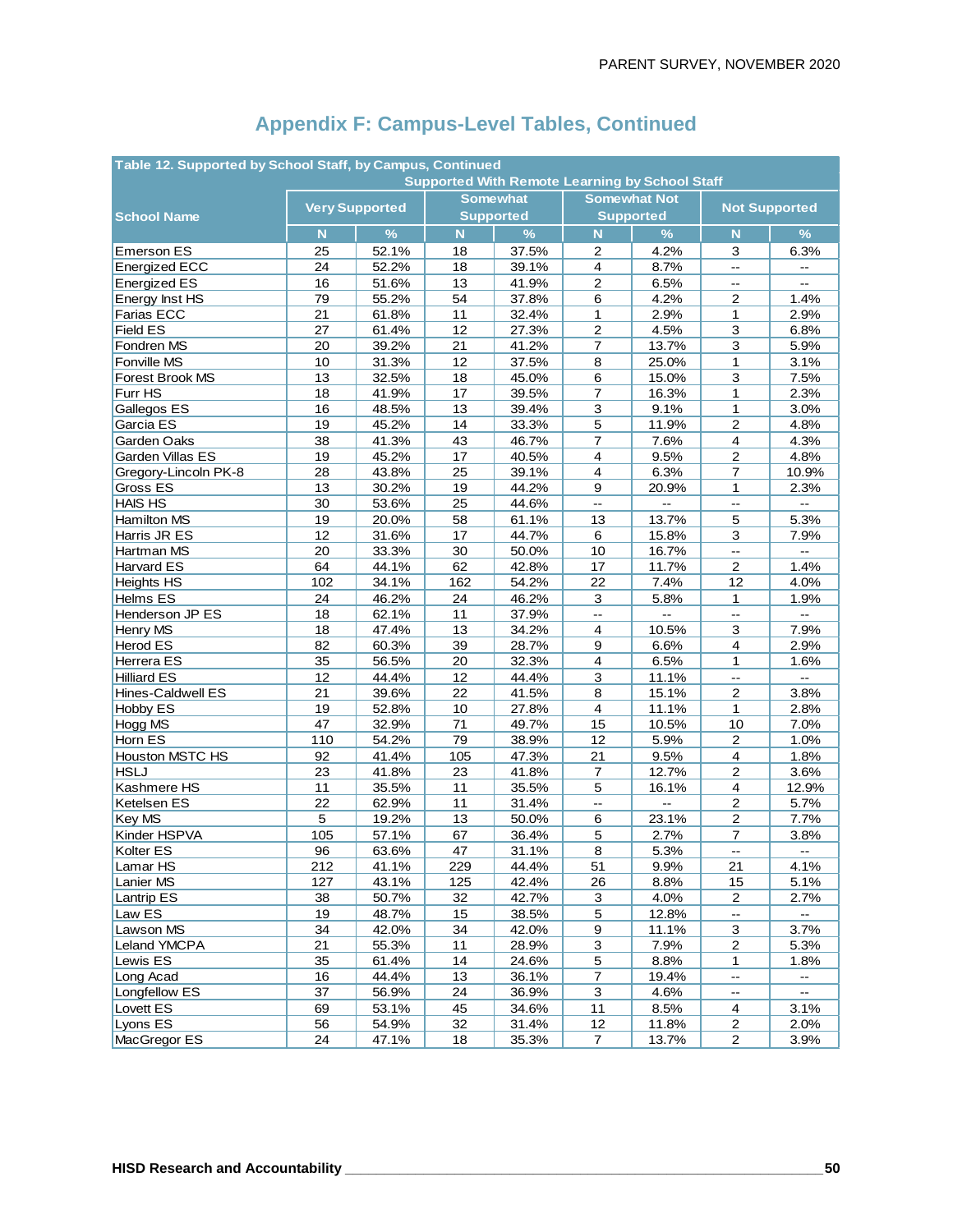## Appendix F: Campus-Level Tables, Continued

| Table 12. Supported by School Staff, by Campus, Continued | | | | | | | | |
|---|---|---|---|---|---|---|---|---|
| | Supported With Remote Learning by School Staff | | | | | | | |
| School Name | Very Supported | | Somewhat Supported | | Somewhat Not Supported | | Not Supported | |
| | N | % | N | % | N | % | N | % |
| Emerson ES | 25 | 52.1% | 18 | 37.5% | 2 | 4.2% | 3 | 6.3% |
| Energized ECC | 24 | 52.2% | 18 | 39.1% | 4 | 8.7% | -- | -- |
| Energized ES | 16 | 51.6% | 13 | 41.9% | 2 | 6.5% | -- | -- |
| Energy Inst HS | 79 | 55.2% | 54 | 37.8% | 6 | 4.2% | 2 | 1.4% |
| Farias ECC | 21 | 61.8% | 11 | 32.4% | 1 | 2.9% | 1 | 2.9% |
| Field ES | 27 | 61.4% | 12 | 27.3% | 2 | 4.5% | 3 | 6.8% |
| Fondren MS | 20 | 39.2% | 21 | 41.2% | 7 | 13.7% | 3 | 5.9% |
| Fonville MS | 10 | 31.3% | 12 | 37.5% | 8 | 25.0% | 1 | 3.1% |
| Forest Brook MS | 13 | 32.5% | 18 | 45.0% | 6 | 15.0% | 3 | 7.5% |
| Furr HS | 18 | 41.9% | 17 | 39.5% | 7 | 16.3% | 1 | 2.3% |
| Gallegos ES | 16 | 48.5% | 13 | 39.4% | 3 | 9.1% | 1 | 3.0% |
| Garcia ES | 19 | 45.2% | 14 | 33.3% | 5 | 11.9% | 2 | 4.8% |
| Garden Oaks | 38 | 41.3% | 43 | 46.7% | 7 | 7.6% | 4 | 4.3% |
| Garden Villas ES | 19 | 45.2% | 17 | 40.5% | 4 | 9.5% | 2 | 4.8% |
| Gregory-Lincoln PK-8 | 28 | 43.8% | 25 | 39.1% | 4 | 6.3% | 7 | 10.9% |
| Gross ES | 13 | 30.2% | 19 | 44.2% | 9 | 20.9% | 1 | 2.3% |
| HAIS HS | 30 | 53.6% | 25 | 44.6% | -- | -- | -- | -- |
| Hamilton MS | 19 | 20.0% | 58 | 61.1% | 13 | 13.7% | 5 | 5.3% |
| Harris JR ES | 12 | 31.6% | 17 | 44.7% | 6 | 15.8% | 3 | 7.9% |
| Hartman MS | 20 | 33.3% | 30 | 50.0% | 10 | 16.7% | -- | -- |
| Harvard ES | 64 | 44.1% | 62 | 42.8% | 17 | 11.7% | 2 | 1.4% |
| Heights HS | 102 | 34.1% | 162 | 54.2% | 22 | 7.4% | 12 | 4.0% |
| Helms ES | 24 | 46.2% | 24 | 46.2% | 3 | 5.8% | 1 | 1.9% |
| Henderson JP ES | 18 | 62.1% | 11 | 37.9% | -- | -- | -- | -- |
| Henry MS | 18 | 47.4% | 13 | 34.2% | 4 | 10.5% | 3 | 7.9% |
| Herod ES | 82 | 60.3% | 39 | 28.7% | 9 | 6.6% | 4 | 2.9% |
| Herrera ES | 35 | 56.5% | 20 | 32.3% | 4 | 6.5% | 1 | 1.6% |
| Hilliard ES | 12 | 44.4% | 12 | 44.4% | 3 | 11.1% | -- | -- |
| Hines-Caldwell ES | 21 | 39.6% | 22 | 41.5% | 8 | 15.1% | 2 | 3.8% |
| Hobby ES | 19 | 52.8% | 10 | 27.8% | 4 | 11.1% | 1 | 2.8% |
| Hogg MS | 47 | 32.9% | 71 | 49.7% | 15 | 10.5% | 10 | 7.0% |
| Horn ES | 110 | 54.2% | 79 | 38.9% | 12 | 5.9% | 2 | 1.0% |
| Houston MSTC HS | 92 | 41.4% | 105 | 47.3% | 21 | 9.5% | 4 | 1.8% |
| HSLJ | 23 | 41.8% | 23 | 41.8% | 7 | 12.7% | 2 | 3.6% |
| Kashmere HS | 11 | 35.5% | 11 | 35.5% | 5 | 16.1% | 4 | 12.9% |
| Ketelsen ES | 22 | 62.9% | 11 | 31.4% | -- | -- | 2 | 5.7% |
| Key MS | 5 | 19.2% | 13 | 50.0% | 6 | 23.1% | 2 | 7.7% |
| Kinder HSPVA | 105 | 57.1% | 67 | 36.4% | 5 | 2.7% | 7 | 3.8% |
| Kolter ES | 96 | 63.6% | 47 | 31.1% | 8 | 5.3% | -- | -- |
| Lamar HS | 212 | 41.1% | 229 | 44.4% | 51 | 9.9% | 21 | 4.1% |
| Lanier MS | 127 | 43.1% | 125 | 42.4% | 26 | 8.8% | 15 | 5.1% |
| Lantrip ES | 38 | 50.7% | 32 | 42.7% | 3 | 4.0% | 2 | 2.7% |
| Law ES | 19 | 48.7% | 15 | 38.5% | 5 | 12.8% | -- | -- |
| Lawson MS | 34 | 42.0% | 34 | 42.0% | 9 | 11.1% | 3 | 3.7% |
| Leland YMCPA | 21 | 55.3% | 11 | 28.9% | 3 | 7.9% | 2 | 5.3% |
| Lewis ES | 35 | 61.4% | 14 | 24.6% | 5 | 8.8% | 1 | 1.8% |
| Long Acad | 16 | 44.4% | 13 | 36.1% | 7 | 19.4% | -- | -- |
| Longfellow ES | 37 | 56.9% | 24 | 36.9% | 3 | 4.6% | -- | -- |
| Lovett ES | 69 | 53.1% | 45 | 34.6% | 11 | 8.5% | 4 | 3.1% |
| Lyons ES | 56 | 54.9% | 32 | 31.4% | 12 | 11.8% | 2 | 2.0% |
| MacGregor ES | 24 | 47.1% | 18 | 35.3% | 7 | 13.7% | 2 | 3.9% |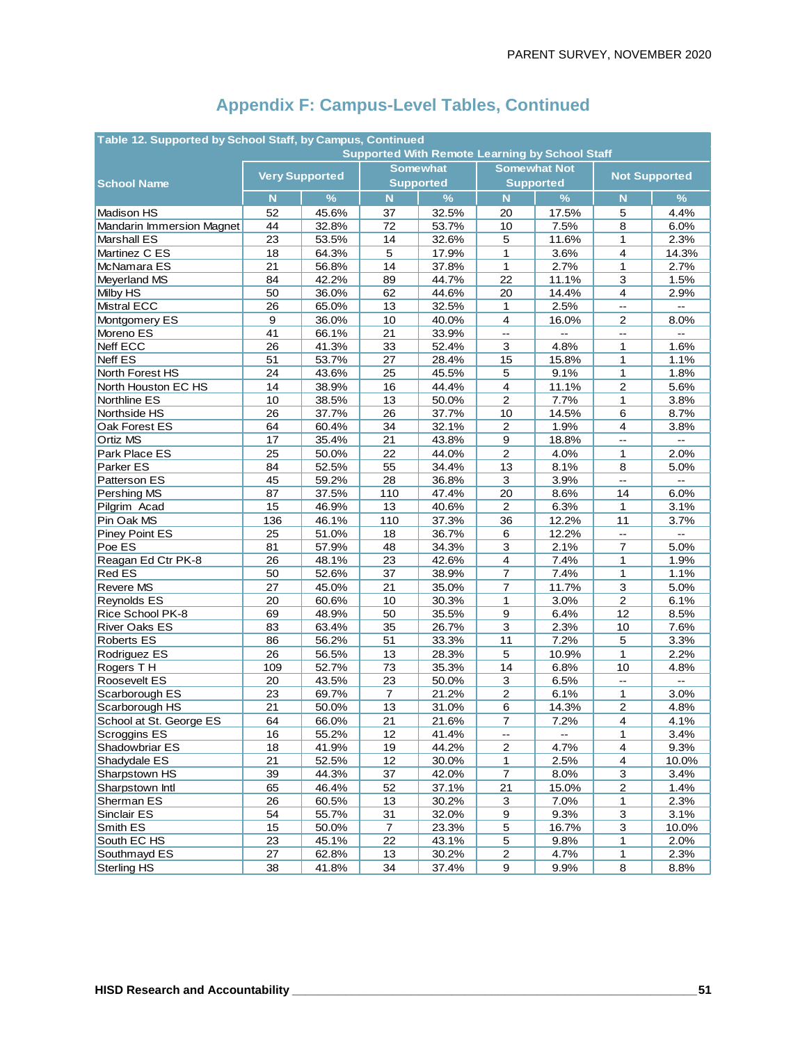## Appendix F: Campus-Level Tables, Continued

**Table 12. Supported by School Staff, by Campus, Continued**

| School Name | Supported With Remote Learning by School Staff | | | | | | | |
|---|---|---|---|---|---|---|---|---|
| | Very Supported | | Somewhat Supported | | Somewhat Not Supported | | Not Supported | |
| | N | % | N | % | N | % | N | % |
| Madison HS | 52 | 45.6% | 37 | 32.5% | 20 | 17.5% | 5 | 4.4% |
| Mandarin Immersion Magnet | 44 | 32.8% | 72 | 53.7% | 10 | 7.5% | 8 | 6.0% |
| Marshall ES | 23 | 53.5% | 14 | 32.6% | 5 | 11.6% | 1 | 2.3% |
| Martinez C ES | 18 | 64.3% | 5 | 17.9% | 1 | 3.6% | 4 | 14.3% |
| McNamara ES | 21 | 56.8% | 14 | 37.8% | 1 | 2.7% | 1 | 2.7% |
| Meyerland MS | 84 | 42.2% | 89 | 44.7% | 22 | 11.1% | 3 | 1.5% |
| Milby HS | 50 | 36.0% | 62 | 44.6% | 20 | 14.4% | 4 | 2.9% |
| Mistral ECC | 26 | 65.0% | 13 | 32.5% | 1 | 2.5% | -- | -- |
| Montgomery ES | 9 | 36.0% | 10 | 40.0% | 4 | 16.0% | 2 | 8.0% |
| Moreno ES | 41 | 66.1% | 21 | 33.9% | -- | -- | -- | -- |
| Neff ECC | 26 | 41.3% | 33 | 52.4% | 3 | 4.8% | 1 | 1.6% |
| Neff ES | 51 | 53.7% | 27 | 28.4% | 15 | 15.8% | 1 | 1.1% |
| North Forest HS | 24 | 43.6% | 25 | 45.5% | 5 | 9.1% | 1 | 1.8% |
| North Houston EC HS | 14 | 38.9% | 16 | 44.4% | 4 | 11.1% | 2 | 5.6% |
| Northline ES | 10 | 38.5% | 13 | 50.0% | 2 | 7.7% | 1 | 3.8% |
| Northside HS | 26 | 37.7% | 26 | 37.7% | 10 | 14.5% | 6 | 8.7% |
| Oak Forest ES | 64 | 60.4% | 34 | 32.1% | 2 | 1.9% | 4 | 3.8% |
| Ortiz MS | 17 | 35.4% | 21 | 43.8% | 9 | 18.8% | -- | -- |
| Park Place ES | 25 | 50.0% | 22 | 44.0% | 2 | 4.0% | 1 | 2.0% |
| Parker ES | 84 | 52.5% | 55 | 34.4% | 13 | 8.1% | 8 | 5.0% |
| Patterson ES | 45 | 59.2% | 28 | 36.8% | 3 | 3.9% | -- | -- |
| Pershing MS | 87 | 37.5% | 110 | 47.4% | 20 | 8.6% | 14 | 6.0% |
| Pilgrim Acad | 15 | 46.9% | 13 | 40.6% | 2 | 6.3% | 1 | 3.1% |
| Pin Oak MS | 136 | 46.1% | 110 | 37.3% | 36 | 12.2% | 11 | 3.7% |
| Piney Point ES | 25 | 51.0% | 18 | 36.7% | 6 | 12.2% | -- | -- |
| Poe ES | 81 | 57.9% | 48 | 34.3% | 3 | 2.1% | 7 | 5.0% |
| Reagan Ed Ctr PK-8 | 26 | 48.1% | 23 | 42.6% | 4 | 7.4% | 1 | 1.9% |
| Red ES | 50 | 52.6% | 37 | 38.9% | 7 | 7.4% | 1 | 1.1% |
| Revere MS | 27 | 45.0% | 21 | 35.0% | 7 | 11.7% | 3 | 5.0% |
| Reynolds ES | 20 | 60.6% | 10 | 30.3% | 1 | 3.0% | 2 | 6.1% |
| Rice School PK-8 | 69 | 48.9% | 50 | 35.5% | 9 | 6.4% | 12 | 8.5% |
| River Oaks ES | 83 | 63.4% | 35 | 26.7% | 3 | 2.3% | 10 | 7.6% |
| Roberts ES | 86 | 56.2% | 51 | 33.3% | 11 | 7.2% | 5 | 3.3% |
| Rodriguez ES | 26 | 56.5% | 13 | 28.3% | 5 | 10.9% | 1 | 2.2% |
| Rogers T H | 109 | 52.7% | 73 | 35.3% | 14 | 6.8% | 10 | 4.8% |
| Roosevelt ES | 20 | 43.5% | 23 | 50.0% | 3 | 6.5% | -- | -- |
| Scarborough ES | 23 | 69.7% | 7 | 21.2% | 2 | 6.1% | 1 | 3.0% |
| Scarborough HS | 21 | 50.0% | 13 | 31.0% | 6 | 14.3% | 2 | 4.8% |
| School at St. George ES | 64 | 66.0% | 21 | 21.6% | 7 | 7.2% | 4 | 4.1% |
| Scroggins ES | 16 | 55.2% | 12 | 41.4% | -- | -- | 1 | 3.4% |
| Shadowbriar ES | 18 | 41.9% | 19 | 44.2% | 2 | 4.7% | 4 | 9.3% |
| Shadydale ES | 21 | 52.5% | 12 | 30.0% | 1 | 2.5% | 4 | 10.0% |
| Sharpstown HS | 39 | 44.3% | 37 | 42.0% | 7 | 8.0% | 3 | 3.4% |
| Sharpstown Intl | 65 | 46.4% | 52 | 37.1% | 21 | 15.0% | 2 | 1.4% |
| Sherman ES | 26 | 60.5% | 13 | 30.2% | 3 | 7.0% | 1 | 2.3% |
| Sinclair ES | 54 | 55.7% | 31 | 32.0% | 9 | 9.3% | 3 | 3.1% |
| Smith ES | 15 | 50.0% | 7 | 23.3% | 5 | 16.7% | 3 | 10.0% |
| South EC HS | 23 | 45.1% | 22 | 43.1% | 5 | 9.8% | 1 | 2.0% |
| Southmayd ES | 27 | 62.8% | 13 | 30.2% | 2 | 4.7% | 1 | 2.3% |
| Sterling HS | 38 | 41.8% | 34 | 37.4% | 9 | 9.9% | 8 | 8.8% |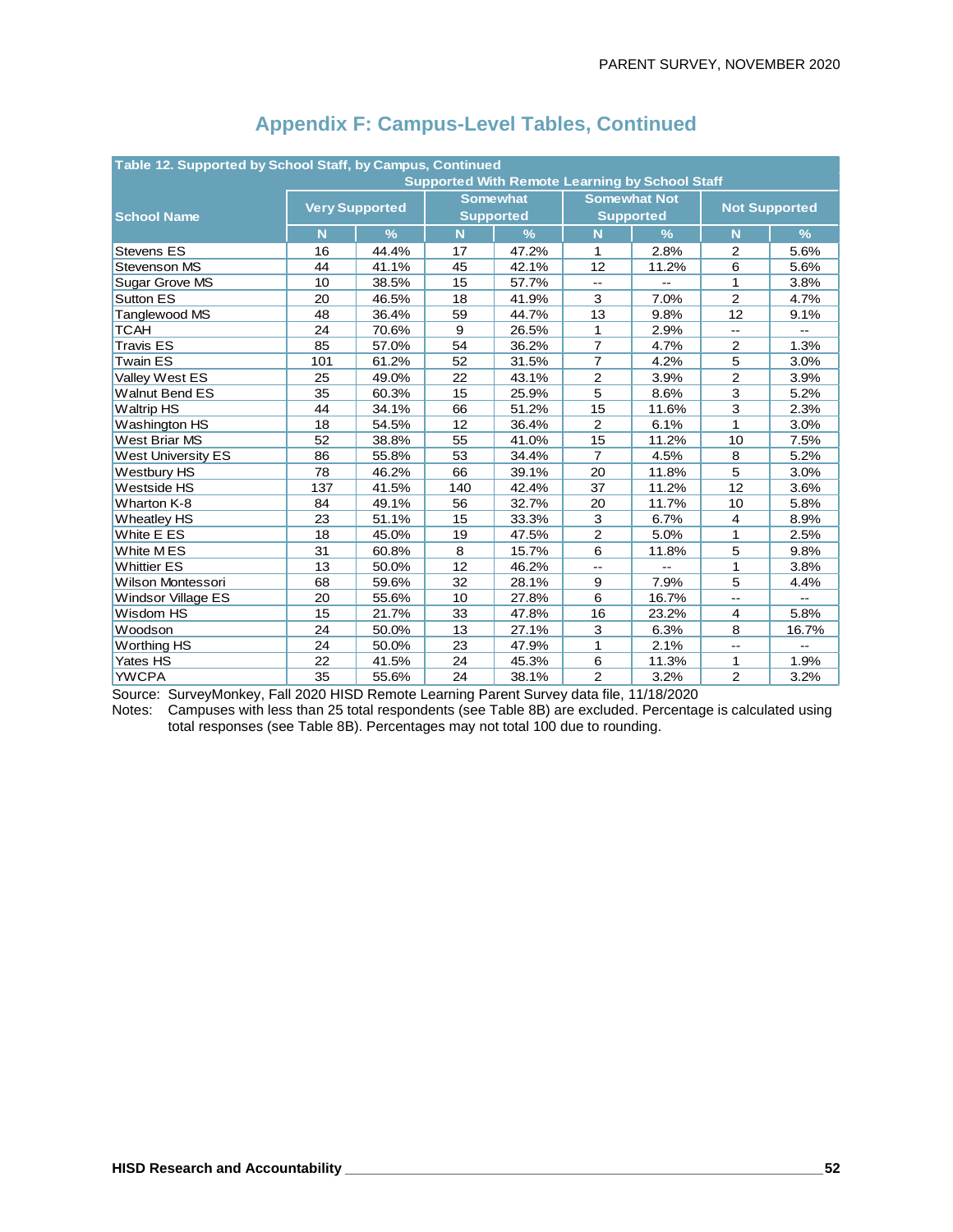## Appendix F: Campus-Level Tables, Continued

| Table 12. Supported by School Staff, by Campus, Continued | | | | | | | | |
|---|---|---|---|---|---|---|---|---|
| | Supported With Remote Learning by School Staff | | | | | | | |
| School Name | Very Supported | | Somewhat Supported | | Somewhat Not Supported | | Not Supported | |
| | N | % | N | % | N | % | N | % |
| Stevens ES | 16 | 44.4% | 17 | 47.2% | 1 | 2.8% | 2 | 5.6% |
| Stevenson MS | 44 | 41.1% | 45 | 42.1% | 12 | 11.2% | 6 | 5.6% |
| Sugar Grove MS | 10 | 38.5% | 15 | 57.7% | -- | -- | 1 | 3.8% |
| Sutton ES | 20 | 46.5% | 18 | 41.9% | 3 | 7.0% | 2 | 4.7% |
| Tanglewood MS | 48 | 36.4% | 59 | 44.7% | 13 | 9.8% | 12 | 9.1% |
| TCAH | 24 | 70.6% | 9 | 26.5% | 1 | 2.9% | -- | -- |
| Travis ES | 85 | 57.0% | 54 | 36.2% | 7 | 4.7% | 2 | 1.3% |
| Twain ES | 101 | 61.2% | 52 | 31.5% | 7 | 4.2% | 5 | 3.0% |
| Valley West ES | 25 | 49.0% | 22 | 43.1% | 2 | 3.9% | 2 | 3.9% |
| Walnut Bend ES | 35 | 60.3% | 15 | 25.9% | 5 | 8.6% | 3 | 5.2% |
| Waltrip HS | 44 | 34.1% | 66 | 51.2% | 15 | 11.6% | 3 | 2.3% |
| Washington HS | 18 | 54.5% | 12 | 36.4% | 2 | 6.1% | 1 | 3.0% |
| West Briar MS | 52 | 38.8% | 55 | 41.0% | 15 | 11.2% | 10 | 7.5% |
| West University ES | 86 | 55.8% | 53 | 34.4% | 7 | 4.5% | 8 | 5.2% |
| Westbury HS | 78 | 46.2% | 66 | 39.1% | 20 | 11.8% | 5 | 3.0% |
| Westside HS | 137 | 41.5% | 140 | 42.4% | 37 | 11.2% | 12 | 3.6% |
| Wharton K-8 | 84 | 49.1% | 56 | 32.7% | 20 | 11.7% | 10 | 5.8% |
| Wheatley HS | 23 | 51.1% | 15 | 33.3% | 3 | 6.7% | 4 | 8.9% |
| White E ES | 18 | 45.0% | 19 | 47.5% | 2 | 5.0% | 1 | 2.5% |
| White M ES | 31 | 60.8% | 8 | 15.7% | 6 | 11.8% | 5 | 9.8% |
| Whittier ES | 13 | 50.0% | 12 | 46.2% | -- | -- | 1 | 3.8% |
| Wilson Montessori | 68 | 59.6% | 32 | 28.1% | 9 | 7.9% | 5 | 4.4% |
| Windsor Village ES | 20 | 55.6% | 10 | 27.8% | 6 | 16.7% | -- | -- |
| Wisdom HS | 15 | 21.7% | 33 | 47.8% | 16 | 23.2% | 4 | 5.8% |
| Woodson | 24 | 50.0% | 13 | 27.1% | 3 | 6.3% | 8 | 16.7% |
| Worthing HS | 24 | 50.0% | 23 | 47.9% | 1 | 2.1% | -- | -- |
| Yates HS | 22 | 41.5% | 24 | 45.3% | 6 | 11.3% | 1 | 1.9% |
| YWCPA | 35 | 55.6% | 24 | 38.1% | 2 | 3.2% | 2 | 3.2% |

Source: SurveyMonkey, Fall 2020 HISD Remote Learning Parent Survey data file, 11/18/2020

Notes: Campuses with less than 25 total respondents (see Table 8B) are excluded. Percentage is calculated using total responses (see Table 8B). Percentages may not total 100 due to rounding.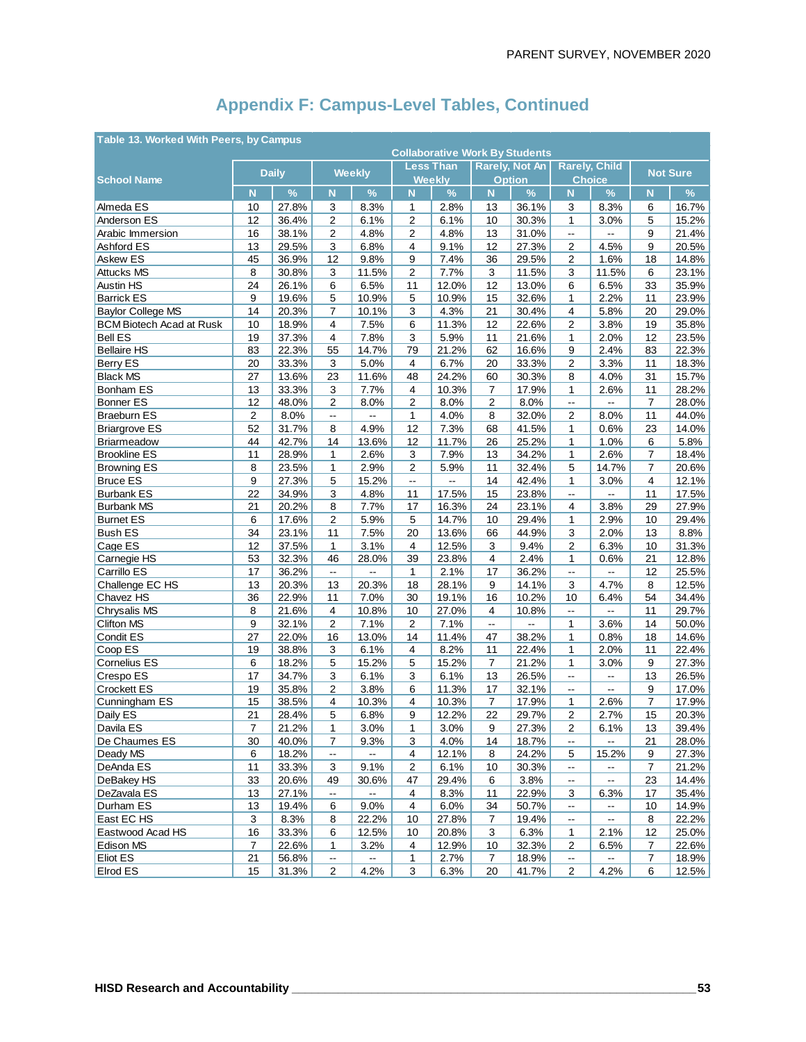## Appendix F: Campus-Level Tables, Continued

**Table 13. Worked With Peers, by Campus**

| School Name | Collaborative Work By Students | | | | | | | | | | | |
|---|---|---|---|---|---|---|---|---|---|---|---|---|
| | Daily | | Weekly | | Less Than Weekly | | Rarely, Not An Option | | Rarely, Child Choice | | Not Sure | |
| | N | % | N | % | N | % | N | % | N | % | N | % |
| Almeda ES | 10 | 27.8% | 3 | 8.3% | 1 | 2.8% | 13 | 36.1% | 3 | 8.3% | 6 | 16.7% |
| Anderson ES | 12 | 36.4% | 2 | 6.1% | 2 | 6.1% | 10 | 30.3% | 1 | 3.0% | 5 | 15.2% |
| Arabic Immersion | 16 | 38.1% | 2 | 4.8% | 2 | 4.8% | 13 | 31.0% | -- | -- | 9 | 21.4% |
| Ashford ES | 13 | 29.5% | 3 | 6.8% | 4 | 9.1% | 12 | 27.3% | 2 | 4.5% | 9 | 20.5% |
| Askew ES | 45 | 36.9% | 12 | 9.8% | 9 | 7.4% | 36 | 29.5% | 2 | 1.6% | 18 | 14.8% |
| Attucks MS | 8 | 30.8% | 3 | 11.5% | 2 | 7.7% | 3 | 11.5% | 3 | 11.5% | 6 | 23.1% |
| Austin HS | 24 | 26.1% | 6 | 6.5% | 11 | 12.0% | 12 | 13.0% | 6 | 6.5% | 33 | 35.9% |
| Barrick ES | 9 | 19.6% | 5 | 10.9% | 5 | 10.9% | 15 | 32.6% | 1 | 2.2% | 11 | 23.9% |
| Baylor College MS | 14 | 20.3% | 7 | 10.1% | 3 | 4.3% | 21 | 30.4% | 4 | 5.8% | 20 | 29.0% |
| BCM Biotech Acad at Rusk | 10 | 18.9% | 4 | 7.5% | 6 | 11.3% | 12 | 22.6% | 2 | 3.8% | 19 | 35.8% |
| Bell ES | 19 | 37.3% | 4 | 7.8% | 3 | 5.9% | 11 | 21.6% | 1 | 2.0% | 12 | 23.5% |
| Bellaire HS | 83 | 22.3% | 55 | 14.7% | 79 | 21.2% | 62 | 16.6% | 9 | 2.4% | 83 | 22.3% |
| Berry ES | 20 | 33.3% | 3 | 5.0% | 4 | 6.7% | 20 | 33.3% | 2 | 3.3% | 11 | 18.3% |
| Black MS | 27 | 13.6% | 23 | 11.6% | 48 | 24.2% | 60 | 30.3% | 8 | 4.0% | 31 | 15.7% |
| Bonham ES | 13 | 33.3% | 3 | 7.7% | 4 | 10.3% | 7 | 17.9% | 1 | 2.6% | 11 | 28.2% |
| Bonner ES | 12 | 48.0% | 2 | 8.0% | 2 | 8.0% | 2 | 8.0% | -- | -- | 7 | 28.0% |
| Braeburn ES | 2 | 8.0% | -- | -- | 1 | 4.0% | 8 | 32.0% | 2 | 8.0% | 11 | 44.0% |
| Briargrove ES | 52 | 31.7% | 8 | 4.9% | 12 | 7.3% | 68 | 41.5% | 1 | 0.6% | 23 | 14.0% |
| Briarmeadow | 44 | 42.7% | 14 | 13.6% | 12 | 11.7% | 26 | 25.2% | 1 | 1.0% | 6 | 5.8% |
| Brookline ES | 11 | 28.9% | 1 | 2.6% | 3 | 7.9% | 13 | 34.2% | 1 | 2.6% | 7 | 18.4% |
| Browning ES | 8 | 23.5% | 1 | 2.9% | 2 | 5.9% | 11 | 32.4% | 5 | 14.7% | 7 | 20.6% |
| Bruce ES | 9 | 27.3% | 5 | 15.2% | -- | -- | 14 | 42.4% | 1 | 3.0% | 4 | 12.1% |
| Burbank ES | 22 | 34.9% | 3 | 4.8% | 11 | 17.5% | 15 | 23.8% | -- | -- | 11 | 17.5% |
| Burbank MS | 21 | 20.2% | 8 | 7.7% | 17 | 16.3% | 24 | 23.1% | 4 | 3.8% | 29 | 27.9% |
| Burnet ES | 6 | 17.6% | 2 | 5.9% | 5 | 14.7% | 10 | 29.4% | 1 | 2.9% | 10 | 29.4% |
| Bush ES | 34 | 23.1% | 11 | 7.5% | 20 | 13.6% | 66 | 44.9% | 3 | 2.0% | 13 | 8.8% |
| Cage ES | 12 | 37.5% | 1 | 3.1% | 4 | 12.5% | 3 | 9.4% | 2 | 6.3% | 10 | 31.3% |
| Carnegie HS | 53 | 32.3% | 46 | 28.0% | 39 | 23.8% | 4 | 2.4% | 1 | 0.6% | 21 | 12.8% |
| Carrillo ES | 17 | 36.2% | -- | -- | 1 | 2.1% | 17 | 36.2% | -- | -- | 12 | 25.5% |
| Challenge EC HS | 13 | 20.3% | 13 | 20.3% | 18 | 28.1% | 9 | 14.1% | 3 | 4.7% | 8 | 12.5% |
| Chavez HS | 36 | 22.9% | 11 | 7.0% | 30 | 19.1% | 16 | 10.2% | 10 | 6.4% | 54 | 34.4% |
| Chrysalis MS | 8 | 21.6% | 4 | 10.8% | 10 | 27.0% | 4 | 10.8% | -- | -- | 11 | 29.7% |
| Clifton MS | 9 | 32.1% | 2 | 7.1% | 2 | 7.1% | -- | -- | 1 | 3.6% | 14 | 50.0% |
| Condit ES | 27 | 22.0% | 16 | 13.0% | 14 | 11.4% | 47 | 38.2% | 1 | 0.8% | 18 | 14.6% |
| Coop ES | 19 | 38.8% | 3 | 6.1% | 4 | 8.2% | 11 | 22.4% | 1 | 2.0% | 11 | 22.4% |
| Cornelius ES | 6 | 18.2% | 5 | 15.2% | 5 | 15.2% | 7 | 21.2% | 1 | 3.0% | 9 | 27.3% |
| Crespo ES | 17 | 34.7% | 3 | 6.1% | 3 | 6.1% | 13 | 26.5% | -- | -- | 13 | 26.5% |
| Crockett ES | 19 | 35.8% | 2 | 3.8% | 6 | 11.3% | 17 | 32.1% | -- | -- | 9 | 17.0% |
| Cunningham ES | 15 | 38.5% | 4 | 10.3% | 4 | 10.3% | 7 | 17.9% | 1 | 2.6% | 7 | 17.9% |
| Daily ES | 21 | 28.4% | 5 | 6.8% | 9 | 12.2% | 22 | 29.7% | 2 | 2.7% | 15 | 20.3% |
| Davila ES | 7 | 21.2% | 1 | 3.0% | 1 | 3.0% | 9 | 27.3% | 2 | 6.1% | 13 | 39.4% |
| De Chaumes ES | 30 | 40.0% | 7 | 9.3% | 3 | 4.0% | 14 | 18.7% | -- | -- | 21 | 28.0% |
| Deady MS | 6 | 18.2% | -- | -- | 4 | 12.1% | 8 | 24.2% | 5 | 15.2% | 9 | 27.3% |
| DeAnda ES | 11 | 33.3% | 3 | 9.1% | 2 | 6.1% | 10 | 30.3% | -- | -- | 7 | 21.2% |
| DeBakey HS | 33 | 20.6% | 49 | 30.6% | 47 | 29.4% | 6 | 3.8% | -- | -- | 23 | 14.4% |
| DeZavala ES | 13 | 27.1% | -- | -- | 4 | 8.3% | 11 | 22.9% | 3 | 6.3% | 17 | 35.4% |
| Durham ES | 13 | 19.4% | 6 | 9.0% | 4 | 6.0% | 34 | 50.7% | -- | -- | 10 | 14.9% |
| East EC HS | 3 | 8.3% | 8 | 22.2% | 10 | 27.8% | 7 | 19.4% | -- | -- | 8 | 22.2% |
| Eastwood Acad HS | 16 | 33.3% | 6 | 12.5% | 10 | 20.8% | 3 | 6.3% | 1 | 2.1% | 12 | 25.0% |
| Edison MS | 7 | 22.6% | 1 | 3.2% | 4 | 12.9% | 10 | 32.3% | 2 | 6.5% | 7 | 22.6% |
| Eliot ES | 21 | 56.8% | -- | -- | 1 | 2.7% | 7 | 18.9% | -- | -- | 7 | 18.9% |
| Elrod ES | 15 | 31.3% | 2 | 4.2% | 3 | 6.3% | 20 | 41.7% | 2 | 4.2% | 6 | 12.5% |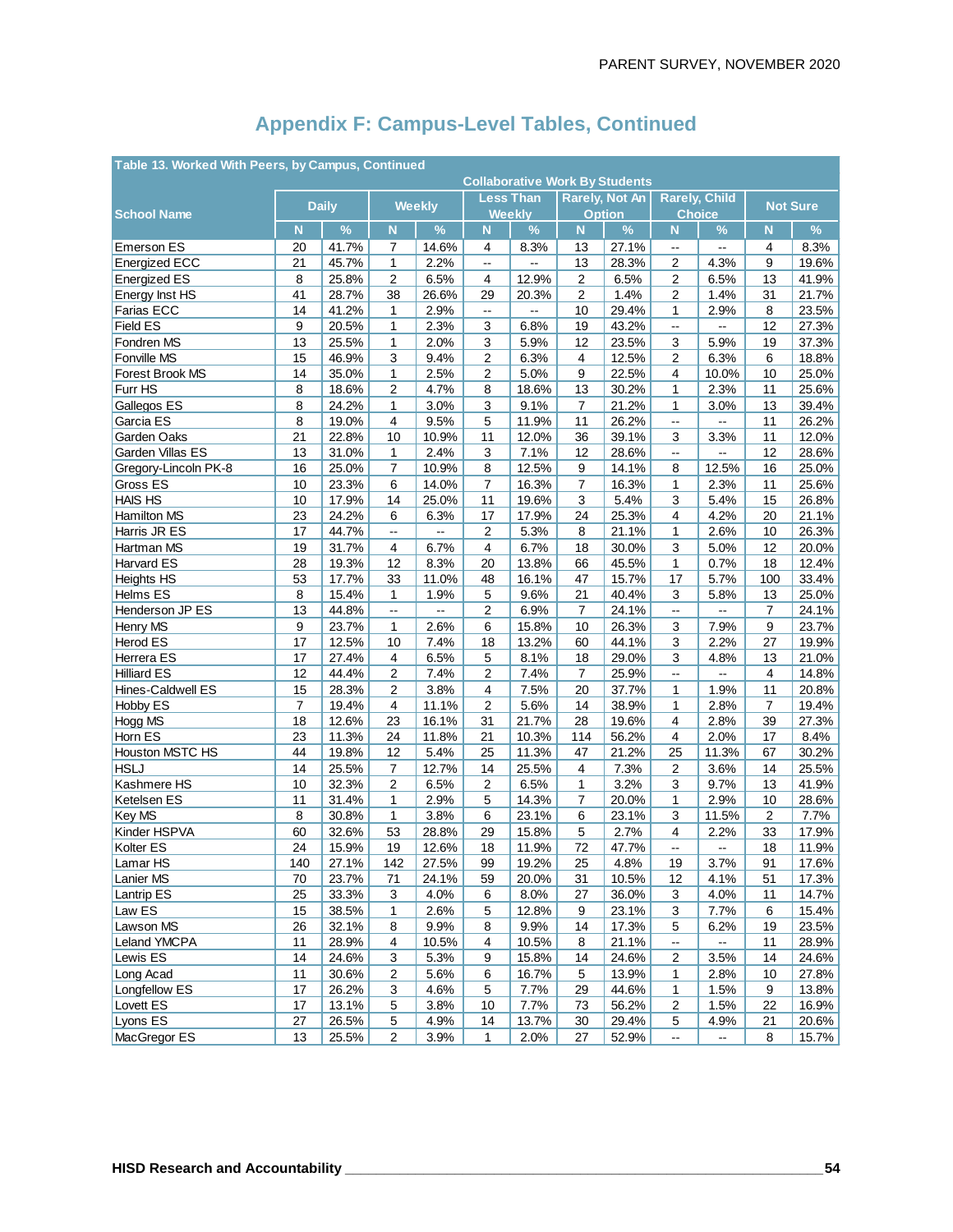## Appendix F: Campus-Level Tables, Continued

**Table 13. Worked With Peers, by Campus, Continued**

| School Name | Collaborative Work By Students | | | | | | | | | | | |
|---|---|---|---|---|---|---|---|---|---|---|---|---|
| | Daily | | Weekly | | Less Than Weekly | | Rarely, Not An Option | | Rarely, Child Choice | | Not Sure | |
| | N | % | N | % | N | % | N | % | N | % | N | % |
| Emerson ES | 20 | 41.7% | 7 | 14.6% | 4 | 8.3% | 13 | 27.1% | -- | -- | 4 | 8.3% |
| Energized ECC | 21 | 45.7% | 1 | 2.2% | -- | -- | 13 | 28.3% | 2 | 4.3% | 9 | 19.6% |
| Energized ES | 8 | 25.8% | 2 | 6.5% | 4 | 12.9% | 2 | 6.5% | 2 | 6.5% | 13 | 41.9% |
| Energy Inst HS | 41 | 28.7% | 38 | 26.6% | 29 | 20.3% | 2 | 1.4% | 2 | 1.4% | 31 | 21.7% |
| Farias ECC | 14 | 41.2% | 1 | 2.9% | -- | -- | 10 | 29.4% | 1 | 2.9% | 8 | 23.5% |
| Field ES | 9 | 20.5% | 1 | 2.3% | 3 | 6.8% | 19 | 43.2% | -- | -- | 12 | 27.3% |
| Fondren MS | 13 | 25.5% | 1 | 2.0% | 3 | 5.9% | 12 | 23.5% | 3 | 5.9% | 19 | 37.3% |
| Fonville MS | 15 | 46.9% | 3 | 9.4% | 2 | 6.3% | 4 | 12.5% | 2 | 6.3% | 6 | 18.8% |
| Forest Brook MS | 14 | 35.0% | 1 | 2.5% | 2 | 5.0% | 9 | 22.5% | 4 | 10.0% | 10 | 25.0% |
| Furr HS | 8 | 18.6% | 2 | 4.7% | 8 | 18.6% | 13 | 30.2% | 1 | 2.3% | 11 | 25.6% |
| Gallegos ES | 8 | 24.2% | 1 | 3.0% | 3 | 9.1% | 7 | 21.2% | 1 | 3.0% | 13 | 39.4% |
| Garcia ES | 8 | 19.0% | 4 | 9.5% | 5 | 11.9% | 11 | 26.2% | -- | -- | 11 | 26.2% |
| Garden Oaks | 21 | 22.8% | 10 | 10.9% | 11 | 12.0% | 36 | 39.1% | 3 | 3.3% | 11 | 12.0% |
| Garden Villas ES | 13 | 31.0% | 1 | 2.4% | 3 | 7.1% | 12 | 28.6% | -- | -- | 12 | 28.6% |
| Gregory-Lincoln PK-8 | 16 | 25.0% | 7 | 10.9% | 8 | 12.5% | 9 | 14.1% | 8 | 12.5% | 16 | 25.0% |
| Gross ES | 10 | 23.3% | 6 | 14.0% | 7 | 16.3% | 7 | 16.3% | 1 | 2.3% | 11 | 25.6% |
| HAIS HS | 10 | 17.9% | 14 | 25.0% | 11 | 19.6% | 3 | 5.4% | 3 | 5.4% | 15 | 26.8% |
| Hamilton MS | 23 | 24.2% | 6 | 6.3% | 17 | 17.9% | 24 | 25.3% | 4 | 4.2% | 20 | 21.1% |
| Harris JR ES | 17 | 44.7% | -- | -- | 2 | 5.3% | 8 | 21.1% | 1 | 2.6% | 10 | 26.3% |
| Hartman MS | 19 | 31.7% | 4 | 6.7% | 4 | 6.7% | 18 | 30.0% | 3 | 5.0% | 12 | 20.0% |
| Harvard ES | 28 | 19.3% | 12 | 8.3% | 20 | 13.8% | 66 | 45.5% | 1 | 0.7% | 18 | 12.4% |
| Heights HS | 53 | 17.7% | 33 | 11.0% | 48 | 16.1% | 47 | 15.7% | 17 | 5.7% | 100 | 33.4% |
| Helms ES | 8 | 15.4% | 1 | 1.9% | 5 | 9.6% | 21 | 40.4% | 3 | 5.8% | 13 | 25.0% |
| Henderson JP ES | 13 | 44.8% | -- | -- | 2 | 6.9% | 7 | 24.1% | -- | -- | 7 | 24.1% |
| Henry MS | 9 | 23.7% | 1 | 2.6% | 6 | 15.8% | 10 | 26.3% | 3 | 7.9% | 9 | 23.7% |
| Herod ES | 17 | 12.5% | 10 | 7.4% | 18 | 13.2% | 60 | 44.1% | 3 | 2.2% | 27 | 19.9% |
| Herrera ES | 17 | 27.4% | 4 | 6.5% | 5 | 8.1% | 18 | 29.0% | 3 | 4.8% | 13 | 21.0% |
| Hilliard ES | 12 | 44.4% | 2 | 7.4% | 2 | 7.4% | 7 | 25.9% | -- | -- | 4 | 14.8% |
| Hines-Caldwell ES | 15 | 28.3% | 2 | 3.8% | 4 | 7.5% | 20 | 37.7% | 1 | 1.9% | 11 | 20.8% |
| Hobby ES | 7 | 19.4% | 4 | 11.1% | 2 | 5.6% | 14 | 38.9% | 1 | 2.8% | 7 | 19.4% |
| Hogg MS | 18 | 12.6% | 23 | 16.1% | 31 | 21.7% | 28 | 19.6% | 4 | 2.8% | 39 | 27.3% |
| Horn ES | 23 | 11.3% | 24 | 11.8% | 21 | 10.3% | 114 | 56.2% | 4 | 2.0% | 17 | 8.4% |
| Houston MSTC HS | 44 | 19.8% | 12 | 5.4% | 25 | 11.3% | 47 | 21.2% | 25 | 11.3% | 67 | 30.2% |
| HSLJ | 14 | 25.5% | 7 | 12.7% | 14 | 25.5% | 4 | 7.3% | 2 | 3.6% | 14 | 25.5% |
| Kashmere HS | 10 | 32.3% | 2 | 6.5% | 2 | 6.5% | 1 | 3.2% | 3 | 9.7% | 13 | 41.9% |
| Ketelsen ES | 11 | 31.4% | 1 | 2.9% | 5 | 14.3% | 7 | 20.0% | 1 | 2.9% | 10 | 28.6% |
| Key MS | 8 | 30.8% | 1 | 3.8% | 6 | 23.1% | 6 | 23.1% | 3 | 11.5% | 2 | 7.7% |
| Kinder HSPVA | 60 | 32.6% | 53 | 28.8% | 29 | 15.8% | 5 | 2.7% | 4 | 2.2% | 33 | 17.9% |
| Kolter ES | 24 | 15.9% | 19 | 12.6% | 18 | 11.9% | 72 | 47.7% | -- | -- | 18 | 11.9% |
| Lamar HS | 140 | 27.1% | 142 | 27.5% | 99 | 19.2% | 25 | 4.8% | 19 | 3.7% | 91 | 17.6% |
| Lanier MS | 70 | 23.7% | 71 | 24.1% | 59 | 20.0% | 31 | 10.5% | 12 | 4.1% | 51 | 17.3% |
| Lantrip ES | 25 | 33.3% | 3 | 4.0% | 6 | 8.0% | 27 | 36.0% | 3 | 4.0% | 11 | 14.7% |
| Law ES | 15 | 38.5% | 1 | 2.6% | 5 | 12.8% | 9 | 23.1% | 3 | 7.7% | 6 | 15.4% |
| Lawson MS | 26 | 32.1% | 8 | 9.9% | 8 | 9.9% | 14 | 17.3% | 5 | 6.2% | 19 | 23.5% |
| Leland YMCPA | 11 | 28.9% | 4 | 10.5% | 4 | 10.5% | 8 | 21.1% | -- | -- | 11 | 28.9% |
| Lewis ES | 14 | 24.6% | 3 | 5.3% | 9 | 15.8% | 14 | 24.6% | 2 | 3.5% | 14 | 24.6% |
| Long Acad | 11 | 30.6% | 2 | 5.6% | 6 | 16.7% | 5 | 13.9% | 1 | 2.8% | 10 | 27.8% |
| Longfellow ES | 17 | 26.2% | 3 | 4.6% | 5 | 7.7% | 29 | 44.6% | 1 | 1.5% | 9 | 13.8% |
| Lovett ES | 17 | 13.1% | 5 | 3.8% | 10 | 7.7% | 73 | 56.2% | 2 | 1.5% | 22 | 16.9% |
| Lyons ES | 27 | 26.5% | 5 | 4.9% | 14 | 13.7% | 30 | 29.4% | 5 | 4.9% | 21 | 20.6% |
| MacGregor ES | 13 | 25.5% | 2 | 3.9% | 1 | 2.0% | 27 | 52.9% | -- | -- | 8 | 15.7% |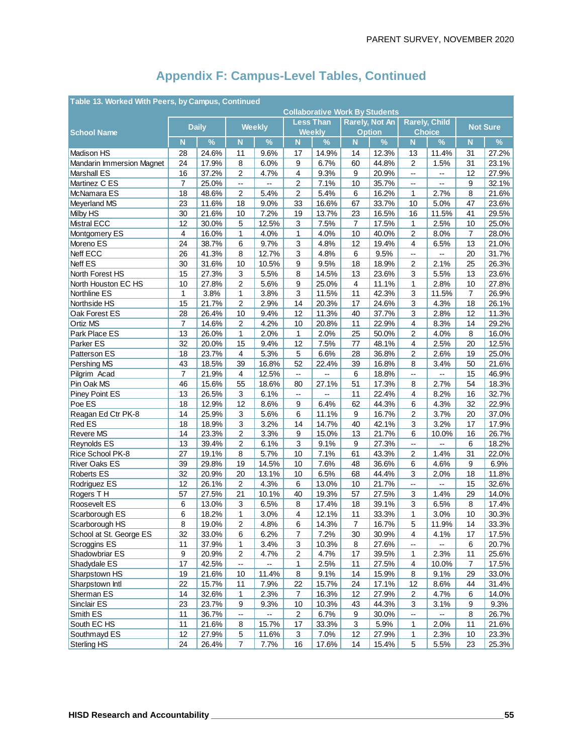## Appendix F: Campus-Level Tables, Continued

| Table 13. Worked With Peers, by Campus, Continued | | | | | | | | | | | | |
|---|---|---|---|---|---|---|---|---|---|---|---|---|
| | Collaborative Work By Students | | | | | | | | | | | |
| School Name | Daily | | Weekly | | Less Than Weekly | | Rarely, Not An Option | | Rarely, Child Choice | | Not Sure | |
| | N | % | N | % | N | % | N | % | N | % | N | % |
| Madison HS | 28 | 24.6% | 11 | 9.6% | 17 | 14.9% | 14 | 12.3% | 13 | 11.4% | 31 | 27.2% |
| Mandarin Immersion Magnet | 24 | 17.9% | 8 | 6.0% | 9 | 6.7% | 60 | 44.8% | 2 | 1.5% | 31 | 23.1% |
| Marshall ES | 16 | 37.2% | 2 | 4.7% | 4 | 9.3% | 9 | 20.9% | -- | -- | 12 | 27.9% |
| Martinez C ES | 7 | 25.0% | -- | -- | 2 | 7.1% | 10 | 35.7% | -- | -- | 9 | 32.1% |
| McNamara ES | 18 | 48.6% | 2 | 5.4% | 2 | 5.4% | 6 | 16.2% | 1 | 2.7% | 8 | 21.6% |
| Meyerland MS | 23 | 11.6% | 18 | 9.0% | 33 | 16.6% | 67 | 33.7% | 10 | 5.0% | 47 | 23.6% |
| Milby HS | 30 | 21.6% | 10 | 7.2% | 19 | 13.7% | 23 | 16.5% | 16 | 11.5% | 41 | 29.5% |
| Mistral ECC | 12 | 30.0% | 5 | 12.5% | 3 | 7.5% | 7 | 17.5% | 1 | 2.5% | 10 | 25.0% |
| Montgomery ES | 4 | 16.0% | 1 | 4.0% | 1 | 4.0% | 10 | 40.0% | 2 | 8.0% | 7 | 28.0% |
| Moreno ES | 24 | 38.7% | 6 | 9.7% | 3 | 4.8% | 12 | 19.4% | 4 | 6.5% | 13 | 21.0% |
| Neff ECC | 26 | 41.3% | 8 | 12.7% | 3 | 4.8% | 6 | 9.5% | -- | -- | 20 | 31.7% |
| Neff ES | 30 | 31.6% | 10 | 10.5% | 9 | 9.5% | 18 | 18.9% | 2 | 2.1% | 25 | 26.3% |
| North Forest HS | 15 | 27.3% | 3 | 5.5% | 8 | 14.5% | 13 | 23.6% | 3 | 5.5% | 13 | 23.6% |
| North Houston EC HS | 10 | 27.8% | 2 | 5.6% | 9 | 25.0% | 4 | 11.1% | 1 | 2.8% | 10 | 27.8% |
| Northline ES | 1 | 3.8% | 1 | 3.8% | 3 | 11.5% | 11 | 42.3% | 3 | 11.5% | 7 | 26.9% |
| Northside HS | 15 | 21.7% | 2 | 2.9% | 14 | 20.3% | 17 | 24.6% | 3 | 4.3% | 18 | 26.1% |
| Oak Forest ES | 28 | 26.4% | 10 | 9.4% | 12 | 11.3% | 40 | 37.7% | 3 | 2.8% | 12 | 11.3% |
| Ortiz MS | 7 | 14.6% | 2 | 4.2% | 10 | 20.8% | 11 | 22.9% | 4 | 8.3% | 14 | 29.2% |
| Park Place ES | 13 | 26.0% | 1 | 2.0% | 1 | 2.0% | 25 | 50.0% | 2 | 4.0% | 8 | 16.0% |
| Parker ES | 32 | 20.0% | 15 | 9.4% | 12 | 7.5% | 77 | 48.1% | 4 | 2.5% | 20 | 12.5% |
| Patterson ES | 18 | 23.7% | 4 | 5.3% | 5 | 6.6% | 28 | 36.8% | 2 | 2.6% | 19 | 25.0% |
| Pershing MS | 43 | 18.5% | 39 | 16.8% | 52 | 22.4% | 39 | 16.8% | 8 | 3.4% | 50 | 21.6% |
| Pilgrim Acad | 7 | 21.9% | 4 | 12.5% | -- | -- | 6 | 18.8% | -- | -- | 15 | 46.9% |
| Pin Oak MS | 46 | 15.6% | 55 | 18.6% | 80 | 27.1% | 51 | 17.3% | 8 | 2.7% | 54 | 18.3% |
| Piney Point ES | 13 | 26.5% | 3 | 6.1% | -- | -- | 11 | 22.4% | 4 | 8.2% | 16 | 32.7% |
| Poe ES | 18 | 12.9% | 12 | 8.6% | 9 | 6.4% | 62 | 44.3% | 6 | 4.3% | 32 | 22.9% |
| Reagan Ed Ctr PK-8 | 14 | 25.9% | 3 | 5.6% | 6 | 11.1% | 9 | 16.7% | 2 | 3.7% | 20 | 37.0% |
| Red ES | 18 | 18.9% | 3 | 3.2% | 14 | 14.7% | 40 | 42.1% | 3 | 3.2% | 17 | 17.9% |
| Revere MS | 14 | 23.3% | 2 | 3.3% | 9 | 15.0% | 13 | 21.7% | 6 | 10.0% | 16 | 26.7% |
| Reynolds ES | 13 | 39.4% | 2 | 6.1% | 3 | 9.1% | 9 | 27.3% | -- | -- | 6 | 18.2% |
| Rice School PK-8 | 27 | 19.1% | 8 | 5.7% | 10 | 7.1% | 61 | 43.3% | 2 | 1.4% | 31 | 22.0% |
| River Oaks ES | 39 | 29.8% | 19 | 14.5% | 10 | 7.6% | 48 | 36.6% | 6 | 4.6% | 9 | 6.9% |
| Roberts ES | 32 | 20.9% | 20 | 13.1% | 10 | 6.5% | 68 | 44.4% | 3 | 2.0% | 18 | 11.8% |
| Rodriguez ES | 12 | 26.1% | 2 | 4.3% | 6 | 13.0% | 10 | 21.7% | -- | -- | 15 | 32.6% |
| Rogers T H | 57 | 27.5% | 21 | 10.1% | 40 | 19.3% | 57 | 27.5% | 3 | 1.4% | 29 | 14.0% |
| Roosevelt ES | 6 | 13.0% | 3 | 6.5% | 8 | 17.4% | 18 | 39.1% | 3 | 6.5% | 8 | 17.4% |
| Scarborough ES | 6 | 18.2% | 1 | 3.0% | 4 | 12.1% | 11 | 33.3% | 1 | 3.0% | 10 | 30.3% |
| Scarborough HS | 8 | 19.0% | 2 | 4.8% | 6 | 14.3% | 7 | 16.7% | 5 | 11.9% | 14 | 33.3% |
| School at St. George ES | 32 | 33.0% | 6 | 6.2% | 7 | 7.2% | 30 | 30.9% | 4 | 4.1% | 17 | 17.5% |
| Scroggins ES | 11 | 37.9% | 1 | 3.4% | 3 | 10.3% | 8 | 27.6% | -- | -- | 6 | 20.7% |
| Shadowbriar ES | 9 | 20.9% | 2 | 4.7% | 2 | 4.7% | 17 | 39.5% | 1 | 2.3% | 11 | 25.6% |
| Shadydale ES | 17 | 42.5% | -- | -- | 1 | 2.5% | 11 | 27.5% | 4 | 10.0% | 7 | 17.5% |
| Sharpstown HS | 19 | 21.6% | 10 | 11.4% | 8 | 9.1% | 14 | 15.9% | 8 | 9.1% | 29 | 33.0% |
| Sharpstown Intl | 22 | 15.7% | 11 | 7.9% | 22 | 15.7% | 24 | 17.1% | 12 | 8.6% | 44 | 31.4% |
| Sherman ES | 14 | 32.6% | 1 | 2.3% | 7 | 16.3% | 12 | 27.9% | 2 | 4.7% | 6 | 14.0% |
| Sinclair ES | 23 | 23.7% | 9 | 9.3% | 10 | 10.3% | 43 | 44.3% | 3 | 3.1% | 9 | 9.3% |
| Smith ES | 11 | 36.7% | -- | -- | 2 | 6.7% | 9 | 30.0% | -- | -- | 8 | 26.7% |
| South EC HS | 11 | 21.6% | 8 | 15.7% | 17 | 33.3% | 3 | 5.9% | 1 | 2.0% | 11 | 21.6% |
| Southmayd ES | 12 | 27.9% | 5 | 11.6% | 3 | 7.0% | 12 | 27.9% | 1 | 2.3% | 10 | 23.3% |
| Sterling HS | 24 | 26.4% | 7 | 7.7% | 16 | 17.6% | 14 | 15.4% | 5 | 5.5% | 23 | 25.3% |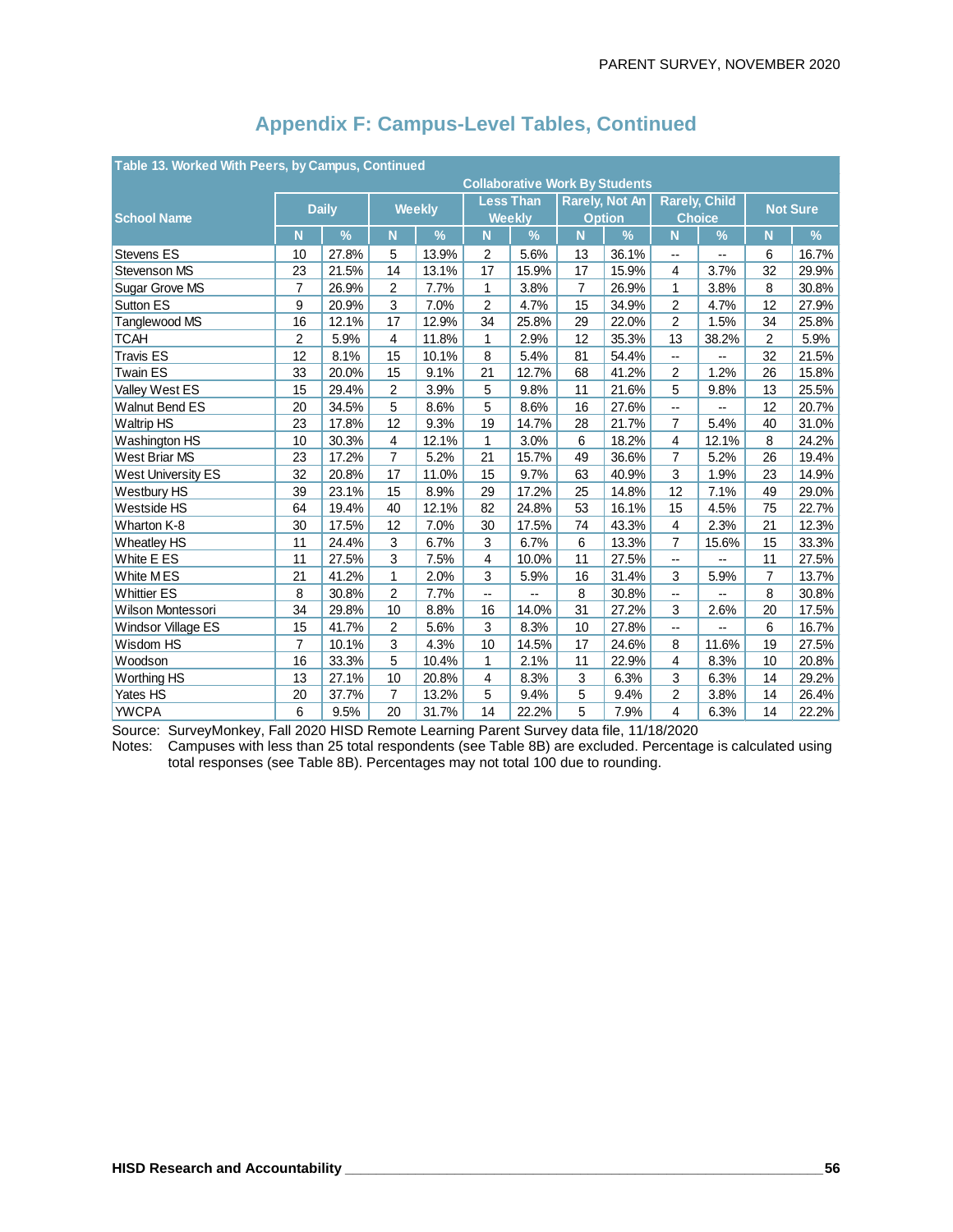## Appendix F: Campus-Level Tables, Continued

| Table 13. Worked With Peers, by Campus, Continued | | | | | | | | | | | | |
|---|---|---|---|---|---|---|---|---|---|---|---|---|
| | Collaborative Work By Students | | | | | | | | | | | |
| School Name | Daily | | Weekly | | Less Than Weekly | | Rarely, Not An Option | | Rarely, Child Choice | | Not Sure | |
| | N | % | N | % | N | % | N | % | N | % | N | % |
| Stevens ES | 10 | 27.8% | 5 | 13.9% | 2 | 5.6% | 13 | 36.1% | -- | -- | 6 | 16.7% |
| Stevenson MS | 23 | 21.5% | 14 | 13.1% | 17 | 15.9% | 17 | 15.9% | 4 | 3.7% | 32 | 29.9% |
| Sugar Grove MS | 7 | 26.9% | 2 | 7.7% | 1 | 3.8% | 7 | 26.9% | 1 | 3.8% | 8 | 30.8% |
| Sutton ES | 9 | 20.9% | 3 | 7.0% | 2 | 4.7% | 15 | 34.9% | 2 | 4.7% | 12 | 27.9% |
| Tanglewood MS | 16 | 12.1% | 17 | 12.9% | 34 | 25.8% | 29 | 22.0% | 2 | 1.5% | 34 | 25.8% |
| TCAH | 2 | 5.9% | 4 | 11.8% | 1 | 2.9% | 12 | 35.3% | 13 | 38.2% | 2 | 5.9% |
| Travis ES | 12 | 8.1% | 15 | 10.1% | 8 | 5.4% | 81 | 54.4% | -- | -- | 32 | 21.5% |
| Twain ES | 33 | 20.0% | 15 | 9.1% | 21 | 12.7% | 68 | 41.2% | 2 | 1.2% | 26 | 15.8% |
| Valley West ES | 15 | 29.4% | 2 | 3.9% | 5 | 9.8% | 11 | 21.6% | 5 | 9.8% | 13 | 25.5% |
| Walnut Bend ES | 20 | 34.5% | 5 | 8.6% | 5 | 8.6% | 16 | 27.6% | -- | -- | 12 | 20.7% |
| Waltrip HS | 23 | 17.8% | 12 | 9.3% | 19 | 14.7% | 28 | 21.7% | 7 | 5.4% | 40 | 31.0% |
| Washington HS | 10 | 30.3% | 4 | 12.1% | 1 | 3.0% | 6 | 18.2% | 4 | 12.1% | 8 | 24.2% |
| West Briar MS | 23 | 17.2% | 7 | 5.2% | 21 | 15.7% | 49 | 36.6% | 7 | 5.2% | 26 | 19.4% |
| West University ES | 32 | 20.8% | 17 | 11.0% | 15 | 9.7% | 63 | 40.9% | 3 | 1.9% | 23 | 14.9% |
| Westbury HS | 39 | 23.1% | 15 | 8.9% | 29 | 17.2% | 25 | 14.8% | 12 | 7.1% | 49 | 29.0% |
| Westside HS | 64 | 19.4% | 40 | 12.1% | 82 | 24.8% | 53 | 16.1% | 15 | 4.5% | 75 | 22.7% |
| Wharton K-8 | 30 | 17.5% | 12 | 7.0% | 30 | 17.5% | 74 | 43.3% | 4 | 2.3% | 21 | 12.3% |
| Wheatley HS | 11 | 24.4% | 3 | 6.7% | 3 | 6.7% | 6 | 13.3% | 7 | 15.6% | 15 | 33.3% |
| White E ES | 11 | 27.5% | 3 | 7.5% | 4 | 10.0% | 11 | 27.5% | -- | -- | 11 | 27.5% |
| White M ES | 21 | 41.2% | 1 | 2.0% | 3 | 5.9% | 16 | 31.4% | 3 | 5.9% | 7 | 13.7% |
| Whittier ES | 8 | 30.8% | 2 | 7.7% | -- | -- | 8 | 30.8% | -- | -- | 8 | 30.8% |
| Wilson Montessori | 34 | 29.8% | 10 | 8.8% | 16 | 14.0% | 31 | 27.2% | 3 | 2.6% | 20 | 17.5% |
| Windsor Village ES | 15 | 41.7% | 2 | 5.6% | 3 | 8.3% | 10 | 27.8% | -- | -- | 6 | 16.7% |
| Wisdom HS | 7 | 10.1% | 3 | 4.3% | 10 | 14.5% | 17 | 24.6% | 8 | 11.6% | 19 | 27.5% |
| Woodson | 16 | 33.3% | 5 | 10.4% | 1 | 2.1% | 11 | 22.9% | 4 | 8.3% | 10 | 20.8% |
| Worthing HS | 13 | 27.1% | 10 | 20.8% | 4 | 8.3% | 3 | 6.3% | 3 | 6.3% | 14 | 29.2% |
| Yates HS | 20 | 37.7% | 7 | 13.2% | 5 | 9.4% | 5 | 9.4% | 2 | 3.8% | 14 | 26.4% |
| YWCPA | 6 | 9.5% | 20 | 31.7% | 14 | 22.2% | 5 | 7.9% | 4 | 6.3% | 14 | 22.2% |

Source: SurveyMonkey, Fall 2020 HISD Remote Learning Parent Survey data file, 11/18/2020

Notes: Campuses with less than 25 total respondents (see Table 8B) are excluded. Percentage is calculated using total responses (see Table 8B). Percentages may not total 100 due to rounding.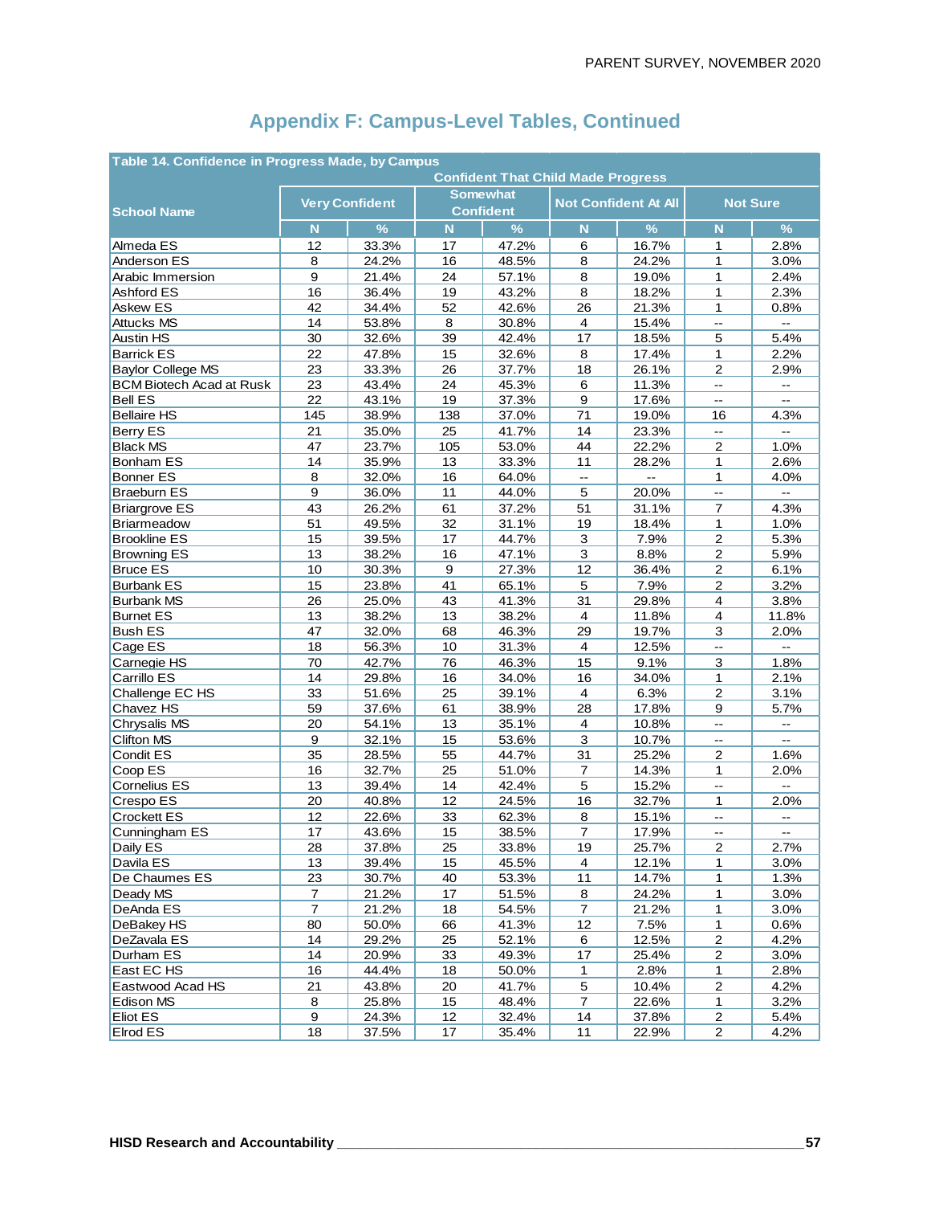# Appendix F: Campus-Level Tables, Continued

| Table 14. Confidence in Progress Made, by Campus | | | | | | | | |
|---|---|---|---|---|---|---|---|---|
| | Confident That Child Made Progress | | | | | | | |
| School Name | Very Confident | | Somewhat Confident | | Not Confident At All | | Not Sure | |
| | N | % | N | % | N | % | N | % |
| Almeda ES | 12 | 33.3% | 17 | 47.2% | 6 | 16.7% | 1 | 2.8% |
| Anderson ES | 8 | 24.2% | 16 | 48.5% | 8 | 24.2% | 1 | 3.0% |
| Arabic Immersion | 9 | 21.4% | 24 | 57.1% | 8 | 19.0% | 1 | 2.4% |
| Ashford ES | 16 | 36.4% | 19 | 43.2% | 8 | 18.2% | 1 | 2.3% |
| Askew ES | 42 | 34.4% | 52 | 42.6% | 26 | 21.3% | 1 | 0.8% |
| Attucks MS | 14 | 53.8% | 8 | 30.8% | 4 | 15.4% | -- | -- |
| Austin HS | 30 | 32.6% | 39 | 42.4% | 17 | 18.5% | 5 | 5.4% |
| Barrick ES | 22 | 47.8% | 15 | 32.6% | 8 | 17.4% | 1 | 2.2% |
| Baylor College MS | 23 | 33.3% | 26 | 37.7% | 18 | 26.1% | 2 | 2.9% |
| BCM Biotech Acad at Rusk | 23 | 43.4% | 24 | 45.3% | 6 | 11.3% | -- | -- |
| Bell ES | 22 | 43.1% | 19 | 37.3% | 9 | 17.6% | -- | -- |
| Bellaire HS | 145 | 38.9% | 138 | 37.0% | 71 | 19.0% | 16 | 4.3% |
| Berry ES | 21 | 35.0% | 25 | 41.7% | 14 | 23.3% | -- | -- |
| Black MS | 47 | 23.7% | 105 | 53.0% | 44 | 22.2% | 2 | 1.0% |
| Bonham ES | 14 | 35.9% | 13 | 33.3% | 11 | 28.2% | 1 | 2.6% |
| Bonner ES | 8 | 32.0% | 16 | 64.0% | -- | -- | 1 | 4.0% |
| Braeburn ES | 9 | 36.0% | 11 | 44.0% | 5 | 20.0% | -- | -- |
| Briargrove ES | 43 | 26.2% | 61 | 37.2% | 51 | 31.1% | 7 | 4.3% |
| Briarmeadow | 51 | 49.5% | 32 | 31.1% | 19 | 18.4% | 1 | 1.0% |
| Brookline ES | 15 | 39.5% | 17 | 44.7% | 3 | 7.9% | 2 | 5.3% |
| Browning ES | 13 | 38.2% | 16 | 47.1% | 3 | 8.8% | 2 | 5.9% |
| Bruce ES | 10 | 30.3% | 9 | 27.3% | 12 | 36.4% | 2 | 6.1% |
| Burbank ES | 15 | 23.8% | 41 | 65.1% | 5 | 7.9% | 2 | 3.2% |
| Burbank MS | 26 | 25.0% | 43 | 41.3% | 31 | 29.8% | 4 | 3.8% |
| Burnet ES | 13 | 38.2% | 13 | 38.2% | 4 | 11.8% | 4 | 11.8% |
| Bush ES | 47 | 32.0% | 68 | 46.3% | 29 | 19.7% | 3 | 2.0% |
| Cage ES | 18 | 56.3% | 10 | 31.3% | 4 | 12.5% | -- | -- |
| Carnegie HS | 70 | 42.7% | 76 | 46.3% | 15 | 9.1% | 3 | 1.8% |
| Carrillo ES | 14 | 29.8% | 16 | 34.0% | 16 | 34.0% | 1 | 2.1% |
| Challenge EC HS | 33 | 51.6% | 25 | 39.1% | 4 | 6.3% | 2 | 3.1% |
| Chavez HS | 59 | 37.6% | 61 | 38.9% | 28 | 17.8% | 9 | 5.7% |
| Chrysalis MS | 20 | 54.1% | 13 | 35.1% | 4 | 10.8% | -- | -- |
| Clifton MS | 9 | 32.1% | 15 | 53.6% | 3 | 10.7% | -- | -- |
| Condit ES | 35 | 28.5% | 55 | 44.7% | 31 | 25.2% | 2 | 1.6% |
| Coop ES | 16 | 32.7% | 25 | 51.0% | 7 | 14.3% | 1 | 2.0% |
| Cornelius ES | 13 | 39.4% | 14 | 42.4% | 5 | 15.2% | -- | -- |
| Crespo ES | 20 | 40.8% | 12 | 24.5% | 16 | 32.7% | 1 | 2.0% |
| Crockett ES | 12 | 22.6% | 33 | 62.3% | 8 | 15.1% | -- | -- |
| Cunningham ES | 17 | 43.6% | 15 | 38.5% | 7 | 17.9% | -- | -- |
| Daily ES | 28 | 37.8% | 25 | 33.8% | 19 | 25.7% | 2 | 2.7% |
| Davila ES | 13 | 39.4% | 15 | 45.5% | 4 | 12.1% | 1 | 3.0% |
| De Chaumes ES | 23 | 30.7% | 40 | 53.3% | 11 | 14.7% | 1 | 1.3% |
| Deady MS | 7 | 21.2% | 17 | 51.5% | 8 | 24.2% | 1 | 3.0% |
| DeAnda ES | 7 | 21.2% | 18 | 54.5% | 7 | 21.2% | 1 | 3.0% |
| DeBakey HS | 80 | 50.0% | 66 | 41.3% | 12 | 7.5% | 1 | 0.6% |
| DeZavala ES | 14 | 29.2% | 25 | 52.1% | 6 | 12.5% | 2 | 4.2% |
| Durham ES | 14 | 20.9% | 33 | 49.3% | 17 | 25.4% | 2 | 3.0% |
| East EC HS | 16 | 44.4% | 18 | 50.0% | 1 | 2.8% | 1 | 2.8% |
| Eastwood Acad HS | 21 | 43.8% | 20 | 41.7% | 5 | 10.4% | 2 | 4.2% |
| Edison MS | 8 | 25.8% | 15 | 48.4% | 7 | 22.6% | 1 | 3.2% |
| Eliot ES | 9 | 24.3% | 12 | 32.4% | 14 | 37.8% | 2 | 5.4% |
| Elrod ES | 18 | 37.5% | 17 | 35.4% | 11 | 22.9% | 2 | 4.2% |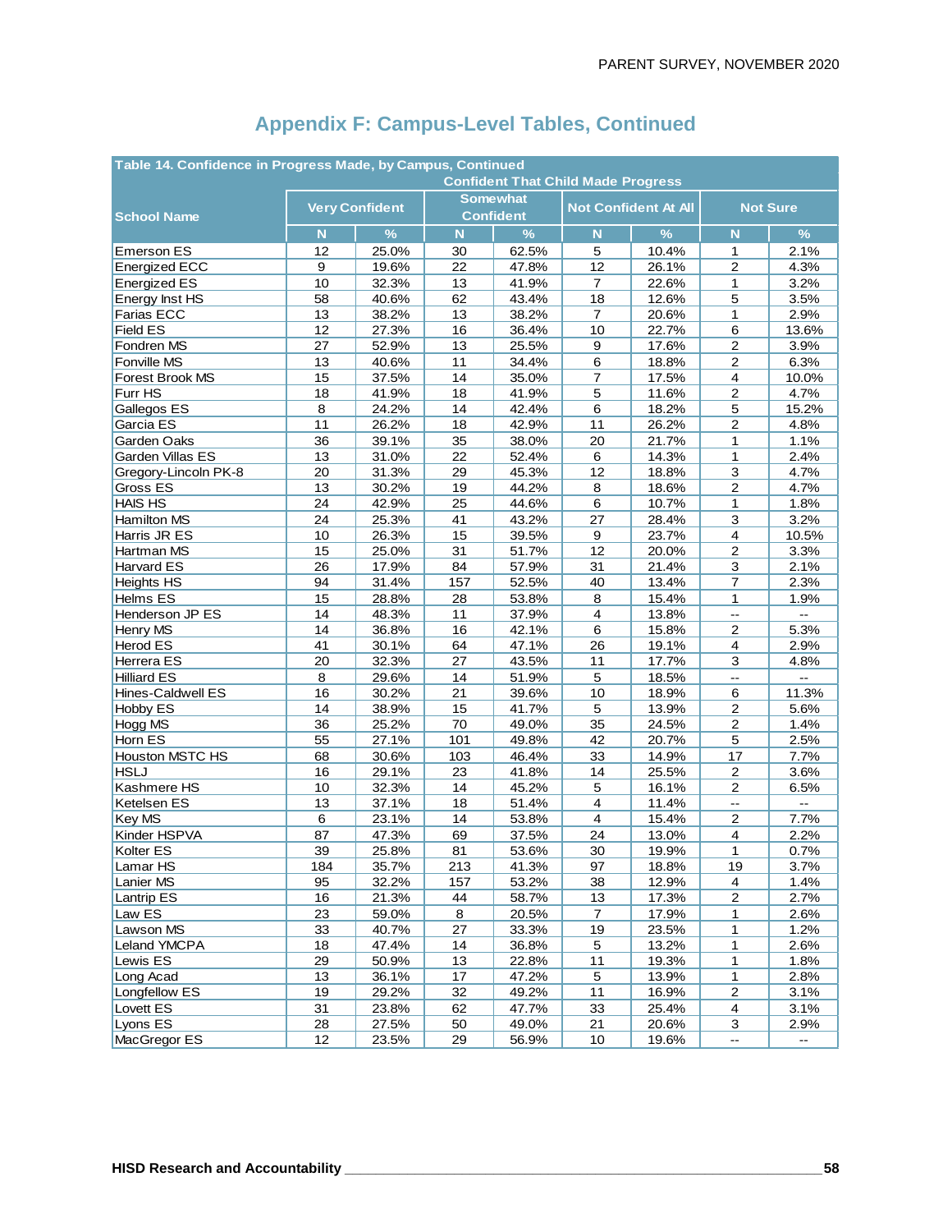# Appendix F: Campus-Level Tables, Continued

| Table 14. Confidence in Progress Made, by Campus, Continued | | | | | | | | |
|---|---|---|---|---|---|---|---|---|
| | Confident That Child Made Progress | | | | | | | |
| School Name | Very Confident | | Somewhat Confident | | Not Confident At All | | Not Sure | |
| | N | % | N | % | N | % | N | % |
| Emerson ES | 12 | 25.0% | 30 | 62.5% | 5 | 10.4% | 1 | 2.1% |
| Energized ECC | 9 | 19.6% | 22 | 47.8% | 12 | 26.1% | 2 | 4.3% |
| Energized ES | 10 | 32.3% | 13 | 41.9% | 7 | 22.6% | 1 | 3.2% |
| Energy Inst HS | 58 | 40.6% | 62 | 43.4% | 18 | 12.6% | 5 | 3.5% |
| Farias ECC | 13 | 38.2% | 13 | 38.2% | 7 | 20.6% | 1 | 2.9% |
| Field ES | 12 | 27.3% | 16 | 36.4% | 10 | 22.7% | 6 | 13.6% |
| Fondren MS | 27 | 52.9% | 13 | 25.5% | 9 | 17.6% | 2 | 3.9% |
| Fonville MS | 13 | 40.6% | 11 | 34.4% | 6 | 18.8% | 2 | 6.3% |
| Forest Brook MS | 15 | 37.5% | 14 | 35.0% | 7 | 17.5% | 4 | 10.0% |
| Furr HS | 18 | 41.9% | 18 | 41.9% | 5 | 11.6% | 2 | 4.7% |
| Gallegos ES | 8 | 24.2% | 14 | 42.4% | 6 | 18.2% | 5 | 15.2% |
| Garcia ES | 11 | 26.2% | 18 | 42.9% | 11 | 26.2% | 2 | 4.8% |
| Garden Oaks | 36 | 39.1% | 35 | 38.0% | 20 | 21.7% | 1 | 1.1% |
| Garden Villas ES | 13 | 31.0% | 22 | 52.4% | 6 | 14.3% | 1 | 2.4% |
| Gregory-Lincoln PK-8 | 20 | 31.3% | 29 | 45.3% | 12 | 18.8% | 3 | 4.7% |
| Gross ES | 13 | 30.2% | 19 | 44.2% | 8 | 18.6% | 2 | 4.7% |
| HAIS HS | 24 | 42.9% | 25 | 44.6% | 6 | 10.7% | 1 | 1.8% |
| Hamilton MS | 24 | 25.3% | 41 | 43.2% | 27 | 28.4% | 3 | 3.2% |
| Harris JR ES | 10 | 26.3% | 15 | 39.5% | 9 | 23.7% | 4 | 10.5% |
| Hartman MS | 15 | 25.0% | 31 | 51.7% | 12 | 20.0% | 2 | 3.3% |
| Harvard ES | 26 | 17.9% | 84 | 57.9% | 31 | 21.4% | 3 | 2.1% |
| Heights HS | 94 | 31.4% | 157 | 52.5% | 40 | 13.4% | 7 | 2.3% |
| Helms ES | 15 | 28.8% | 28 | 53.8% | 8 | 15.4% | 1 | 1.9% |
| Henderson JP ES | 14 | 48.3% | 11 | 37.9% | 4 | 13.8% | -- | -- |
| Henry MS | 14 | 36.8% | 16 | 42.1% | 6 | 15.8% | 2 | 5.3% |
| Herod ES | 41 | 30.1% | 64 | 47.1% | 26 | 19.1% | 4 | 2.9% |
| Herrera ES | 20 | 32.3% | 27 | 43.5% | 11 | 17.7% | 3 | 4.8% |
| Hilliard ES | 8 | 29.6% | 14 | 51.9% | 5 | 18.5% | -- | -- |
| Hines-Caldwell ES | 16 | 30.2% | 21 | 39.6% | 10 | 18.9% | 6 | 11.3% |
| Hobby ES | 14 | 38.9% | 15 | 41.7% | 5 | 13.9% | 2 | 5.6% |
| Hogg MS | 36 | 25.2% | 70 | 49.0% | 35 | 24.5% | 2 | 1.4% |
| Horn ES | 55 | 27.1% | 101 | 49.8% | 42 | 20.7% | 5 | 2.5% |
| Houston MSTC HS | 68 | 30.6% | 103 | 46.4% | 33 | 14.9% | 17 | 7.7% |
| HSLJ | 16 | 29.1% | 23 | 41.8% | 14 | 25.5% | 2 | 3.6% |
| Kashmere HS | 10 | 32.3% | 14 | 45.2% | 5 | 16.1% | 2 | 6.5% |
| Ketelsen ES | 13 | 37.1% | 18 | 51.4% | 4 | 11.4% | -- | -- |
| Key MS | 6 | 23.1% | 14 | 53.8% | 4 | 15.4% | 2 | 7.7% |
| Kinder HSPVA | 87 | 47.3% | 69 | 37.5% | 24 | 13.0% | 4 | 2.2% |
| Kolter ES | 39 | 25.8% | 81 | 53.6% | 30 | 19.9% | 1 | 0.7% |
| Lamar HS | 184 | 35.7% | 213 | 41.3% | 97 | 18.8% | 19 | 3.7% |
| Lanier MS | 95 | 32.2% | 157 | 53.2% | 38 | 12.9% | 4 | 1.4% |
| Lantrip ES | 16 | 21.3% | 44 | 58.7% | 13 | 17.3% | 2 | 2.7% |
| Law ES | 23 | 59.0% | 8 | 20.5% | 7 | 17.9% | 1 | 2.6% |
| Lawson MS | 33 | 40.7% | 27 | 33.3% | 19 | 23.5% | 1 | 1.2% |
| Leland YMCPA | 18 | 47.4% | 14 | 36.8% | 5 | 13.2% | 1 | 2.6% |
| Lewis ES | 29 | 50.9% | 13 | 22.8% | 11 | 19.3% | 1 | 1.8% |
| Long Acad | 13 | 36.1% | 17 | 47.2% | 5 | 13.9% | 1 | 2.8% |
| Longfellow ES | 19 | 29.2% | 32 | 49.2% | 11 | 16.9% | 2 | 3.1% |
| Lovett ES | 31 | 23.8% | 62 | 47.7% | 33 | 25.4% | 4 | 3.1% |
| Lyons ES | 28 | 27.5% | 50 | 49.0% | 21 | 20.6% | 3 | 2.9% |
| MacGregor ES | 12 | 23.5% | 29 | 56.9% | 10 | 19.6% | -- | -- |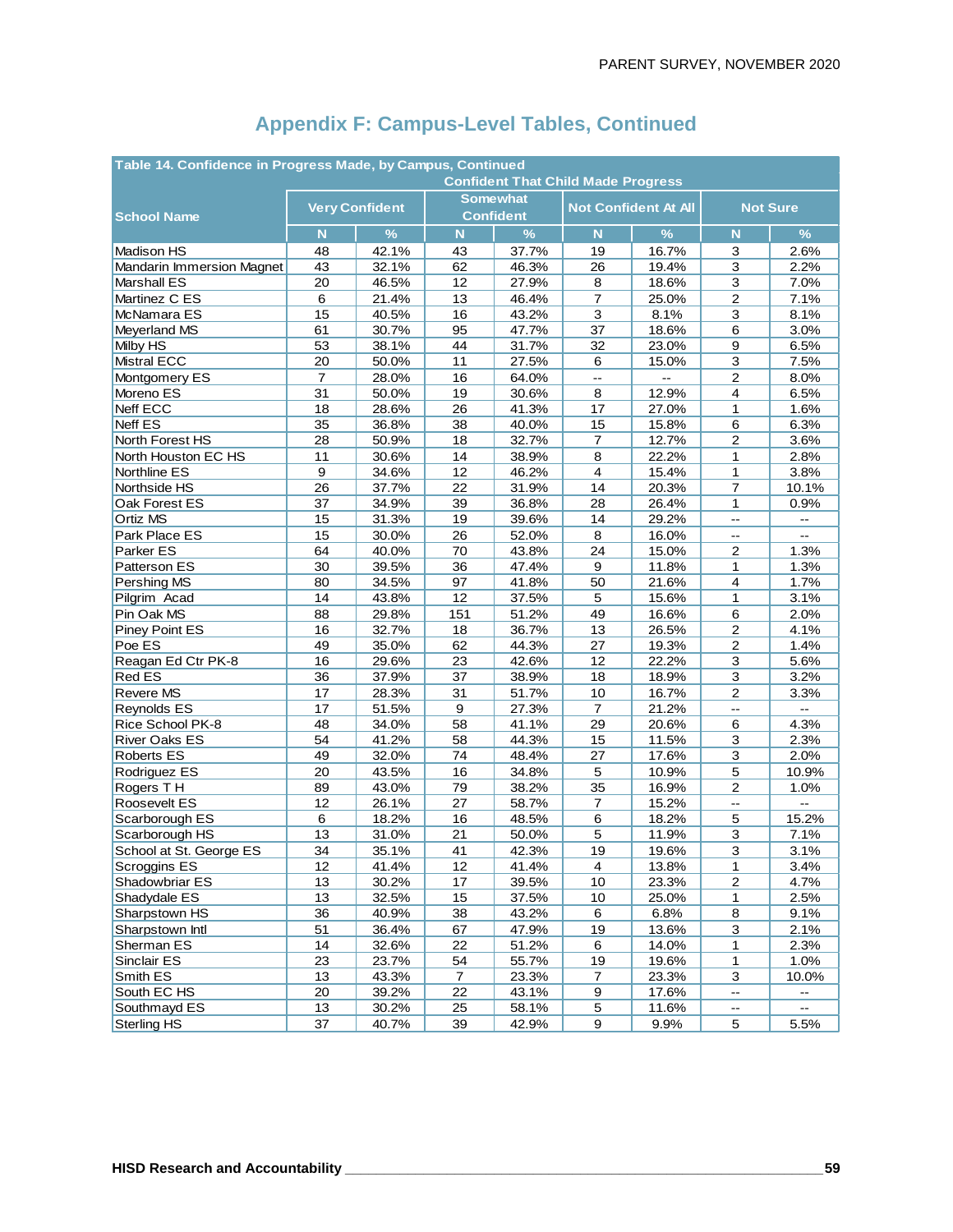## Appendix F: Campus-Level Tables, Continued

| Table 14. Confidence in Progress Made, by Campus, Continued | | | | | | | | |
|---|---|---|---|---|---|---|---|---|
| | Confident That Child Made Progress | | | | | | | |
| School Name | Very Confident | | Somewhat Confident | | Not Confident At All | | Not Sure | |
| | N | % | N | % | N | % | N | % |
| Madison HS | 48 | 42.1% | 43 | 37.7% | 19 | 16.7% | 3 | 2.6% |
| Mandarin Immersion Magnet | 43 | 32.1% | 62 | 46.3% | 26 | 19.4% | 3 | 2.2% |
| Marshall ES | 20 | 46.5% | 12 | 27.9% | 8 | 18.6% | 3 | 7.0% |
| Martinez C ES | 6 | 21.4% | 13 | 46.4% | 7 | 25.0% | 2 | 7.1% |
| McNamara ES | 15 | 40.5% | 16 | 43.2% | 3 | 8.1% | 3 | 8.1% |
| Meyerland MS | 61 | 30.7% | 95 | 47.7% | 37 | 18.6% | 6 | 3.0% |
| Milby HS | 53 | 38.1% | 44 | 31.7% | 32 | 23.0% | 9 | 6.5% |
| Mistral ECC | 20 | 50.0% | 11 | 27.5% | 6 | 15.0% | 3 | 7.5% |
| Montgomery ES | 7 | 28.0% | 16 | 64.0% | -- | -- | 2 | 8.0% |
| Moreno ES | 31 | 50.0% | 19 | 30.6% | 8 | 12.9% | 4 | 6.5% |
| Neff ECC | 18 | 28.6% | 26 | 41.3% | 17 | 27.0% | 1 | 1.6% |
| Neff ES | 35 | 36.8% | 38 | 40.0% | 15 | 15.8% | 6 | 6.3% |
| North Forest HS | 28 | 50.9% | 18 | 32.7% | 7 | 12.7% | 2 | 3.6% |
| North Houston EC HS | 11 | 30.6% | 14 | 38.9% | 8 | 22.2% | 1 | 2.8% |
| Northline ES | 9 | 34.6% | 12 | 46.2% | 4 | 15.4% | 1 | 3.8% |
| Northside HS | 26 | 37.7% | 22 | 31.9% | 14 | 20.3% | 7 | 10.1% |
| Oak Forest ES | 37 | 34.9% | 39 | 36.8% | 28 | 26.4% | 1 | 0.9% |
| Ortiz MS | 15 | 31.3% | 19 | 39.6% | 14 | 29.2% | -- | -- |
| Park Place ES | 15 | 30.0% | 26 | 52.0% | 8 | 16.0% | -- | -- |
| Parker ES | 64 | 40.0% | 70 | 43.8% | 24 | 15.0% | 2 | 1.3% |
| Patterson ES | 30 | 39.5% | 36 | 47.4% | 9 | 11.8% | 1 | 1.3% |
| Pershing MS | 80 | 34.5% | 97 | 41.8% | 50 | 21.6% | 4 | 1.7% |
| Pilgrim Acad | 14 | 43.8% | 12 | 37.5% | 5 | 15.6% | 1 | 3.1% |
| Pin Oak MS | 88 | 29.8% | 151 | 51.2% | 49 | 16.6% | 6 | 2.0% |
| Piney Point ES | 16 | 32.7% | 18 | 36.7% | 13 | 26.5% | 2 | 4.1% |
| Poe ES | 49 | 35.0% | 62 | 44.3% | 27 | 19.3% | 2 | 1.4% |
| Reagan Ed Ctr PK-8 | 16 | 29.6% | 23 | 42.6% | 12 | 22.2% | 3 | 5.6% |
| Red ES | 36 | 37.9% | 37 | 38.9% | 18 | 18.9% | 3 | 3.2% |
| Revere MS | 17 | 28.3% | 31 | 51.7% | 10 | 16.7% | 2 | 3.3% |
| Reynolds ES | 17 | 51.5% | 9 | 27.3% | 7 | 21.2% | -- | -- |
| Rice School PK-8 | 48 | 34.0% | 58 | 41.1% | 29 | 20.6% | 6 | 4.3% |
| River Oaks ES | 54 | 41.2% | 58 | 44.3% | 15 | 11.5% | 3 | 2.3% |
| Roberts ES | 49 | 32.0% | 74 | 48.4% | 27 | 17.6% | 3 | 2.0% |
| Rodriguez ES | 20 | 43.5% | 16 | 34.8% | 5 | 10.9% | 5 | 10.9% |
| Rogers T H | 89 | 43.0% | 79 | 38.2% | 35 | 16.9% | 2 | 1.0% |
| Roosevelt ES | 12 | 26.1% | 27 | 58.7% | 7 | 15.2% | -- | -- |
| Scarborough ES | 6 | 18.2% | 16 | 48.5% | 6 | 18.2% | 5 | 15.2% |
| Scarborough HS | 13 | 31.0% | 21 | 50.0% | 5 | 11.9% | 3 | 7.1% |
| School at St. George ES | 34 | 35.1% | 41 | 42.3% | 19 | 19.6% | 3 | 3.1% |
| Scroggins ES | 12 | 41.4% | 12 | 41.4% | 4 | 13.8% | 1 | 3.4% |
| Shadowbriar ES | 13 | 30.2% | 17 | 39.5% | 10 | 23.3% | 2 | 4.7% |
| Shadydale ES | 13 | 32.5% | 15 | 37.5% | 10 | 25.0% | 1 | 2.5% |
| Sharpstown HS | 36 | 40.9% | 38 | 43.2% | 6 | 6.8% | 8 | 9.1% |
| Sharpstown Intl | 51 | 36.4% | 67 | 47.9% | 19 | 13.6% | 3 | 2.1% |
| Sherman ES | 14 | 32.6% | 22 | 51.2% | 6 | 14.0% | 1 | 2.3% |
| Sinclair ES | 23 | 23.7% | 54 | 55.7% | 19 | 19.6% | 1 | 1.0% |
| Smith ES | 13 | 43.3% | 7 | 23.3% | 7 | 23.3% | 3 | 10.0% |
| South EC HS | 20 | 39.2% | 22 | 43.1% | 9 | 17.6% | -- | -- |
| Southmayd ES | 13 | 30.2% | 25 | 58.1% | 5 | 11.6% | -- | -- |
| Sterling HS | 37 | 40.7% | 39 | 42.9% | 9 | 9.9% | 5 | 5.5% |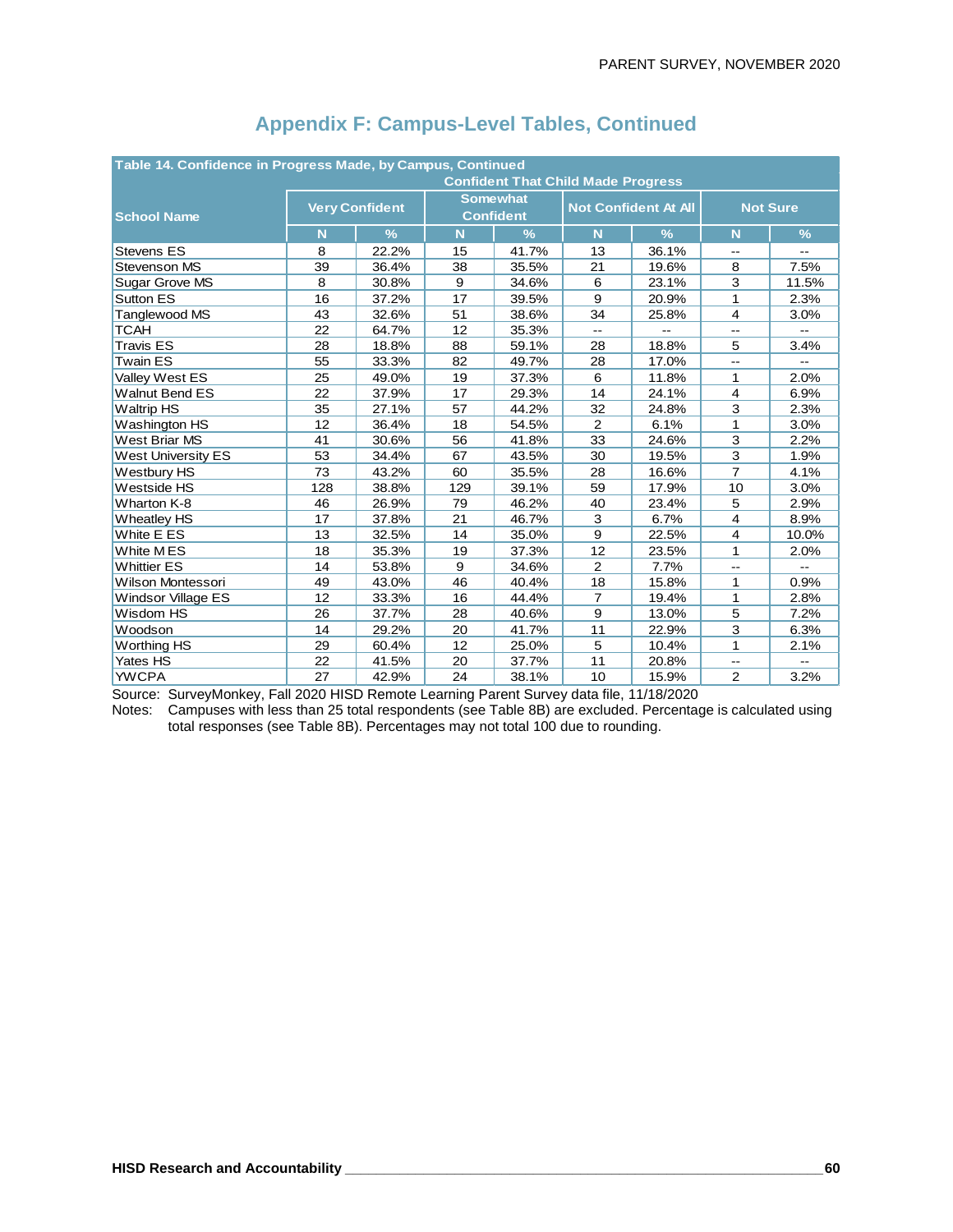## Appendix F: Campus-Level Tables, Continued

Table 14. Confidence in Progress Made, by Campus, Continued

| School Name | Confident That Child Made Progress | | | | | | | |
|---|---|---|---|---|---|---|---|---|
| | Very Confident | | Somewhat Confident | | Not Confident At All | | Not Sure | |
| | N | % | N | % | N | % | N | % |
| Stevens ES | 8 | 22.2% | 15 | 41.7% | 13 | 36.1% | -- | -- |
| Stevenson MS | 39 | 36.4% | 38 | 35.5% | 21 | 19.6% | 8 | 7.5% |
| Sugar Grove MS | 8 | 30.8% | 9 | 34.6% | 6 | 23.1% | 3 | 11.5% |
| Sutton ES | 16 | 37.2% | 17 | 39.5% | 9 | 20.9% | 1 | 2.3% |
| Tanglewood MS | 43 | 32.6% | 51 | 38.6% | 34 | 25.8% | 4 | 3.0% |
| TCAH | 22 | 64.7% | 12 | 35.3% | -- | -- | -- | -- |
| Travis ES | 28 | 18.8% | 88 | 59.1% | 28 | 18.8% | 5 | 3.4% |
| Twain ES | 55 | 33.3% | 82 | 49.7% | 28 | 17.0% | -- | -- |
| Valley West ES | 25 | 49.0% | 19 | 37.3% | 6 | 11.8% | 1 | 2.0% |
| Walnut Bend ES | 22 | 37.9% | 17 | 29.3% | 14 | 24.1% | 4 | 6.9% |
| Waltrip HS | 35 | 27.1% | 57 | 44.2% | 32 | 24.8% | 3 | 2.3% |
| Washington HS | 12 | 36.4% | 18 | 54.5% | 2 | 6.1% | 1 | 3.0% |
| West Briar MS | 41 | 30.6% | 56 | 41.8% | 33 | 24.6% | 3 | 2.2% |
| West University ES | 53 | 34.4% | 67 | 43.5% | 30 | 19.5% | 3 | 1.9% |
| Westbury HS | 73 | 43.2% | 60 | 35.5% | 28 | 16.6% | 7 | 4.1% |
| Westside HS | 128 | 38.8% | 129 | 39.1% | 59 | 17.9% | 10 | 3.0% |
| Wharton K-8 | 46 | 26.9% | 79 | 46.2% | 40 | 23.4% | 5 | 2.9% |
| Wheatley HS | 17 | 37.8% | 21 | 46.7% | 3 | 6.7% | 4 | 8.9% |
| White E ES | 13 | 32.5% | 14 | 35.0% | 9 | 22.5% | 4 | 10.0% |
| White M ES | 18 | 35.3% | 19 | 37.3% | 12 | 23.5% | 1 | 2.0% |
| Whittier ES | 14 | 53.8% | 9 | 34.6% | 2 | 7.7% | -- | -- |
| Wilson Montessori | 49 | 43.0% | 46 | 40.4% | 18 | 15.8% | 1 | 0.9% |
| Windsor Village ES | 12 | 33.3% | 16 | 44.4% | 7 | 19.4% | 1 | 2.8% |
| Wisdom HS | 26 | 37.7% | 28 | 40.6% | 9 | 13.0% | 5 | 7.2% |
| Woodson | 14 | 29.2% | 20 | 41.7% | 11 | 22.9% | 3 | 6.3% |
| Worthing HS | 29 | 60.4% | 12 | 25.0% | 5 | 10.4% | 1 | 2.1% |
| Yates HS | 22 | 41.5% | 20 | 37.7% | 11 | 20.8% | -- | -- |
| YWCPA | 27 | 42.9% | 24 | 38.1% | 10 | 15.9% | 2 | 3.2% |

Source: SurveyMonkey, Fall 2020 HISD Remote Learning Parent Survey data file, 11/18/2020

Notes: Campuses with less than 25 total respondents (see Table 8B) are excluded. Percentage is calculated using total responses (see Table 8B). Percentages may not total 100 due to rounding.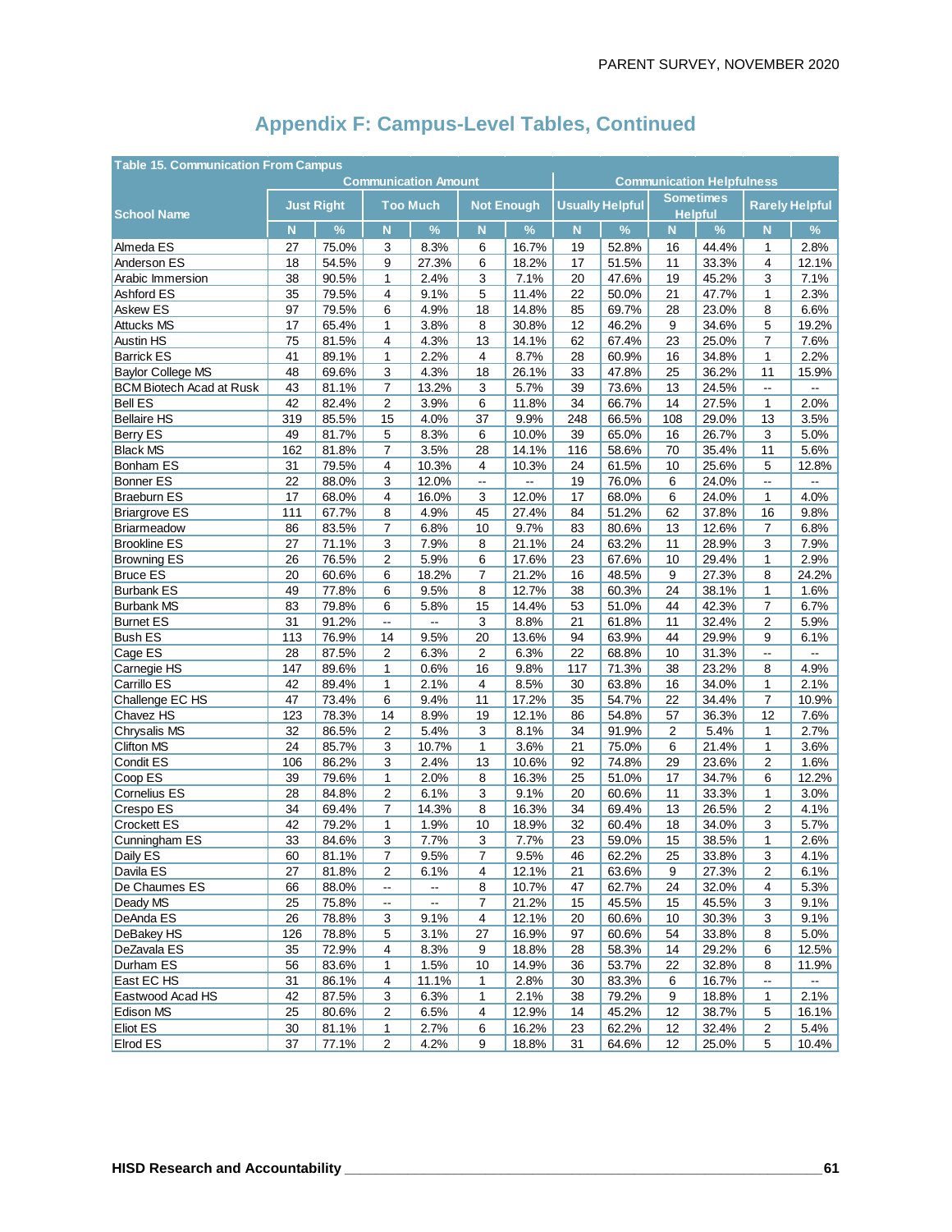## Appendix F: Campus-Level Tables, Continued

**Table 15. Communication From Campus**

| School Name | Communication Amount | | | | | | Communication Helpfulness | | | | | |
|---|---|---|---|---|---|---|---|---|---|---|---|---|
| | Just Right | | Too Much | | Not Enough | | Usually Helpful | | Sometimes Helpful | | Rarely Helpful | |
| | N | % | N | % | N | % | N | % | N | % | N | % |
| Almeda ES | 27 | 75.0% | 3 | 8.3% | 6 | 16.7% | 19 | 52.8% | 16 | 44.4% | 1 | 2.8% |
| Anderson ES | 18 | 54.5% | 9 | 27.3% | 6 | 18.2% | 17 | 51.5% | 11 | 33.3% | 4 | 12.1% |
| Arabic Immersion | 38 | 90.5% | 1 | 2.4% | 3 | 7.1% | 20 | 47.6% | 19 | 45.2% | 3 | 7.1% |
| Ashford ES | 35 | 79.5% | 4 | 9.1% | 5 | 11.4% | 22 | 50.0% | 21 | 47.7% | 1 | 2.3% |
| Askew ES | 97 | 79.5% | 6 | 4.9% | 18 | 14.8% | 85 | 69.7% | 28 | 23.0% | 8 | 6.6% |
| Attucks MS | 17 | 65.4% | 1 | 3.8% | 8 | 30.8% | 12 | 46.2% | 9 | 34.6% | 5 | 19.2% |
| Austin HS | 75 | 81.5% | 4 | 4.3% | 13 | 14.1% | 62 | 67.4% | 23 | 25.0% | 7 | 7.6% |
| Barrick ES | 41 | 89.1% | 1 | 2.2% | 4 | 8.7% | 28 | 60.9% | 16 | 34.8% | 1 | 2.2% |
| Baylor College MS | 48 | 69.6% | 3 | 4.3% | 18 | 26.1% | 33 | 47.8% | 25 | 36.2% | 11 | 15.9% |
| BCM Biotech Acad at Rusk | 43 | 81.1% | 7 | 13.2% | 3 | 5.7% | 39 | 73.6% | 13 | 24.5% | -- | -- |
| Bell ES | 42 | 82.4% | 2 | 3.9% | 6 | 11.8% | 34 | 66.7% | 14 | 27.5% | 1 | 2.0% |
| Bellaire HS | 319 | 85.5% | 15 | 4.0% | 37 | 9.9% | 248 | 66.5% | 108 | 29.0% | 13 | 3.5% |
| Berry ES | 49 | 81.7% | 5 | 8.3% | 6 | 10.0% | 39 | 65.0% | 16 | 26.7% | 3 | 5.0% |
| Black MS | 162 | 81.8% | 7 | 3.5% | 28 | 14.1% | 116 | 58.6% | 70 | 35.4% | 11 | 5.6% |
| Bonham ES | 31 | 79.5% | 4 | 10.3% | 4 | 10.3% | 24 | 61.5% | 10 | 25.6% | 5 | 12.8% |
| Bonner ES | 22 | 88.0% | 3 | 12.0% | -- | -- | 19 | 76.0% | 6 | 24.0% | -- | -- |
| Braeburn ES | 17 | 68.0% | 4 | 16.0% | 3 | 12.0% | 17 | 68.0% | 6 | 24.0% | 1 | 4.0% |
| Briargrove ES | 111 | 67.7% | 8 | 4.9% | 45 | 27.4% | 84 | 51.2% | 62 | 37.8% | 16 | 9.8% |
| Briarmeadow | 86 | 83.5% | 7 | 6.8% | 10 | 9.7% | 83 | 80.6% | 13 | 12.6% | 7 | 6.8% |
| Brookline ES | 27 | 71.1% | 3 | 7.9% | 8 | 21.1% | 24 | 63.2% | 11 | 28.9% | 3 | 7.9% |
| Browning ES | 26 | 76.5% | 2 | 5.9% | 6 | 17.6% | 23 | 67.6% | 10 | 29.4% | 1 | 2.9% |
| Bruce ES | 20 | 60.6% | 6 | 18.2% | 7 | 21.2% | 16 | 48.5% | 9 | 27.3% | 8 | 24.2% |
| Burbank ES | 49 | 77.8% | 6 | 9.5% | 8 | 12.7% | 38 | 60.3% | 24 | 38.1% | 1 | 1.6% |
| Burbank MS | 83 | 79.8% | 6 | 5.8% | 15 | 14.4% | 53 | 51.0% | 44 | 42.3% | 7 | 6.7% |
| Burnet ES | 31 | 91.2% | -- | -- | 3 | 8.8% | 21 | 61.8% | 11 | 32.4% | 2 | 5.9% |
| Bush ES | 113 | 76.9% | 14 | 9.5% | 20 | 13.6% | 94 | 63.9% | 44 | 29.9% | 9 | 6.1% |
| Cage ES | 28 | 87.5% | 2 | 6.3% | 2 | 6.3% | 22 | 68.8% | 10 | 31.3% | -- | -- |
| Carnegie HS | 147 | 89.6% | 1 | 0.6% | 16 | 9.8% | 117 | 71.3% | 38 | 23.2% | 8 | 4.9% |
| Carrillo ES | 42 | 89.4% | 1 | 2.1% | 4 | 8.5% | 30 | 63.8% | 16 | 34.0% | 1 | 2.1% |
| Challenge EC HS | 47 | 73.4% | 6 | 9.4% | 11 | 17.2% | 35 | 54.7% | 22 | 34.4% | 7 | 10.9% |
| Chavez HS | 123 | 78.3% | 14 | 8.9% | 19 | 12.1% | 86 | 54.8% | 57 | 36.3% | 12 | 7.6% |
| Chrysalis MS | 32 | 86.5% | 2 | 5.4% | 3 | 8.1% | 34 | 91.9% | 2 | 5.4% | 1 | 2.7% |
| Clifton MS | 24 | 85.7% | 3 | 10.7% | 1 | 3.6% | 21 | 75.0% | 6 | 21.4% | 1 | 3.6% |
| Condit ES | 106 | 86.2% | 3 | 2.4% | 13 | 10.6% | 92 | 74.8% | 29 | 23.6% | 2 | 1.6% |
| Coop ES | 39 | 79.6% | 1 | 2.0% | 8 | 16.3% | 25 | 51.0% | 17 | 34.7% | 6 | 12.2% |
| Cornelius ES | 28 | 84.8% | 2 | 6.1% | 3 | 9.1% | 20 | 60.6% | 11 | 33.3% | 1 | 3.0% |
| Crespo ES | 34 | 69.4% | 7 | 14.3% | 8 | 16.3% | 34 | 69.4% | 13 | 26.5% | 2 | 4.1% |
| Crockett ES | 42 | 79.2% | 1 | 1.9% | 10 | 18.9% | 32 | 60.4% | 18 | 34.0% | 3 | 5.7% |
| Cunningham ES | 33 | 84.6% | 3 | 7.7% | 3 | 7.7% | 23 | 59.0% | 15 | 38.5% | 1 | 2.6% |
| Daily ES | 60 | 81.1% | 7 | 9.5% | 7 | 9.5% | 46 | 62.2% | 25 | 33.8% | 3 | 4.1% |
| Davila ES | 27 | 81.8% | 2 | 6.1% | 4 | 12.1% | 21 | 63.6% | 9 | 27.3% | 2 | 6.1% |
| De Chaumes ES | 66 | 88.0% | -- | -- | 8 | 10.7% | 47 | 62.7% | 24 | 32.0% | 4 | 5.3% |
| Deady MS | 25 | 75.8% | -- | -- | 7 | 21.2% | 15 | 45.5% | 15 | 45.5% | 3 | 9.1% |
| DeAnda ES | 26 | 78.8% | 3 | 9.1% | 4 | 12.1% | 20 | 60.6% | 10 | 30.3% | 3 | 9.1% |
| DeBakey HS | 126 | 78.8% | 5 | 3.1% | 27 | 16.9% | 97 | 60.6% | 54 | 33.8% | 8 | 5.0% |
| DeZavala ES | 35 | 72.9% | 4 | 8.3% | 9 | 18.8% | 28 | 58.3% | 14 | 29.2% | 6 | 12.5% |
| Durham ES | 56 | 83.6% | 1 | 1.5% | 10 | 14.9% | 36 | 53.7% | 22 | 32.8% | 8 | 11.9% |
| East EC HS | 31 | 86.1% | 4 | 11.1% | 1 | 2.8% | 30 | 83.3% | 6 | 16.7% | -- | -- |
| Eastwood Acad HS | 42 | 87.5% | 3 | 6.3% | 1 | 2.1% | 38 | 79.2% | 9 | 18.8% | 1 | 2.1% |
| Edison MS | 25 | 80.6% | 2 | 6.5% | 4 | 12.9% | 14 | 45.2% | 12 | 38.7% | 5 | 16.1% |
| Eliot ES | 30 | 81.1% | 1 | 2.7% | 6 | 16.2% | 23 | 62.2% | 12 | 32.4% | 2 | 5.4% |
| Elrod ES | 37 | 77.1% | 2 | 4.2% | 9 | 18.8% | 31 | 64.6% | 12 | 25.0% | 5 | 10.4% |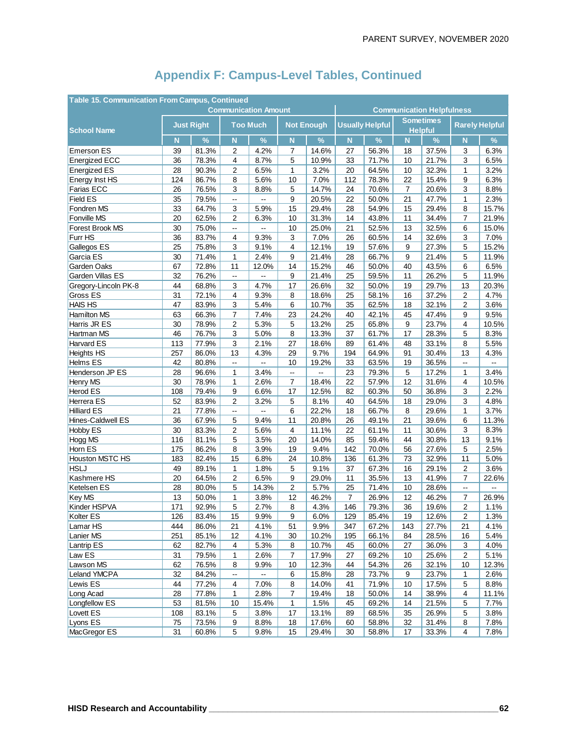## Appendix F: Campus-Level Tables, Continued

| Table 15. Communication From Campus, Continued | | | | | | | | | | | | |
|---|---|---|---|---|---|---|---|---|---|---|---|---|
| | Communication Amount | | | | | | Communication Helpfulness | | | | | |
| School Name | Just Right | | Too Much | | Not Enough | | Usually Helpful | | Sometimes Helpful | | Rarely Helpful | |
| | N | % | N | % | N | % | N | % | N | % | N | % |
| Emerson ES | 39 | 81.3% | 2 | 4.2% | 7 | 14.6% | 27 | 56.3% | 18 | 37.5% | 3 | 6.3% |
| Energized ECC | 36 | 78.3% | 4 | 8.7% | 5 | 10.9% | 33 | 71.7% | 10 | 21.7% | 3 | 6.5% |
| Energized ES | 28 | 90.3% | 2 | 6.5% | 1 | 3.2% | 20 | 64.5% | 10 | 32.3% | 1 | 3.2% |
| Energy Inst HS | 124 | 86.7% | 8 | 5.6% | 10 | 7.0% | 112 | 78.3% | 22 | 15.4% | 9 | 6.3% |
| Farias ECC | 26 | 76.5% | 3 | 8.8% | 5 | 14.7% | 24 | 70.6% | 7 | 20.6% | 3 | 8.8% |
| Field ES | 35 | 79.5% | -- | -- | 9 | 20.5% | 22 | 50.0% | 21 | 47.7% | 1 | 2.3% |
| Fondren MS | 33 | 64.7% | 3 | 5.9% | 15 | 29.4% | 28 | 54.9% | 15 | 29.4% | 8 | 15.7% |
| Fonville MS | 20 | 62.5% | 2 | 6.3% | 10 | 31.3% | 14 | 43.8% | 11 | 34.4% | 7 | 21.9% |
| Forest Brook MS | 30 | 75.0% | -- | -- | 10 | 25.0% | 21 | 52.5% | 13 | 32.5% | 6 | 15.0% |
| Furr HS | 36 | 83.7% | 4 | 9.3% | 3 | 7.0% | 26 | 60.5% | 14 | 32.6% | 3 | 7.0% |
| Gallegos ES | 25 | 75.8% | 3 | 9.1% | 4 | 12.1% | 19 | 57.6% | 9 | 27.3% | 5 | 15.2% |
| Garcia ES | 30 | 71.4% | 1 | 2.4% | 9 | 21.4% | 28 | 66.7% | 9 | 21.4% | 5 | 11.9% |
| Garden Oaks | 67 | 72.8% | 11 | 12.0% | 14 | 15.2% | 46 | 50.0% | 40 | 43.5% | 6 | 6.5% |
| Garden Villas ES | 32 | 76.2% | -- | -- | 9 | 21.4% | 25 | 59.5% | 11 | 26.2% | 5 | 11.9% |
| Gregory-Lincoln PK-8 | 44 | 68.8% | 3 | 4.7% | 17 | 26.6% | 32 | 50.0% | 19 | 29.7% | 13 | 20.3% |
| Gross ES | 31 | 72.1% | 4 | 9.3% | 8 | 18.6% | 25 | 58.1% | 16 | 37.2% | 2 | 4.7% |
| HAIS HS | 47 | 83.9% | 3 | 5.4% | 6 | 10.7% | 35 | 62.5% | 18 | 32.1% | 2 | 3.6% |
| Hamilton MS | 63 | 66.3% | 7 | 7.4% | 23 | 24.2% | 40 | 42.1% | 45 | 47.4% | 9 | 9.5% |
| Harris JR ES | 30 | 78.9% | 2 | 5.3% | 5 | 13.2% | 25 | 65.8% | 9 | 23.7% | 4 | 10.5% |
| Hartman MS | 46 | 76.7% | 3 | 5.0% | 8 | 13.3% | 37 | 61.7% | 17 | 28.3% | 5 | 8.3% |
| Harvard ES | 113 | 77.9% | 3 | 2.1% | 27 | 18.6% | 89 | 61.4% | 48 | 33.1% | 8 | 5.5% |
| Heights HS | 257 | 86.0% | 13 | 4.3% | 29 | 9.7% | 194 | 64.9% | 91 | 30.4% | 13 | 4.3% |
| Helms ES | 42 | 80.8% | -- | -- | 10 | 19.2% | 33 | 63.5% | 19 | 36.5% | -- | -- |
| Henderson JP ES | 28 | 96.6% | 1 | 3.4% | -- | -- | 23 | 79.3% | 5 | 17.2% | 1 | 3.4% |
| Henry MS | 30 | 78.9% | 1 | 2.6% | 7 | 18.4% | 22 | 57.9% | 12 | 31.6% | 4 | 10.5% |
| Herod ES | 108 | 79.4% | 9 | 6.6% | 17 | 12.5% | 82 | 60.3% | 50 | 36.8% | 3 | 2.2% |
| Herrera ES | 52 | 83.9% | 2 | 3.2% | 5 | 8.1% | 40 | 64.5% | 18 | 29.0% | 3 | 4.8% |
| Hilliard ES | 21 | 77.8% | -- | -- | 6 | 22.2% | 18 | 66.7% | 8 | 29.6% | 1 | 3.7% |
| Hines-Caldwell ES | 36 | 67.9% | 5 | 9.4% | 11 | 20.8% | 26 | 49.1% | 21 | 39.6% | 6 | 11.3% |
| Hobby ES | 30 | 83.3% | 2 | 5.6% | 4 | 11.1% | 22 | 61.1% | 11 | 30.6% | 3 | 8.3% |
| Hogg MS | 116 | 81.1% | 5 | 3.5% | 20 | 14.0% | 85 | 59.4% | 44 | 30.8% | 13 | 9.1% |
| Horn ES | 175 | 86.2% | 8 | 3.9% | 19 | 9.4% | 142 | 70.0% | 56 | 27.6% | 5 | 2.5% |
| Houston MSTC HS | 183 | 82.4% | 15 | 6.8% | 24 | 10.8% | 136 | 61.3% | 73 | 32.9% | 11 | 5.0% |
| HSLJ | 49 | 89.1% | 1 | 1.8% | 5 | 9.1% | 37 | 67.3% | 16 | 29.1% | 2 | 3.6% |
| Kashmere HS | 20 | 64.5% | 2 | 6.5% | 9 | 29.0% | 11 | 35.5% | 13 | 41.9% | 7 | 22.6% |
| Ketelsen ES | 28 | 80.0% | 5 | 14.3% | 2 | 5.7% | 25 | 71.4% | 10 | 28.6% | -- | -- |
| Key MS | 13 | 50.0% | 1 | 3.8% | 12 | 46.2% | 7 | 26.9% | 12 | 46.2% | 7 | 26.9% |
| Kinder HSPVA | 171 | 92.9% | 5 | 2.7% | 8 | 4.3% | 146 | 79.3% | 36 | 19.6% | 2 | 1.1% |
| Kolter ES | 126 | 83.4% | 15 | 9.9% | 9 | 6.0% | 129 | 85.4% | 19 | 12.6% | 2 | 1.3% |
| Lamar HS | 444 | 86.0% | 21 | 4.1% | 51 | 9.9% | 347 | 67.2% | 143 | 27.7% | 21 | 4.1% |
| Lanier MS | 251 | 85.1% | 12 | 4.1% | 30 | 10.2% | 195 | 66.1% | 84 | 28.5% | 16 | 5.4% |
| Lantrip ES | 62 | 82.7% | 4 | 5.3% | 8 | 10.7% | 45 | 60.0% | 27 | 36.0% | 3 | 4.0% |
| Law ES | 31 | 79.5% | 1 | 2.6% | 7 | 17.9% | 27 | 69.2% | 10 | 25.6% | 2 | 5.1% |
| Lawson MS | 62 | 76.5% | 8 | 9.9% | 10 | 12.3% | 44 | 54.3% | 26 | 32.1% | 10 | 12.3% |
| Leland YMCPA | 32 | 84.2% | -- | -- | 6 | 15.8% | 28 | 73.7% | 9 | 23.7% | 1 | 2.6% |
| Lewis ES | 44 | 77.2% | 4 | 7.0% | 8 | 14.0% | 41 | 71.9% | 10 | 17.5% | 5 | 8.8% |
| Long Acad | 28 | 77.8% | 1 | 2.8% | 7 | 19.4% | 18 | 50.0% | 14 | 38.9% | 4 | 11.1% |
| Longfellow ES | 53 | 81.5% | 10 | 15.4% | 1 | 1.5% | 45 | 69.2% | 14 | 21.5% | 5 | 7.7% |
| Lovett ES | 108 | 83.1% | 5 | 3.8% | 17 | 13.1% | 89 | 68.5% | 35 | 26.9% | 5 | 3.8% |
| Lyons ES | 75 | 73.5% | 9 | 8.8% | 18 | 17.6% | 60 | 58.8% | 32 | 31.4% | 8 | 7.8% |
| MacGregor ES | 31 | 60.8% | 5 | 9.8% | 15 | 29.4% | 30 | 58.8% | 17 | 33.3% | 4 | 7.8% |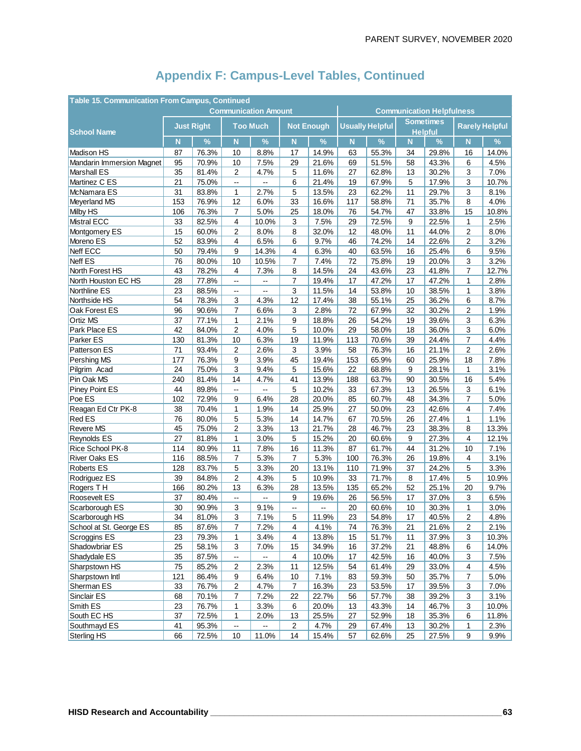## Appendix F: Campus-Level Tables, Continued

| Table 15. Communication From Campus, Continued | | | | | | | | | | | | |
|---|---|---|---|---|---|---|---|---|---|---|---|---|
| School Name | Communication Amount | | | | | | Communication Helpfulness | | | | | |
| | Just Right | | Too Much | | Not Enough | | Usually Helpful | | Sometimes Helpful | | Rarely Helpful | |
| | N | % | N | % | N | % | N | % | N | % | N | % |
| Madison HS | 87 | 76.3% | 10 | 8.8% | 17 | 14.9% | 63 | 55.3% | 34 | 29.8% | 16 | 14.0% |
| Mandarin Immersion Magnet | 95 | 70.9% | 10 | 7.5% | 29 | 21.6% | 69 | 51.5% | 58 | 43.3% | 6 | 4.5% |
| Marshall ES | 35 | 81.4% | 2 | 4.7% | 5 | 11.6% | 27 | 62.8% | 13 | 30.2% | 3 | 7.0% |
| Martinez C ES | 21 | 75.0% | -- | -- | 6 | 21.4% | 19 | 67.9% | 5 | 17.9% | 3 | 10.7% |
| McNamara ES | 31 | 83.8% | 1 | 2.7% | 5 | 13.5% | 23 | 62.2% | 11 | 29.7% | 3 | 8.1% |
| Meyerland MS | 153 | 76.9% | 12 | 6.0% | 33 | 16.6% | 117 | 58.8% | 71 | 35.7% | 8 | 4.0% |
| Milby HS | 106 | 76.3% | 7 | 5.0% | 25 | 18.0% | 76 | 54.7% | 47 | 33.8% | 15 | 10.8% |
| Mistral ECC | 33 | 82.5% | 4 | 10.0% | 3 | 7.5% | 29 | 72.5% | 9 | 22.5% | 1 | 2.5% |
| Montgomery ES | 15 | 60.0% | 2 | 8.0% | 8 | 32.0% | 12 | 48.0% | 11 | 44.0% | 2 | 8.0% |
| Moreno ES | 52 | 83.9% | 4 | 6.5% | 6 | 9.7% | 46 | 74.2% | 14 | 22.6% | 2 | 3.2% |
| Neff ECC | 50 | 79.4% | 9 | 14.3% | 4 | 6.3% | 40 | 63.5% | 16 | 25.4% | 6 | 9.5% |
| Neff ES | 76 | 80.0% | 10 | 10.5% | 7 | 7.4% | 72 | 75.8% | 19 | 20.0% | 3 | 3.2% |
| North Forest HS | 43 | 78.2% | 4 | 7.3% | 8 | 14.5% | 24 | 43.6% | 23 | 41.8% | 7 | 12.7% |
| North Houston EC HS | 28 | 77.8% | -- | -- | 7 | 19.4% | 17 | 47.2% | 17 | 47.2% | 1 | 2.8% |
| Northline ES | 23 | 88.5% | -- | -- | 3 | 11.5% | 14 | 53.8% | 10 | 38.5% | 1 | 3.8% |
| Northside HS | 54 | 78.3% | 3 | 4.3% | 12 | 17.4% | 38 | 55.1% | 25 | 36.2% | 6 | 8.7% |
| Oak Forest ES | 96 | 90.6% | 7 | 6.6% | 3 | 2.8% | 72 | 67.9% | 32 | 30.2% | 2 | 1.9% |
| Ortiz MS | 37 | 77.1% | 1 | 2.1% | 9 | 18.8% | 26 | 54.2% | 19 | 39.6% | 3 | 6.3% |
| Park Place ES | 42 | 84.0% | 2 | 4.0% | 5 | 10.0% | 29 | 58.0% | 18 | 36.0% | 3 | 6.0% |
| Parker ES | 130 | 81.3% | 10 | 6.3% | 19 | 11.9% | 113 | 70.6% | 39 | 24.4% | 7 | 4.4% |
| Patterson ES | 71 | 93.4% | 2 | 2.6% | 3 | 3.9% | 58 | 76.3% | 16 | 21.1% | 2 | 2.6% |
| Pershing MS | 177 | 76.3% | 9 | 3.9% | 45 | 19.4% | 153 | 65.9% | 60 | 25.9% | 18 | 7.8% |
| Pilgrim Acad | 24 | 75.0% | 3 | 9.4% | 5 | 15.6% | 22 | 68.8% | 9 | 28.1% | 1 | 3.1% |
| Pin Oak MS | 240 | 81.4% | 14 | 4.7% | 41 | 13.9% | 188 | 63.7% | 90 | 30.5% | 16 | 5.4% |
| Piney Point ES | 44 | 89.8% | -- | -- | 5 | 10.2% | 33 | 67.3% | 13 | 26.5% | 3 | 6.1% |
| Poe ES | 102 | 72.9% | 9 | 6.4% | 28 | 20.0% | 85 | 60.7% | 48 | 34.3% | 7 | 5.0% |
| Reagan Ed Ctr PK-8 | 38 | 70.4% | 1 | 1.9% | 14 | 25.9% | 27 | 50.0% | 23 | 42.6% | 4 | 7.4% |
| Red ES | 76 | 80.0% | 5 | 5.3% | 14 | 14.7% | 67 | 70.5% | 26 | 27.4% | 1 | 1.1% |
| Revere MS | 45 | 75.0% | 2 | 3.3% | 13 | 21.7% | 28 | 46.7% | 23 | 38.3% | 8 | 13.3% |
| Reynolds ES | 27 | 81.8% | 1 | 3.0% | 5 | 15.2% | 20 | 60.6% | 9 | 27.3% | 4 | 12.1% |
| Rice School PK-8 | 114 | 80.9% | 11 | 7.8% | 16 | 11.3% | 87 | 61.7% | 44 | 31.2% | 10 | 7.1% |
| River Oaks ES | 116 | 88.5% | 7 | 5.3% | 7 | 5.3% | 100 | 76.3% | 26 | 19.8% | 4 | 3.1% |
| Roberts ES | 128 | 83.7% | 5 | 3.3% | 20 | 13.1% | 110 | 71.9% | 37 | 24.2% | 5 | 3.3% |
| Rodriguez ES | 39 | 84.8% | 2 | 4.3% | 5 | 10.9% | 33 | 71.7% | 8 | 17.4% | 5 | 10.9% |
| Rogers T H | 166 | 80.2% | 13 | 6.3% | 28 | 13.5% | 135 | 65.2% | 52 | 25.1% | 20 | 9.7% |
| Roosevelt ES | 37 | 80.4% | -- | -- | 9 | 19.6% | 26 | 56.5% | 17 | 37.0% | 3 | 6.5% |
| Scarborough ES | 30 | 90.9% | 3 | 9.1% | -- | -- | 20 | 60.6% | 10 | 30.3% | 1 | 3.0% |
| Scarborough HS | 34 | 81.0% | 3 | 7.1% | 5 | 11.9% | 23 | 54.8% | 17 | 40.5% | 2 | 4.8% |
| School at St. George ES | 85 | 87.6% | 7 | 7.2% | 4 | 4.1% | 74 | 76.3% | 21 | 21.6% | 2 | 2.1% |
| Scroggins ES | 23 | 79.3% | 1 | 3.4% | 4 | 13.8% | 15 | 51.7% | 11 | 37.9% | 3 | 10.3% |
| Shadowbriar ES | 25 | 58.1% | 3 | 7.0% | 15 | 34.9% | 16 | 37.2% | 21 | 48.8% | 6 | 14.0% |
| Shadydale ES | 35 | 87.5% | -- | -- | 4 | 10.0% | 17 | 42.5% | 16 | 40.0% | 3 | 7.5% |
| Sharpstown HS | 75 | 85.2% | 2 | 2.3% | 11 | 12.5% | 54 | 61.4% | 29 | 33.0% | 4 | 4.5% |
| Sharpstown Intl | 121 | 86.4% | 9 | 6.4% | 10 | 7.1% | 83 | 59.3% | 50 | 35.7% | 7 | 5.0% |
| Sherman ES | 33 | 76.7% | 2 | 4.7% | 7 | 16.3% | 23 | 53.5% | 17 | 39.5% | 3 | 7.0% |
| Sinclair ES | 68 | 70.1% | 7 | 7.2% | 22 | 22.7% | 56 | 57.7% | 38 | 39.2% | 3 | 3.1% |
| Smith ES | 23 | 76.7% | 1 | 3.3% | 6 | 20.0% | 13 | 43.3% | 14 | 46.7% | 3 | 10.0% |
| South EC HS | 37 | 72.5% | 1 | 2.0% | 13 | 25.5% | 27 | 52.9% | 18 | 35.3% | 6 | 11.8% |
| Southmayd ES | 41 | 95.3% | -- | -- | 2 | 4.7% | 29 | 67.4% | 13 | 30.2% | 1 | 2.3% |
| Sterling HS | 66 | 72.5% | 10 | 11.0% | 14 | 15.4% | 57 | 62.6% | 25 | 27.5% | 9 | 9.9% |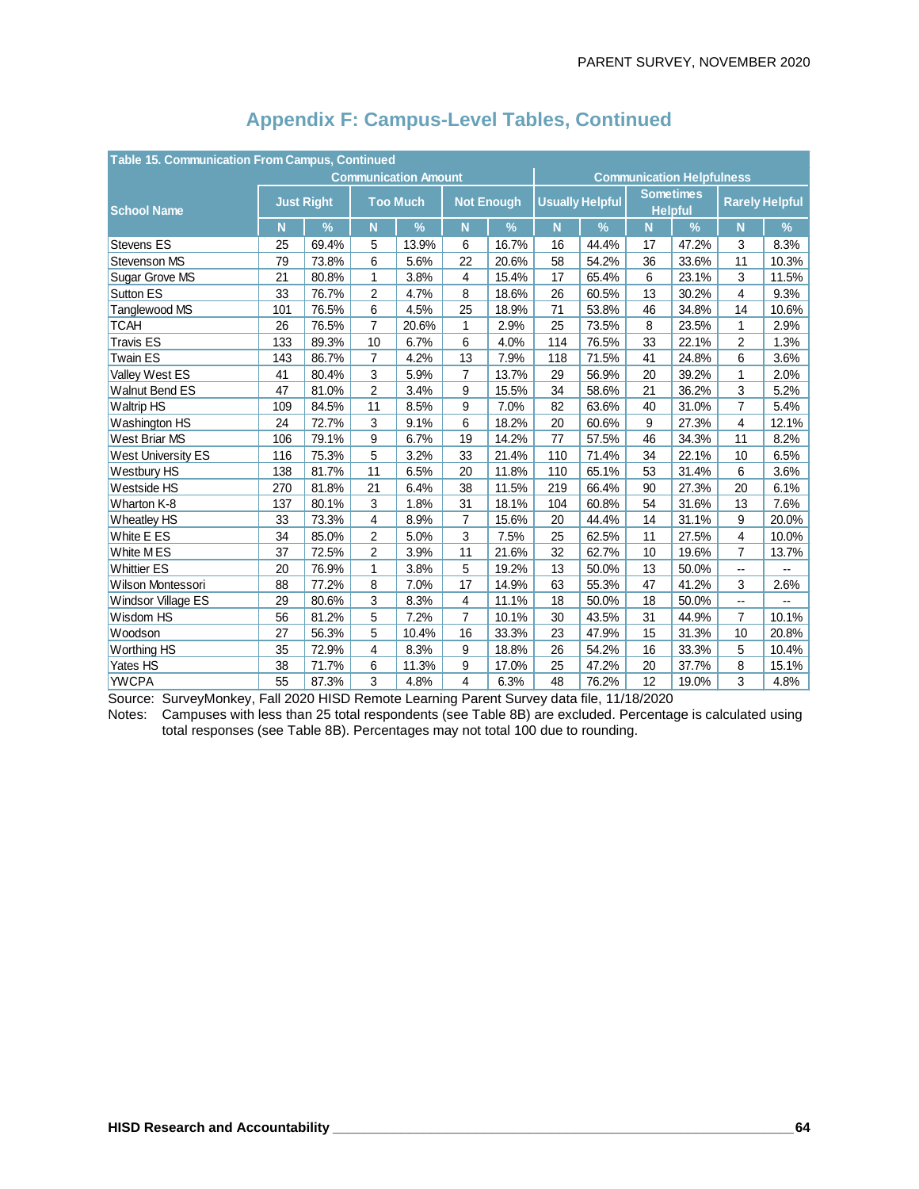## Appendix F: Campus-Level Tables, Continued

| Table 15. Communication From Campus, Continued | | | | | | | | | | | | |
|---|---|---|---|---|---|---|---|---|---|---|---|---|
| | Communication Amount | | | | | | Communication Helpfulness | | | | | |
| School Name | Just Right | | Too Much | | Not Enough | | Usually Helpful | | Sometimes Helpful | | Rarely Helpful | |
| | N | % | N | % | N | % | N | % | N | % | N | % |
| Stevens ES | 25 | 69.4% | 5 | 13.9% | 6 | 16.7% | 16 | 44.4% | 17 | 47.2% | 3 | 8.3% |
| Stevenson MS | 79 | 73.8% | 6 | 5.6% | 22 | 20.6% | 58 | 54.2% | 36 | 33.6% | 11 | 10.3% |
| Sugar Grove MS | 21 | 80.8% | 1 | 3.8% | 4 | 15.4% | 17 | 65.4% | 6 | 23.1% | 3 | 11.5% |
| Sutton ES | 33 | 76.7% | 2 | 4.7% | 8 | 18.6% | 26 | 60.5% | 13 | 30.2% | 4 | 9.3% |
| Tanglewood MS | 101 | 76.5% | 6 | 4.5% | 25 | 18.9% | 71 | 53.8% | 46 | 34.8% | 14 | 10.6% |
| TCAH | 26 | 76.5% | 7 | 20.6% | 1 | 2.9% | 25 | 73.5% | 8 | 23.5% | 1 | 2.9% |
| Travis ES | 133 | 89.3% | 10 | 6.7% | 6 | 4.0% | 114 | 76.5% | 33 | 22.1% | 2 | 1.3% |
| Twain ES | 143 | 86.7% | 7 | 4.2% | 13 | 7.9% | 118 | 71.5% | 41 | 24.8% | 6 | 3.6% |
| Valley West ES | 41 | 80.4% | 3 | 5.9% | 7 | 13.7% | 29 | 56.9% | 20 | 39.2% | 1 | 2.0% |
| Walnut Bend ES | 47 | 81.0% | 2 | 3.4% | 9 | 15.5% | 34 | 58.6% | 21 | 36.2% | 3 | 5.2% |
| Waltrip HS | 109 | 84.5% | 11 | 8.5% | 9 | 7.0% | 82 | 63.6% | 40 | 31.0% | 7 | 5.4% |
| Washington HS | 24 | 72.7% | 3 | 9.1% | 6 | 18.2% | 20 | 60.6% | 9 | 27.3% | 4 | 12.1% |
| West Briar MS | 106 | 79.1% | 9 | 6.7% | 19 | 14.2% | 77 | 57.5% | 46 | 34.3% | 11 | 8.2% |
| West University ES | 116 | 75.3% | 5 | 3.2% | 33 | 21.4% | 110 | 71.4% | 34 | 22.1% | 10 | 6.5% |
| Westbury HS | 138 | 81.7% | 11 | 6.5% | 20 | 11.8% | 110 | 65.1% | 53 | 31.4% | 6 | 3.6% |
| Westside HS | 270 | 81.8% | 21 | 6.4% | 38 | 11.5% | 219 | 66.4% | 90 | 27.3% | 20 | 6.1% |
| Wharton K-8 | 137 | 80.1% | 3 | 1.8% | 31 | 18.1% | 104 | 60.8% | 54 | 31.6% | 13 | 7.6% |
| Wheatley HS | 33 | 73.3% | 4 | 8.9% | 7 | 15.6% | 20 | 44.4% | 14 | 31.1% | 9 | 20.0% |
| White E ES | 34 | 85.0% | 2 | 5.0% | 3 | 7.5% | 25 | 62.5% | 11 | 27.5% | 4 | 10.0% |
| White M ES | 37 | 72.5% | 2 | 3.9% | 11 | 21.6% | 32 | 62.7% | 10 | 19.6% | 7 | 13.7% |
| Whittier ES | 20 | 76.9% | 1 | 3.8% | 5 | 19.2% | 13 | 50.0% | 13 | 50.0% | -- | -- |
| Wilson Montessori | 88 | 77.2% | 8 | 7.0% | 17 | 14.9% | 63 | 55.3% | 47 | 41.2% | 3 | 2.6% |
| Windsor Village ES | 29 | 80.6% | 3 | 8.3% | 4 | 11.1% | 18 | 50.0% | 18 | 50.0% | -- | -- |
| Wisdom HS | 56 | 81.2% | 5 | 7.2% | 7 | 10.1% | 30 | 43.5% | 31 | 44.9% | 7 | 10.1% |
| Woodson | 27 | 56.3% | 5 | 10.4% | 16 | 33.3% | 23 | 47.9% | 15 | 31.3% | 10 | 20.8% |
| Worthing HS | 35 | 72.9% | 4 | 8.3% | 9 | 18.8% | 26 | 54.2% | 16 | 33.3% | 5 | 10.4% |
| Yates HS | 38 | 71.7% | 6 | 11.3% | 9 | 17.0% | 25 | 47.2% | 20 | 37.7% | 8 | 15.1% |
| YWCPA | 55 | 87.3% | 3 | 4.8% | 4 | 6.3% | 48 | 76.2% | 12 | 19.0% | 3 | 4.8% |

Source: SurveyMonkey, Fall 2020 HISD Remote Learning Parent Survey data file, 11/18/2020

Notes: Campuses with less than 25 total respondents (see Table 8B) are excluded. Percentage is calculated using total responses (see Table 8B). Percentages may not total 100 due to rounding.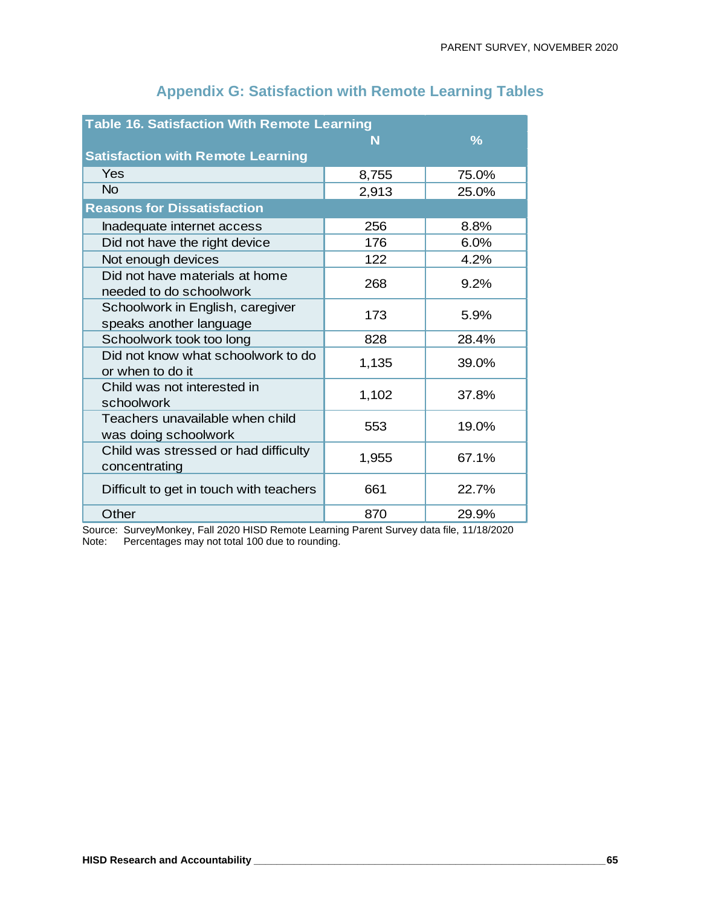## Appendix G: Satisfaction with Remote Learning Tables

| Table 16. Satisfaction With Remote Learning | N | % |
|---|---|---|
| **Satisfaction with Remote Learning** | | |
| Yes | 8,755 | 75.0% |
| No | 2,913 | 25.0% |
| **Reasons for Dissatisfaction** | | |
| Inadequate internet access | 256 | 8.8% |
| Did not have the right device | 176 | 6.0% |
| Not enough devices | 122 | 4.2% |
| Did not have materials at home needed to do schoolwork | 268 | 9.2% |
| Schoolwork in English, caregiver speaks another language | 173 | 5.9% |
| Schoolwork took too long | 828 | 28.4% |
| Did not know what schoolwork to do or when to do it | 1,135 | 39.0% |
| Child was not interested in schoolwork | 1,102 | 37.8% |
| Teachers unavailable when child was doing schoolwork | 553 | 19.0% |
| Child was stressed or had difficulty concentrating | 1,955 | 67.1% |
| Difficult to get in touch with teachers | 661 | 22.7% |
| Other | 870 | 29.9% |

Source: SurveyMonkey, Fall 2020 HISD Remote Learning Parent Survey data file, 11/18/2020
Note: Percentages may not total 100 due to rounding.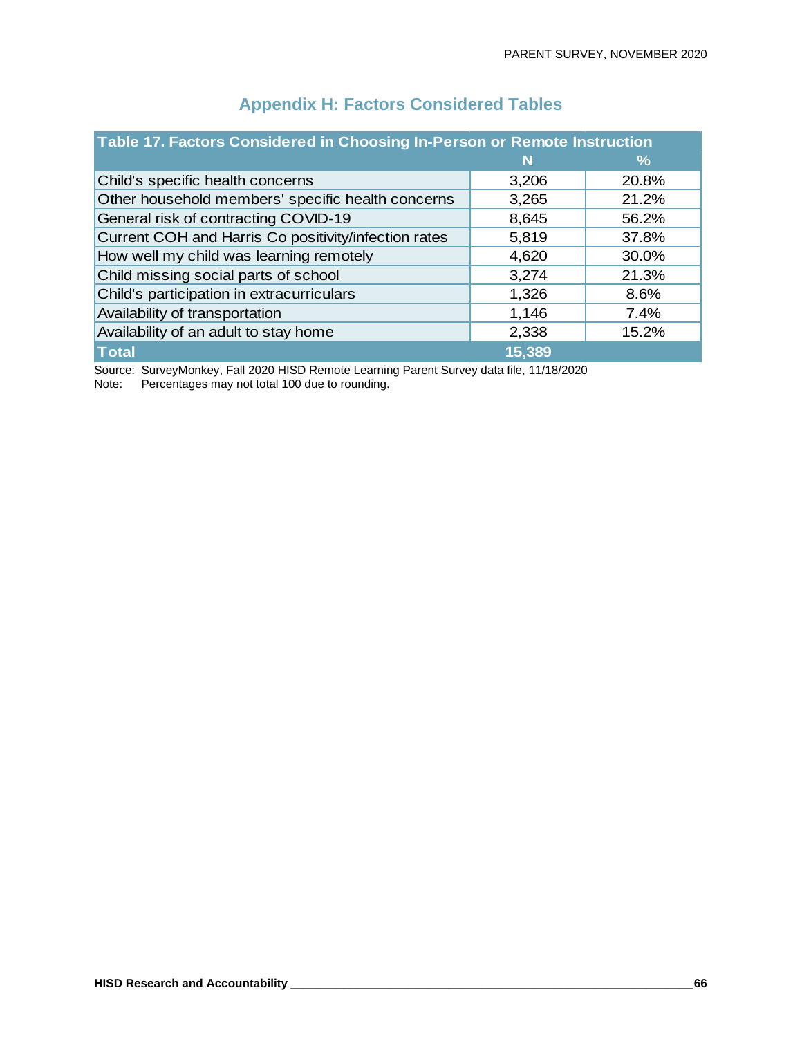## Appendix H: Factors Considered Tables

| Table 17. Factors Considered in Choosing In-Person or Remote Instruction | N | % |
|---|---|---|
| Child's specific health concerns | 3,206 | 20.8% |
| Other household members' specific health concerns | 3,265 | 21.2% |
| General risk of contracting COVID-19 | 8,645 | 56.2% |
| Current COH and Harris Co positivity/infection rates | 5,819 | 37.8% |
| How well my child was learning remotely | 4,620 | 30.0% |
| Child missing social parts of school | 3,274 | 21.3% |
| Child's participation in extracurriculars | 1,326 | 8.6% |
| Availability of transportation | 1,146 | 7.4% |
| Availability of an adult to stay home | 2,338 | 15.2% |
| **Total** | **15,389** | |

Source: SurveyMonkey, Fall 2020 HISD Remote Learning Parent Survey data file, 11/18/2020
Note: Percentages may not total 100 due to rounding.